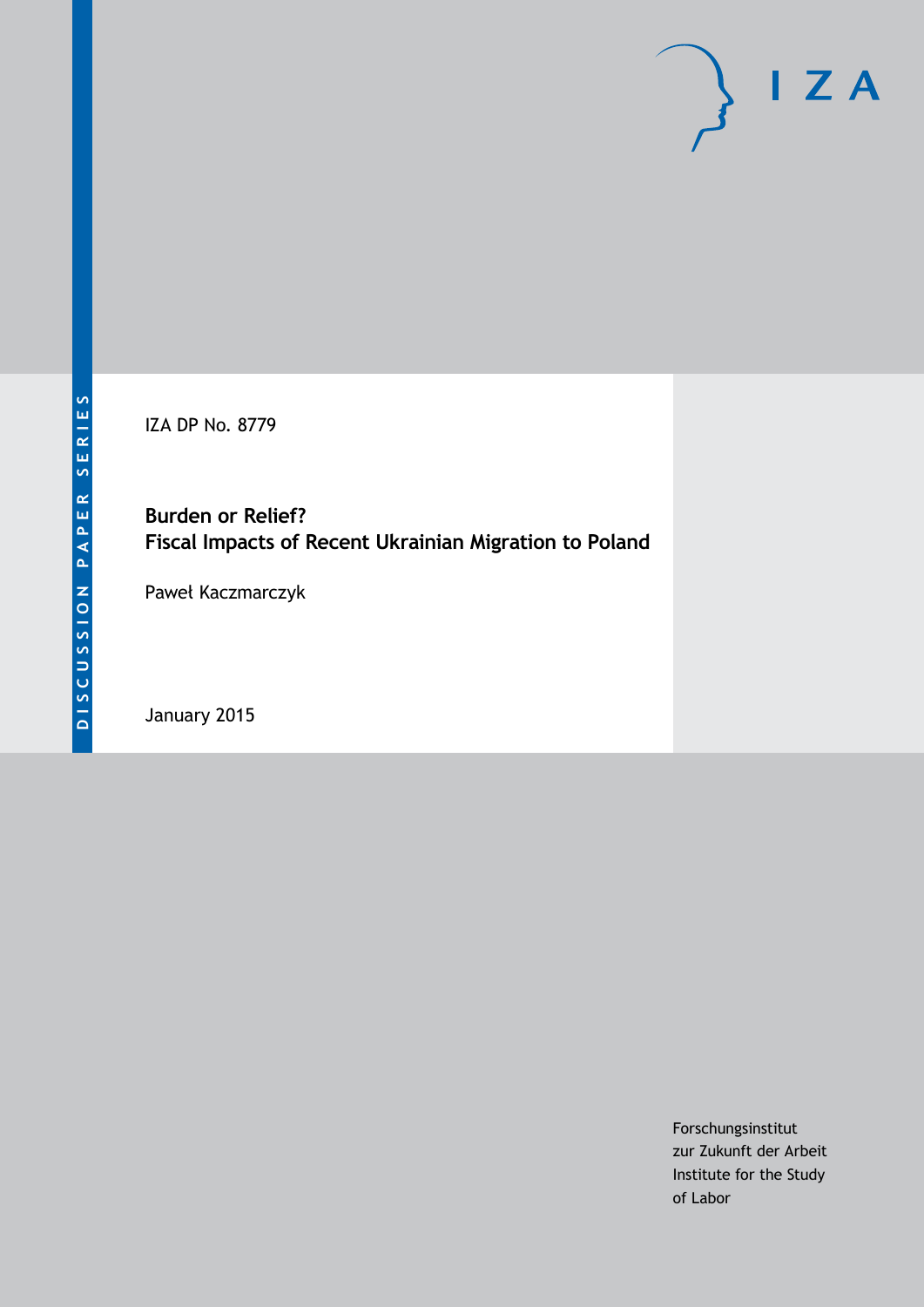IZA DP No. 8779

# Burden or Relief? Fiscal Impacts of Recent Ukrainian Migration to Poland

Paweł Kaczmarczyk

January 2015

Forschungsinstitut zur Zukunft der Arbeit
Institute for the Study of Labor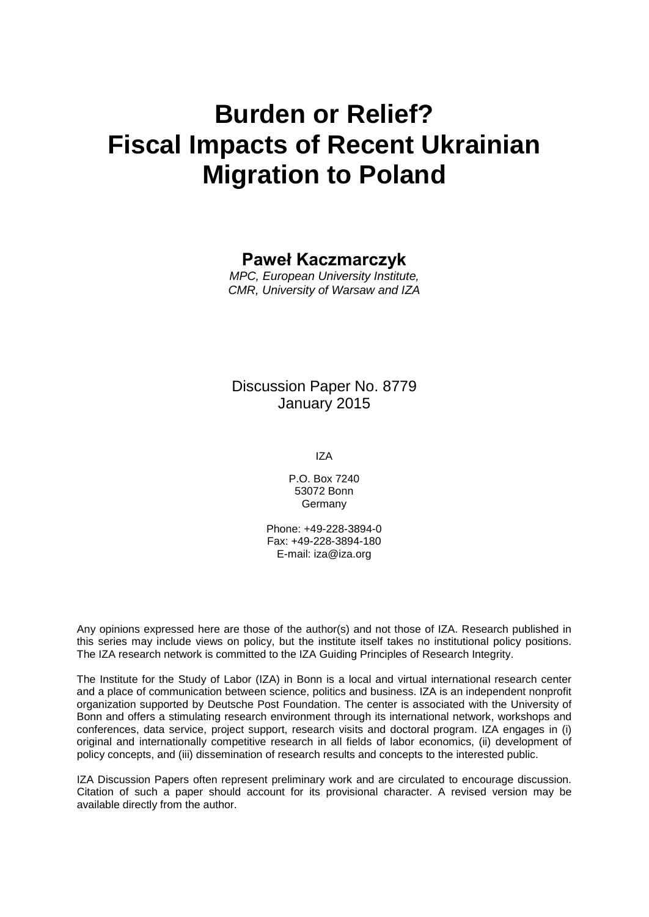# Burden or Relief? Fiscal Impacts of Recent Ukrainian Migration to Poland

**Paweł Kaczmarczyk**

*MPC, European University Institute, CMR, University of Warsaw and IZA*

Discussion Paper No. 8779
January 2015

IZA

P.O. Box 7240
53072 Bonn
Germany

Phone: +49-228-3894-0
Fax: +49-228-3894-180
E-mail: iza@iza.org

Any opinions expressed here are those of the author(s) and not those of IZA. Research published in this series may include views on policy, but the institute itself takes no institutional policy positions. The IZA research network is committed to the IZA Guiding Principles of Research Integrity.

The Institute for the Study of Labor (IZA) in Bonn is a local and virtual international research center and a place of communication between science, politics and business. IZA is an independent nonprofit organization supported by Deutsche Post Foundation. The center is associated with the University of Bonn and offers a stimulating research environment through its international network, workshops and conferences, data service, project support, research visits and doctoral program. IZA engages in (i) original and internationally competitive research in all fields of labor economics, (ii) development of policy concepts, and (iii) dissemination of research results and concepts to the interested public.

IZA Discussion Papers often represent preliminary work and are circulated to encourage discussion. Citation of such a paper should account for its provisional character. A revised version may be available directly from the author.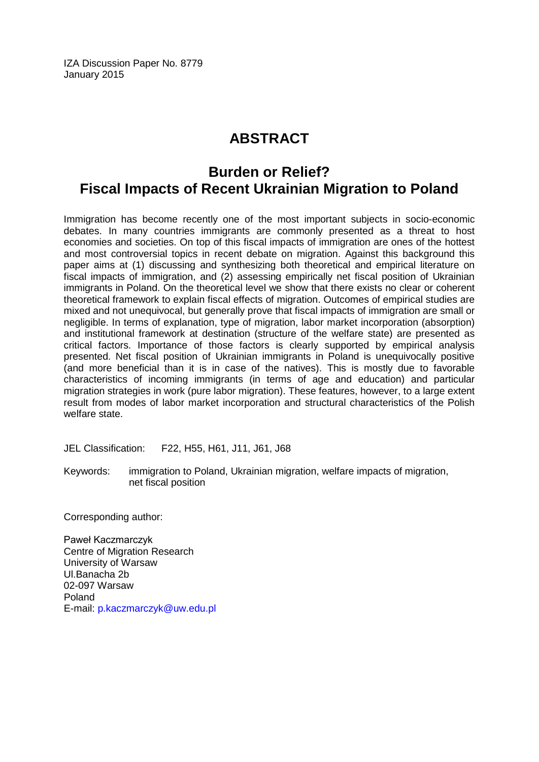IZA Discussion Paper No. 8779
January 2015

# ABSTRACT

## Burden or Relief? Fiscal Impacts of Recent Ukrainian Migration to Poland

Immigration has become recently one of the most important subjects in socio-economic debates. In many countries immigrants are commonly presented as a threat to host economies and societies. On top of this fiscal impacts of immigration are ones of the hottest and most controversial topics in recent debate on migration. Against this background this paper aims at (1) discussing and synthesizing both theoretical and empirical literature on fiscal impacts of immigration, and (2) assessing empirically net fiscal position of Ukrainian immigrants in Poland. On the theoretical level we show that there exists no clear or coherent theoretical framework to explain fiscal effects of migration. Outcomes of empirical studies are mixed and not unequivocal, but generally prove that fiscal impacts of immigration are small or negligible. In terms of explanation, type of migration, labor market incorporation (absorption) and institutional framework at destination (structure of the welfare state) are presented as critical factors. Importance of those factors is clearly supported by empirical analysis presented. Net fiscal position of Ukrainian immigrants in Poland is unequivocally positive (and more beneficial than it is in case of the natives). This is mostly due to favorable characteristics of incoming immigrants (in terms of age and education) and particular migration strategies in work (pure labor migration). These features, however, to a large extent result from modes of labor market incorporation and structural characteristics of the Polish welfare state.

JEL Classification: F22, H55, H61, J11, J61, J68

Keywords: immigration to Poland, Ukrainian migration, welfare impacts of migration, net fiscal position

Corresponding author:

Paweł Kaczmarczyk
Centre of Migration Research
University of Warsaw
Ul.Banacha 2b
02-097 Warsaw
Poland
E-mail: p.kaczmarczyk@uw.edu.pl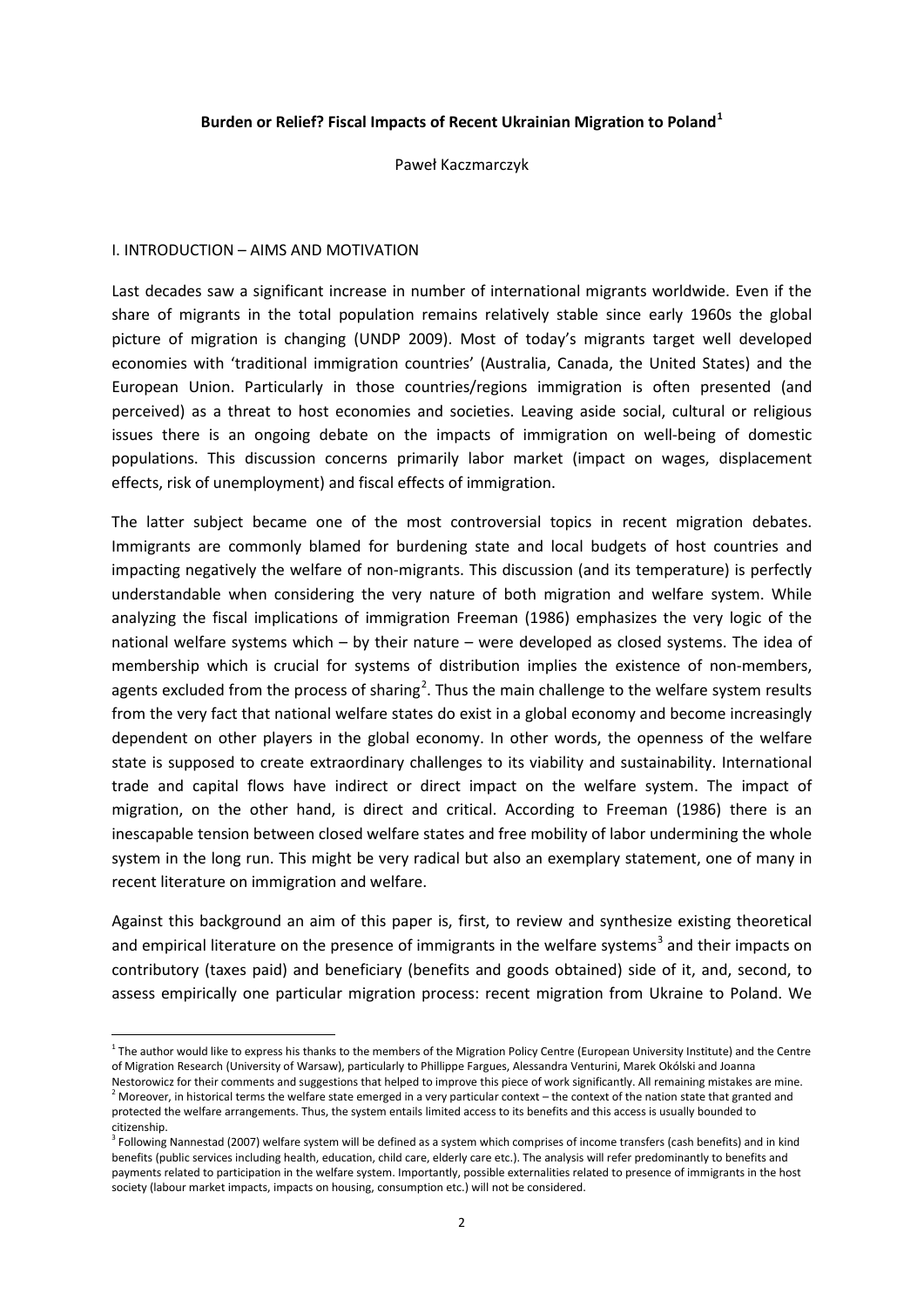**Burden or Relief? Fiscal Impacts of Recent Ukrainian Migration to Poland**[1]

Paweł Kaczmarczyk

## I. INTRODUCTION – AIMS AND MOTIVATION

Last decades saw a significant increase in number of international migrants worldwide. Even if the share of migrants in the total population remains relatively stable since early 1960s the global picture of migration is changing (UNDP 2009). Most of today's migrants target well developed economies with 'traditional immigration countries' (Australia, Canada, the United States) and the European Union. Particularly in those countries/regions immigration is often presented (and perceived) as a threat to host economies and societies. Leaving aside social, cultural or religious issues there is an ongoing debate on the impacts of immigration on well-being of domestic populations. This discussion concerns primarily labor market (impact on wages, displacement effects, risk of unemployment) and fiscal effects of immigration.

The latter subject became one of the most controversial topics in recent migration debates. Immigrants are commonly blamed for burdening state and local budgets of host countries and impacting negatively the welfare of non-migrants. This discussion (and its temperature) is perfectly understandable when considering the very nature of both migration and welfare system. While analyzing the fiscal implications of immigration Freeman (1986) emphasizes the very logic of the national welfare systems which – by their nature – were developed as closed systems. The idea of membership which is crucial for systems of distribution implies the existence of non-members, agents excluded from the process of sharing[2]. Thus the main challenge to the welfare system results from the very fact that national welfare states do exist in a global economy and become increasingly dependent on other players in the global economy. In other words, the openness of the welfare state is supposed to create extraordinary challenges to its viability and sustainability. International trade and capital flows have indirect or direct impact on the welfare system. The impact of migration, on the other hand, is direct and critical. According to Freeman (1986) there is an inescapable tension between closed welfare states and free mobility of labor undermining the whole system in the long run. This might be very radical but also an exemplary statement, one of many in recent literature on immigration and welfare.

Against this background an aim of this paper is, first, to review and synthesize existing theoretical and empirical literature on the presence of immigrants in the welfare systems[3] and their impacts on contributory (taxes paid) and beneficiary (benefits and goods obtained) side of it, and, second, to assess empirically one particular migration process: recent migration from Ukraine to Poland. We

---

[1] The author would like to express his thanks to the members of the Migration Policy Centre (European University Institute) and the Centre of Migration Research (University of Warsaw), particularly to Phillippe Fargues, Alessandra Venturini, Marek Okólski and Joanna Nestorowicz for their comments and suggestions that helped to improve this piece of work significantly. All remaining mistakes are mine.

[2] Moreover, in historical terms the welfare state emerged in a very particular context – the context of the nation state that granted and protected the welfare arrangements. Thus, the system entails limited access to its benefits and this access is usually bounded to citizenship.

[3] Following Nannestad (2007) welfare system will be defined as a system which comprises of income transfers (cash benefits) and in kind benefits (public services including health, education, child care, elderly care etc.). The analysis will refer predominantly to benefits and payments related to participation in the welfare system. Importantly, possible externalities related to presence of immigrants in the host society (labour market impacts, impacts on housing, consumption etc.) will not be considered.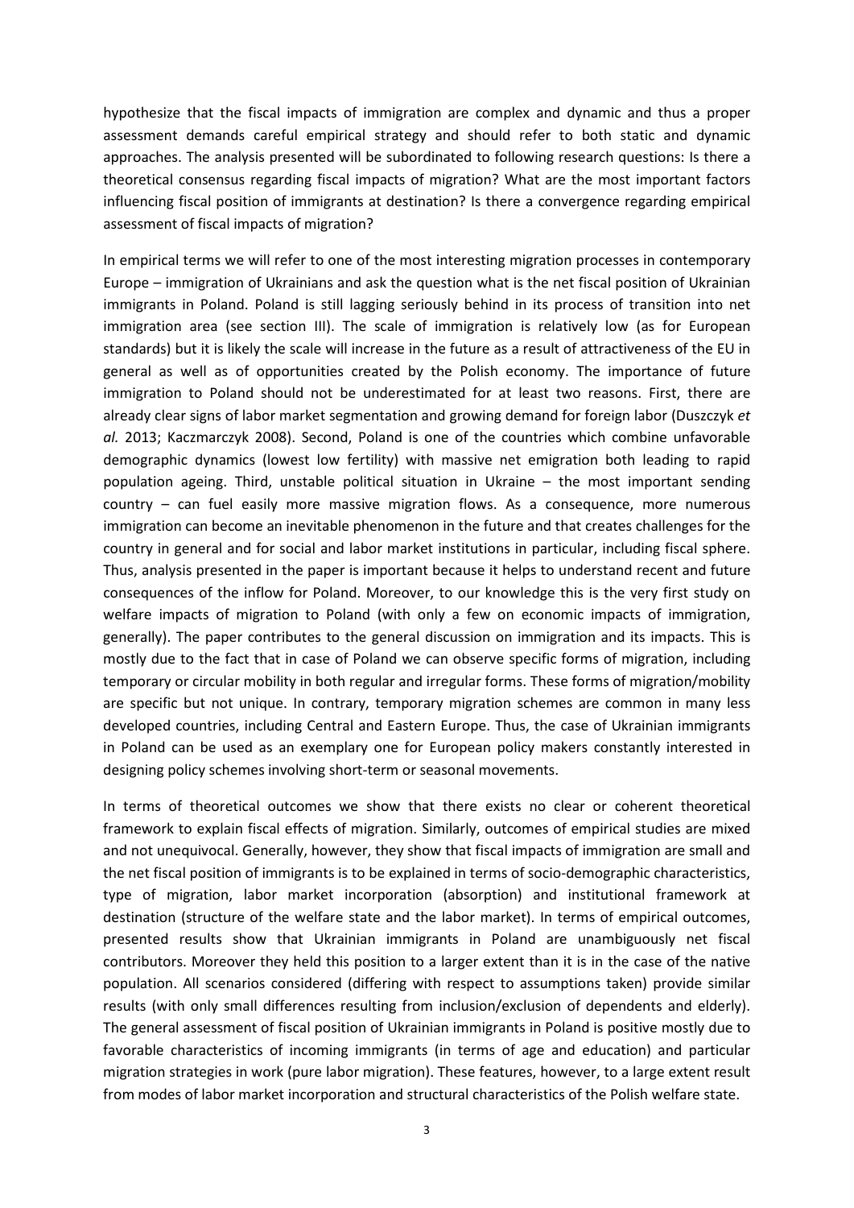hypothesize that the fiscal impacts of immigration are complex and dynamic and thus a proper assessment demands careful empirical strategy and should refer to both static and dynamic approaches. The analysis presented will be subordinated to following research questions: Is there a theoretical consensus regarding fiscal impacts of migration? What are the most important factors influencing fiscal position of immigrants at destination? Is there a convergence regarding empirical assessment of fiscal impacts of migration?

In empirical terms we will refer to one of the most interesting migration processes in contemporary Europe – immigration of Ukrainians and ask the question what is the net fiscal position of Ukrainian immigrants in Poland. Poland is still lagging seriously behind in its process of transition into net immigration area (see section III). The scale of immigration is relatively low (as for European standards) but it is likely the scale will increase in the future as a result of attractiveness of the EU in general as well as of opportunities created by the Polish economy. The importance of future immigration to Poland should not be underestimated for at least two reasons. First, there are already clear signs of labor market segmentation and growing demand for foreign labor (Duszczyk *et al.* 2013; Kaczmarczyk 2008). Second, Poland is one of the countries which combine unfavorable demographic dynamics (lowest low fertility) with massive net emigration both leading to rapid population ageing. Third, unstable political situation in Ukraine – the most important sending country – can fuel easily more massive migration flows. As a consequence, more numerous immigration can become an inevitable phenomenon in the future and that creates challenges for the country in general and for social and labor market institutions in particular, including fiscal sphere. Thus, analysis presented in the paper is important because it helps to understand recent and future consequences of the inflow for Poland. Moreover, to our knowledge this is the very first study on welfare impacts of migration to Poland (with only a few on economic impacts of immigration, generally). The paper contributes to the general discussion on immigration and its impacts. This is mostly due to the fact that in case of Poland we can observe specific forms of migration, including temporary or circular mobility in both regular and irregular forms. These forms of migration/mobility are specific but not unique. In contrary, temporary migration schemes are common in many less developed countries, including Central and Eastern Europe. Thus, the case of Ukrainian immigrants in Poland can be used as an exemplary one for European policy makers constantly interested in designing policy schemes involving short-term or seasonal movements.

In terms of theoretical outcomes we show that there exists no clear or coherent theoretical framework to explain fiscal effects of migration. Similarly, outcomes of empirical studies are mixed and not unequivocal. Generally, however, they show that fiscal impacts of immigration are small and the net fiscal position of immigrants is to be explained in terms of socio-demographic characteristics, type of migration, labor market incorporation (absorption) and institutional framework at destination (structure of the welfare state and the labor market). In terms of empirical outcomes, presented results show that Ukrainian immigrants in Poland are unambiguously net fiscal contributors. Moreover they held this position to a larger extent than it is in the case of the native population. All scenarios considered (differing with respect to assumptions taken) provide similar results (with only small differences resulting from inclusion/exclusion of dependents and elderly). The general assessment of fiscal position of Ukrainian immigrants in Poland is positive mostly due to favorable characteristics of incoming immigrants (in terms of age and education) and particular migration strategies in work (pure labor migration). These features, however, to a large extent result from modes of labor market incorporation and structural characteristics of the Polish welfare state.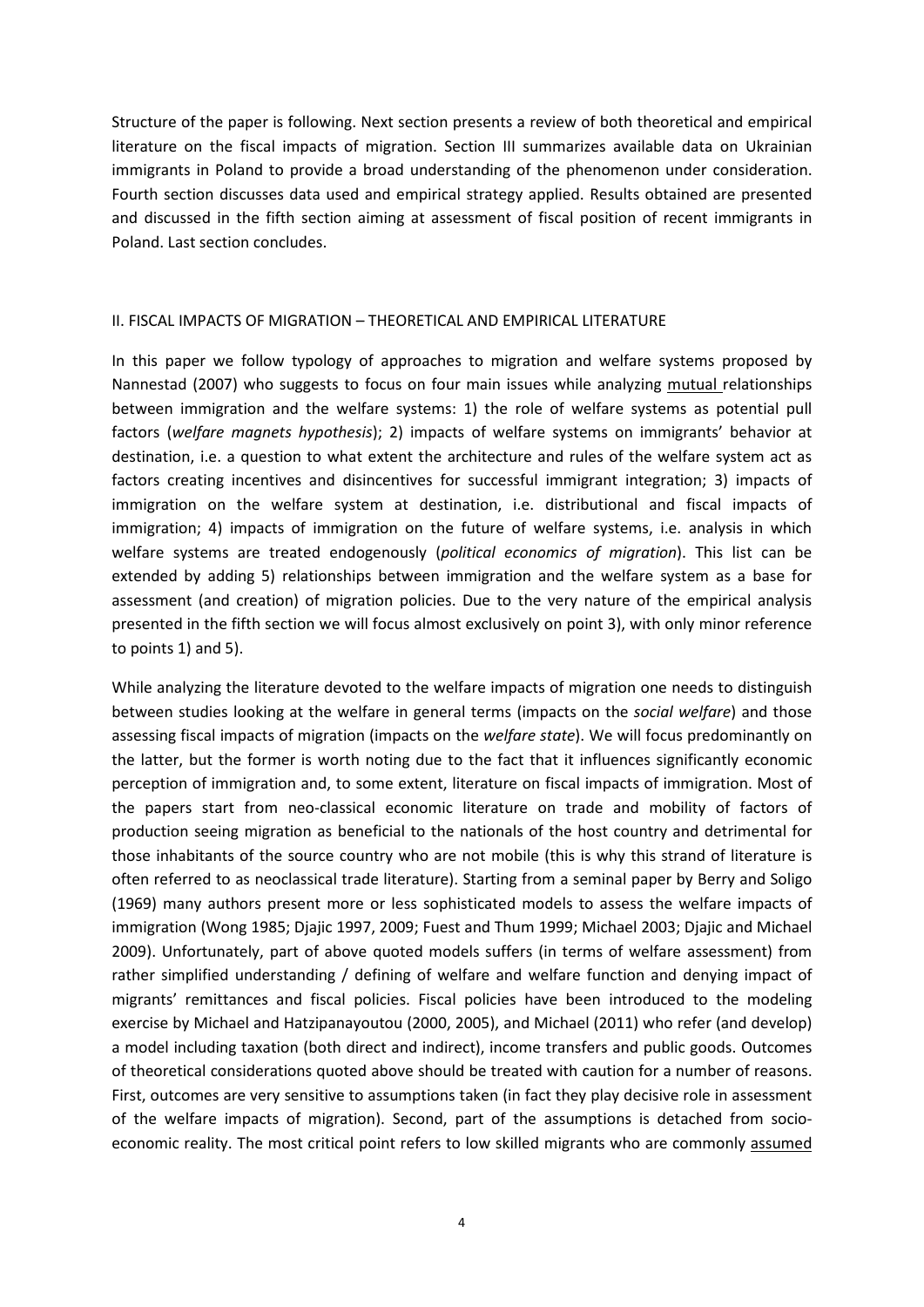Structure of the paper is following. Next section presents a review of both theoretical and empirical literature on the fiscal impacts of migration. Section III summarizes available data on Ukrainian immigrants in Poland to provide a broad understanding of the phenomenon under consideration. Fourth section discusses data used and empirical strategy applied. Results obtained are presented and discussed in the fifth section aiming at assessment of fiscal position of recent immigrants in Poland. Last section concludes.

## II. FISCAL IMPACTS OF MIGRATION – THEORETICAL AND EMPIRICAL LITERATURE

In this paper we follow typology of approaches to migration and welfare systems proposed by Nannestad (2007) who suggests to focus on four main issues while analyzing mutual relationships between immigration and the welfare systems: 1) the role of welfare systems as potential pull factors (*welfare magnets hypothesis*); 2) impacts of welfare systems on immigrants' behavior at destination, i.e. a question to what extent the architecture and rules of the welfare system act as factors creating incentives and disincentives for successful immigrant integration; 3) impacts of immigration on the welfare system at destination, i.e. distributional and fiscal impacts of immigration; 4) impacts of immigration on the future of welfare systems, i.e. analysis in which welfare systems are treated endogenously (*political economics of migration*). This list can be extended by adding 5) relationships between immigration and the welfare system as a base for assessment (and creation) of migration policies. Due to the very nature of the empirical analysis presented in the fifth section we will focus almost exclusively on point 3), with only minor reference to points 1) and 5).

While analyzing the literature devoted to the welfare impacts of migration one needs to distinguish between studies looking at the welfare in general terms (impacts on the *social welfare*) and those assessing fiscal impacts of migration (impacts on the *welfare state*). We will focus predominantly on the latter, but the former is worth noting due to the fact that it influences significantly economic perception of immigration and, to some extent, literature on fiscal impacts of immigration. Most of the papers start from neo-classical economic literature on trade and mobility of factors of production seeing migration as beneficial to the nationals of the host country and detrimental for those inhabitants of the source country who are not mobile (this is why this strand of literature is often referred to as neoclassical trade literature). Starting from a seminal paper by Berry and Soligo (1969) many authors present more or less sophisticated models to assess the welfare impacts of immigration (Wong 1985; Djajic 1997, 2009; Fuest and Thum 1999; Michael 2003; Djajic and Michael 2009). Unfortunately, part of above quoted models suffers (in terms of welfare assessment) from rather simplified understanding / defining of welfare and welfare function and denying impact of migrants' remittances and fiscal policies. Fiscal policies have been introduced to the modeling exercise by Michael and Hatzipanayoutou (2000, 2005), and Michael (2011) who refer (and develop) a model including taxation (both direct and indirect), income transfers and public goods. Outcomes of theoretical considerations quoted above should be treated with caution for a number of reasons. First, outcomes are very sensitive to assumptions taken (in fact they play decisive role in assessment of the welfare impacts of migration). Second, part of the assumptions is detached from socio-economic reality. The most critical point refers to low skilled migrants who are commonly assumed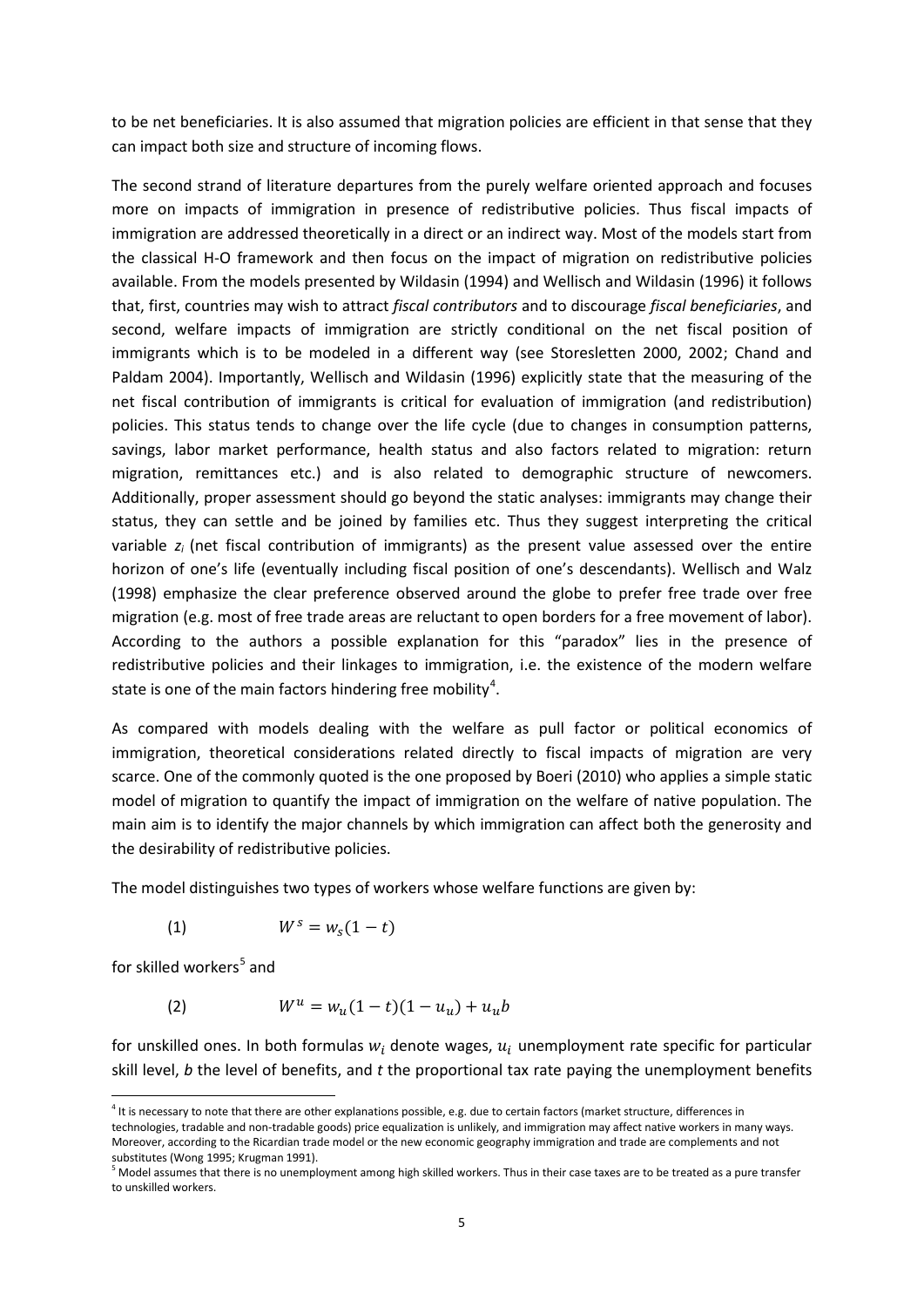to be net beneficiaries. It is also assumed that migration policies are efficient in that sense that they can impact both size and structure of incoming flows.

The second strand of literature departures from the purely welfare oriented approach and focuses more on impacts of immigration in presence of redistributive policies. Thus fiscal impacts of immigration are addressed theoretically in a direct or an indirect way. Most of the models start from the classical H-O framework and then focus on the impact of migration on redistributive policies available. From the models presented by Wildasin (1994) and Wellisch and Wildasin (1996) it follows that, first, countries may wish to attract *fiscal contributors* and to discourage *fiscal beneficiaries*, and second, welfare impacts of immigration are strictly conditional on the net fiscal position of immigrants which is to be modeled in a different way (see Storesletten 2000, 2002; Chand and Paldam 2004). Importantly, Wellisch and Wildasin (1996) explicitly state that the measuring of the net fiscal contribution of immigrants is critical for evaluation of immigration (and redistribution) policies. This status tends to change over the life cycle (due to changes in consumption patterns, savings, labor market performance, health status and also factors related to migration: return migration, remittances etc.) and is also related to demographic structure of newcomers. Additionally, proper assessment should go beyond the static analyses: immigrants may change their status, they can settle and be joined by families etc. Thus they suggest interpreting the critical variable $z_i$ (net fiscal contribution of immigrants) as the present value assessed over the entire horizon of one's life (eventually including fiscal position of one's descendants). Wellisch and Walz (1998) emphasize the clear preference observed around the globe to prefer free trade over free migration (e.g. most of free trade areas are reluctant to open borders for a free movement of labor). According to the authors a possible explanation for this "paradox" lies in the presence of redistributive policies and their linkages to immigration, i.e. the existence of the modern welfare state is one of the main factors hindering free mobility[4].

As compared with models dealing with the welfare as pull factor or political economics of immigration, theoretical considerations related directly to fiscal impacts of migration are very scarce. One of the commonly quoted is the one proposed by Boeri (2010) who applies a simple static model of migration to quantify the impact of immigration on the welfare of native population. The main aim is to identify the major channels by which immigration can affect both the generosity and the desirability of redistributive policies.

The model distinguishes two types of workers whose welfare functions are given by:

$$(1) \qquad W^s = w_s(1-t)$$

for skilled workers[5] and

$$(2) \qquad W^u = w_u(1-t)(1-u_u) + u_u b$$

for unskilled ones. In both formulas $w_i$ denote wages, $u_i$ unemployment rate specific for particular skill level, $b$ the level of benefits, and $t$ the proportional tax rate paying the unemployment benefits

[4] It is necessary to note that there are other explanations possible, e.g. due to certain factors (market structure, differences in technologies, tradable and non-tradable goods) price equalization is unlikely, and immigration may affect native workers in many ways. Moreover, according to the Ricardian trade model or the new economic geography immigration and trade are complements and not substitutes (Wong 1995; Krugman 1991).

[5] Model assumes that there is no unemployment among high skilled workers. Thus in their case taxes are to be treated as a pure transfer to unskilled workers.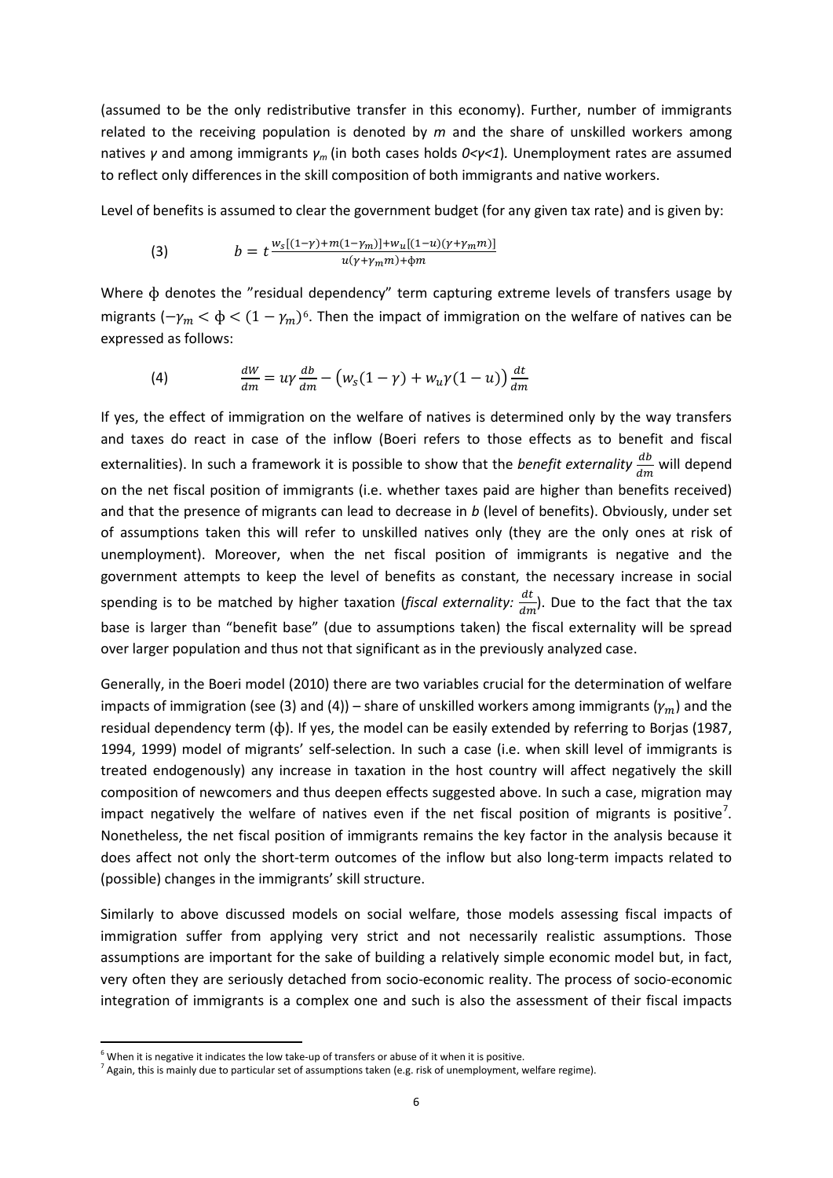(assumed to be the only redistributive transfer in this economy). Further, number of immigrants related to the receiving population is denoted by *m* and the share of unskilled workers among natives $\gamma$ and among immigrants $\gamma_m$ (in both cases holds $0<\gamma<1$). Unemployment rates are assumed to reflect only differences in the skill composition of both immigrants and native workers.

Level of benefits is assumed to clear the government budget (for any given tax rate) and is given by:

$$(3) \qquad b = t\frac{w_s[(1-\gamma)+m(1-\gamma_m)]+w_u[(1-u)(\gamma+\gamma_m m)]}{u(\gamma+\gamma_m m)+\phi m}$$

Where $\phi$ denotes the "residual dependency" term capturing extreme levels of transfers usage by migrants ($-\gamma_m < \phi < (1-\gamma_m)$[6]. Then the impact of immigration on the welfare of natives can be expressed as follows:

$$(4) \qquad \frac{dW}{dm} = u\gamma\frac{db}{dm} - \left(w_s(1-\gamma) + w_u\gamma(1-u)\right)\frac{dt}{dm}$$

If yes, the effect of immigration on the welfare of natives is determined only by the way transfers and taxes do react in case of the inflow (Boeri refers to those effects as to benefit and fiscal externalities). In such a framework it is possible to show that the *benefit externality* $\frac{db}{dm}$ will depend on the net fiscal position of immigrants (i.e. whether taxes paid are higher than benefits received) and that the presence of migrants can lead to decrease in *b* (level of benefits). Obviously, under set of assumptions taken this will refer to unskilled natives only (they are the only ones at risk of unemployment). Moreover, when the net fiscal position of immigrants is negative and the government attempts to keep the level of benefits as constant, the necessary increase in social spending is to be matched by higher taxation (*fiscal externality:* $\frac{dt}{dm}$). Due to the fact that the tax base is larger than "benefit base" (due to assumptions taken) the fiscal externality will be spread over larger population and thus not that significant as in the previously analyzed case.

Generally, in the Boeri model (2010) there are two variables crucial for the determination of welfare impacts of immigration (see (3) and (4)) – share of unskilled workers among immigrants ($\gamma_m$) and the residual dependency term ($\phi$). If yes, the model can be easily extended by referring to Borjas (1987, 1994, 1999) model of migrants' self-selection. In such a case (i.e. when skill level of immigrants is treated endogenously) any increase in taxation in the host country will affect negatively the skill composition of newcomers and thus deepen effects suggested above. In such a case, migration may impact negatively the welfare of natives even if the net fiscal position of migrants is positive[7]. Nonetheless, the net fiscal position of immigrants remains the key factor in the analysis because it does affect not only the short-term outcomes of the inflow but also long-term impacts related to (possible) changes in the immigrants' skill structure.

Similarly to above discussed models on social welfare, those models assessing fiscal impacts of immigration suffer from applying very strict and not necessarily realistic assumptions. Those assumptions are important for the sake of building a relatively simple economic model but, in fact, very often they are seriously detached from socio-economic reality. The process of socio-economic integration of immigrants is a complex one and such is also the assessment of their fiscal impacts

[6] When it is negative it indicates the low take-up of transfers or abuse of it when it is positive.

[7] Again, this is mainly due to particular set of assumptions taken (e.g. risk of unemployment, welfare regime).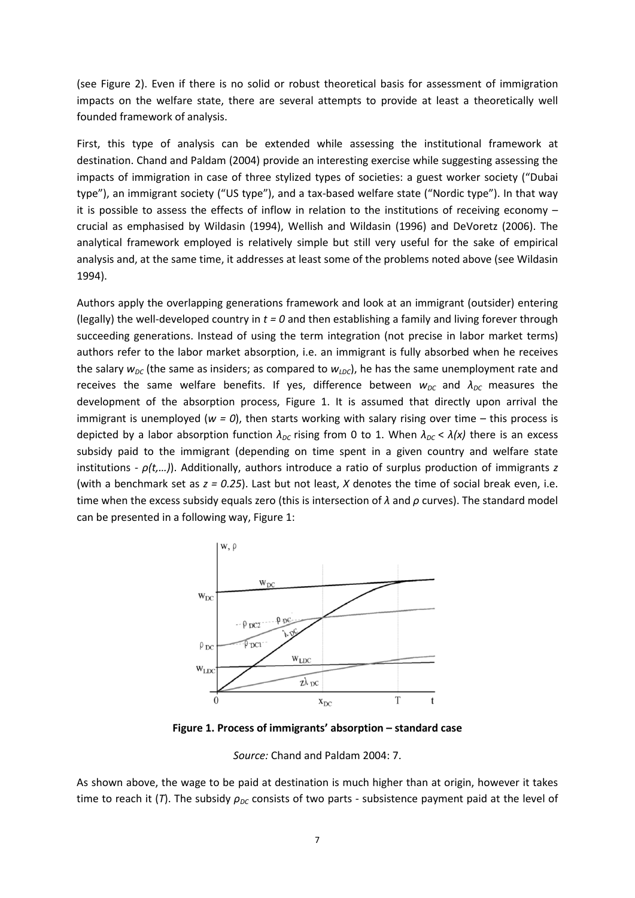(see Figure 2). Even if there is no solid or robust theoretical basis for assessment of immigration impacts on the welfare state, there are several attempts to provide at least a theoretically well founded framework of analysis.

First, this type of analysis can be extended while assessing the institutional framework at destination. Chand and Paldam (2004) provide an interesting exercise while suggesting assessing the impacts of immigration in case of three stylized types of societies: a guest worker society ("Dubai type"), an immigrant society ("US type"), and a tax-based welfare state ("Nordic type"). In that way it is possible to assess the effects of inflow in relation to the institutions of receiving economy – crucial as emphasised by Wildasin (1994), Wellish and Wildasin (1996) and DeVoretz (2006). The analytical framework employed is relatively simple but still very useful for the sake of empirical analysis and, at the same time, it addresses at least some of the problems noted above (see Wildasin 1994).

Authors apply the overlapping generations framework and look at an immigrant (outsider) entering (legally) the well-developed country in $t = 0$ and then establishing a family and living forever through succeeding generations. Instead of using the term integration (not precise in labor market terms) authors refer to the labor market absorption, i.e. an immigrant is fully absorbed when he receives the salary $w_{DC}$ (the same as insiders; as compared to $w_{LDC}$), he has the same unemployment rate and receives the same welfare benefits. If yes, difference between $w_{DC}$ and $\lambda_{DC}$ measures the development of the absorption process, Figure 1. It is assumed that directly upon arrival the immigrant is unemployed ($w = 0$), then starts working with salary rising over time – this process is depicted by a labor absorption function $\lambda_{DC}$ rising from 0 to 1. When $\lambda_{DC} < \lambda(x)$ there is an excess subsidy paid to the immigrant (depending on time spent in a given country and welfare state institutions - $\rho(t,\ldots)$). Additionally, authors introduce a ratio of surplus production of immigrants $z$ (with a benchmark set as $z = 0.25$). Last but not least, $X$ denotes the time of social break even, i.e. time when the excess subsidy equals zero (this is intersection of $\lambda$ and $\rho$ curves). The standard model can be presented in a following way, Figure 1:

**Figure 1. Process of immigrants' absorption – standard case**

*Source:* Chand and Paldam 2004: 7.

As shown above, the wage to be paid at destination is much higher than at origin, however it takes time to reach it ($T$). The subsidy $\rho_{DC}$ consists of two parts - subsistence payment paid at the level of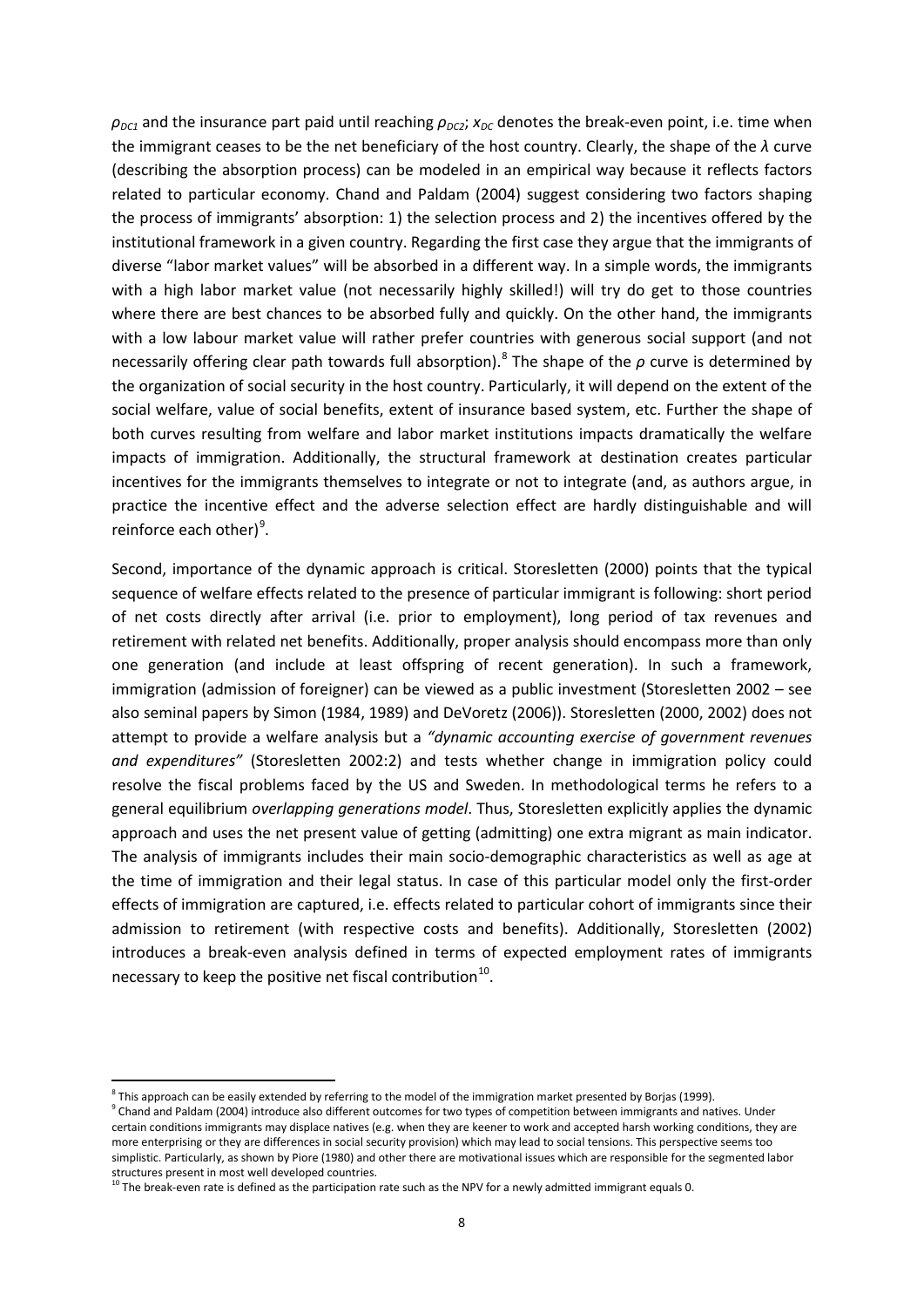$\rho_{DC1}$ and the insurance part paid until reaching $\rho_{DC2}$; $x_{DC}$ denotes the break-even point, i.e. time when the immigrant ceases to be the net beneficiary of the host country. Clearly, the shape of the $\lambda$ curve (describing the absorption process) can be modeled in an empirical way because it reflects factors related to particular economy. Chand and Paldam (2004) suggest considering two factors shaping the process of immigrants' absorption: 1) the selection process and 2) the incentives offered by the institutional framework in a given country. Regarding the first case they argue that the immigrants of diverse "labor market values" will be absorbed in a different way. In a simple words, the immigrants with a high labor market value (not necessarily highly skilled!) will try do get to those countries where there are best chances to be absorbed fully and quickly. On the other hand, the immigrants with a low labour market value will rather prefer countries with generous social support (and not necessarily offering clear path towards full absorption).[8] The shape of the $\rho$ curve is determined by the organization of social security in the host country. Particularly, it will depend on the extent of the social welfare, value of social benefits, extent of insurance based system, etc. Further the shape of both curves resulting from welfare and labor market institutions impacts dramatically the welfare impacts of immigration. Additionally, the structural framework at destination creates particular incentives for the immigrants themselves to integrate or not to integrate (and, as authors argue, in practice the incentive effect and the adverse selection effect are hardly distinguishable and will reinforce each other)[9].

Second, importance of the dynamic approach is critical. Storesletten (2000) points that the typical sequence of welfare effects related to the presence of particular immigrant is following: short period of net costs directly after arrival (i.e. prior to employment), long period of tax revenues and retirement with related net benefits. Additionally, proper analysis should encompass more than only one generation (and include at least offspring of recent generation). In such a framework, immigration (admission of foreigner) can be viewed as a public investment (Storesletten 2002 – see also seminal papers by Simon (1984, 1989) and DeVoretz (2006)). Storesletten (2000, 2002) does not attempt to provide a welfare analysis but a *"dynamic accounting exercise of government revenues and expenditures"* (Storesletten 2002:2) and tests whether change in immigration policy could resolve the fiscal problems faced by the US and Sweden. In methodological terms he refers to a general equilibrium *overlapping generations model*. Thus, Storesletten explicitly applies the dynamic approach and uses the net present value of getting (admitting) one extra migrant as main indicator. The analysis of immigrants includes their main socio-demographic characteristics as well as age at the time of immigration and their legal status. In case of this particular model only the first-order effects of immigration are captured, i.e. effects related to particular cohort of immigrants since their admission to retirement (with respective costs and benefits). Additionally, Storesletten (2002) introduces a break-even analysis defined in terms of expected employment rates of immigrants necessary to keep the positive net fiscal contribution[10].

---

[8] This approach can be easily extended by referring to the model of the immigration market presented by Borjas (1999).

[9] Chand and Paldam (2004) introduce also different outcomes for two types of competition between immigrants and natives. Under certain conditions immigrants may displace natives (e.g. when they are keener to work and accepted harsh working conditions, they are more enterprising or they are differences in social security provision) which may lead to social tensions. This perspective seems too simplistic. Particularly, as shown by Piore (1980) and other there are motivational issues which are responsible for the segmented labor structures present in most well developed countries.

[10] The break-even rate is defined as the participation rate such as the NPV for a newly admitted immigrant equals 0.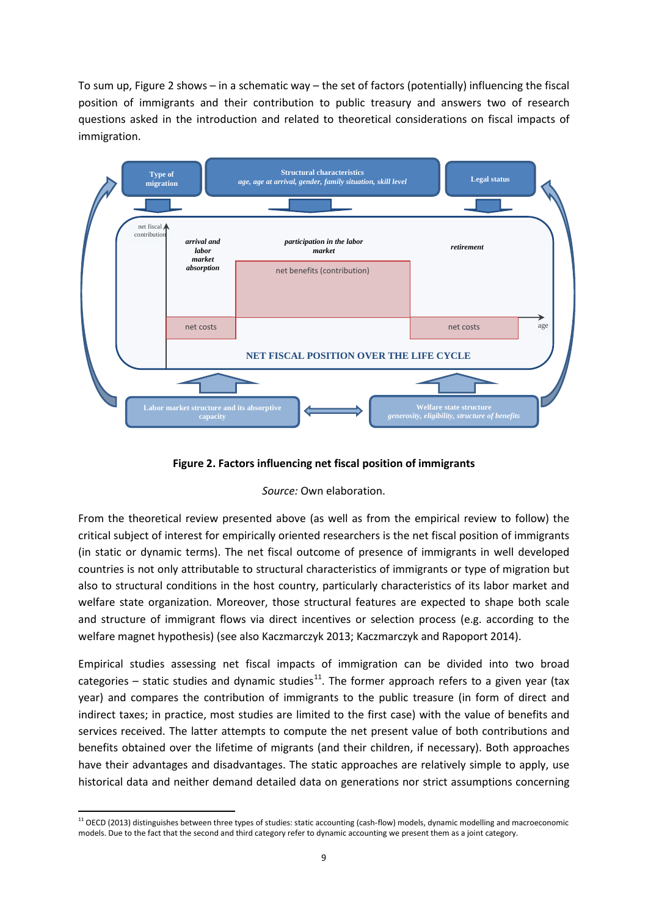To sum up, Figure 2 shows – in a schematic way – the set of factors (potentially) influencing the fiscal position of immigrants and their contribution to public treasury and answers two of research questions asked in the introduction and related to theoretical considerations on fiscal impacts of immigration.

**Figure 2. Factors influencing net fiscal position of immigrants**

*Source:* Own elaboration.

From the theoretical review presented above (as well as from the empirical review to follow) the critical subject of interest for empirically oriented researchers is the net fiscal position of immigrants (in static or dynamic terms). The net fiscal outcome of presence of immigrants in well developed countries is not only attributable to structural characteristics of immigrants or type of migration but also to structural conditions in the host country, particularly characteristics of its labor market and welfare state organization. Moreover, those structural features are expected to shape both scale and structure of immigrant flows via direct incentives or selection process (e.g. according to the welfare magnet hypothesis) (see also Kaczmarczyk 2013; Kaczmarczyk and Rapoport 2014).

Empirical studies assessing net fiscal impacts of immigration can be divided into two broad categories – static studies and dynamic studies[11]. The former approach refers to a given year (tax year) and compares the contribution of immigrants to the public treasure (in form of direct and indirect taxes; in practice, most studies are limited to the first case) with the value of benefits and services received. The latter attempts to compute the net present value of both contributions and benefits obtained over the lifetime of migrants (and their children, if necessary). Both approaches have their advantages and disadvantages. The static approaches are relatively simple to apply, use historical data and neither demand detailed data on generations nor strict assumptions concerning

[11] OECD (2013) distinguishes between three types of studies: static accounting (cash-flow) models, dynamic modelling and macroeconomic models. Due to the fact that the second and third category refer to dynamic accounting we present them as a joint category.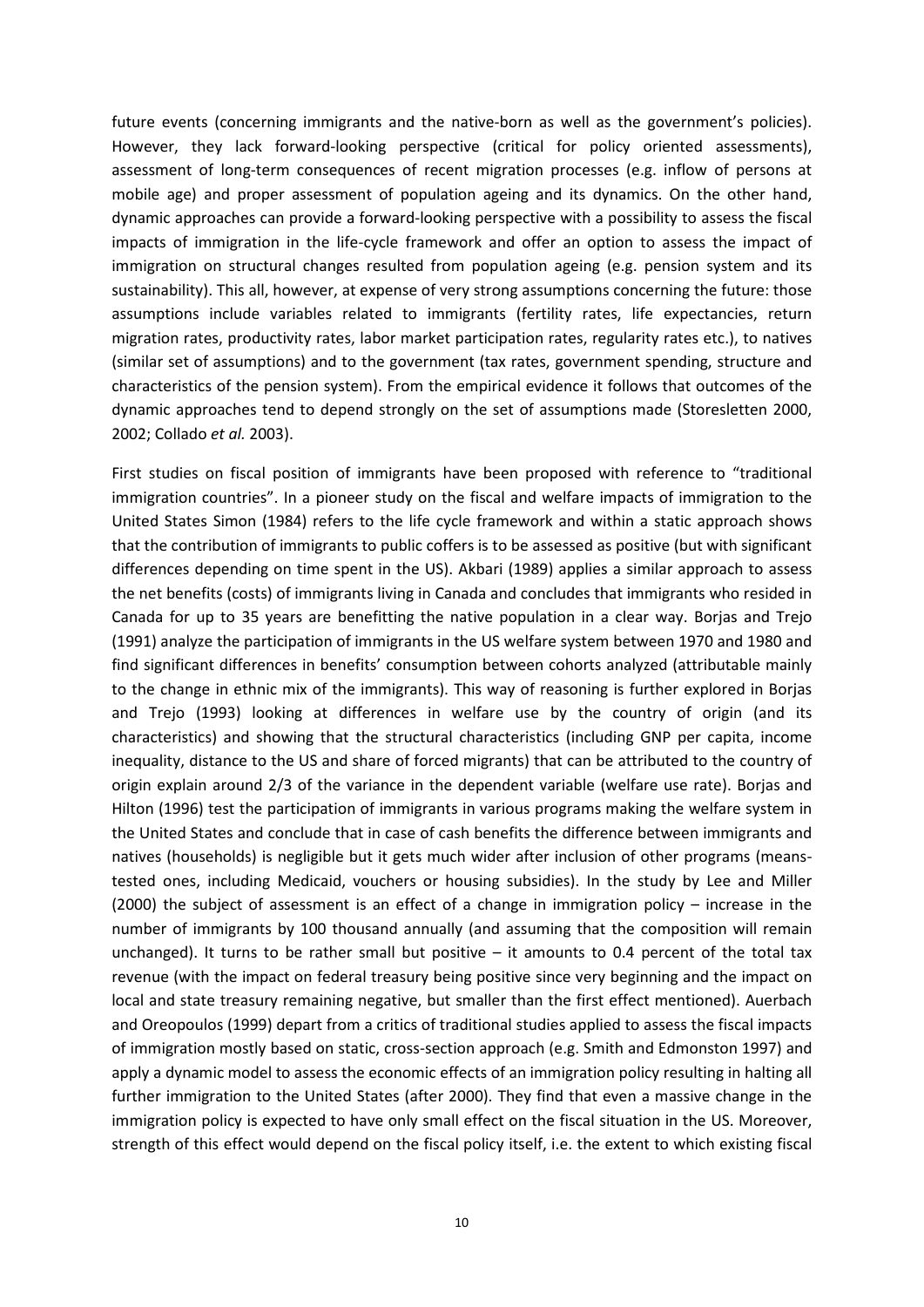future events (concerning immigrants and the native-born as well as the government's policies). However, they lack forward-looking perspective (critical for policy oriented assessments), assessment of long-term consequences of recent migration processes (e.g. inflow of persons at mobile age) and proper assessment of population ageing and its dynamics. On the other hand, dynamic approaches can provide a forward-looking perspective with a possibility to assess the fiscal impacts of immigration in the life-cycle framework and offer an option to assess the impact of immigration on structural changes resulted from population ageing (e.g. pension system and its sustainability). This all, however, at expense of very strong assumptions concerning the future: those assumptions include variables related to immigrants (fertility rates, life expectancies, return migration rates, productivity rates, labor market participation rates, regularity rates etc.), to natives (similar set of assumptions) and to the government (tax rates, government spending, structure and characteristics of the pension system). From the empirical evidence it follows that outcomes of the dynamic approaches tend to depend strongly on the set of assumptions made (Storesletten 2000, 2002; Collado *et al.* 2003).

First studies on fiscal position of immigrants have been proposed with reference to "traditional immigration countries". In a pioneer study on the fiscal and welfare impacts of immigration to the United States Simon (1984) refers to the life cycle framework and within a static approach shows that the contribution of immigrants to public coffers is to be assessed as positive (but with significant differences depending on time spent in the US). Akbari (1989) applies a similar approach to assess the net benefits (costs) of immigrants living in Canada and concludes that immigrants who resided in Canada for up to 35 years are benefitting the native population in a clear way. Borjas and Trejo (1991) analyze the participation of immigrants in the US welfare system between 1970 and 1980 and find significant differences in benefits' consumption between cohorts analyzed (attributable mainly to the change in ethnic mix of the immigrants). This way of reasoning is further explored in Borjas and Trejo (1993) looking at differences in welfare use by the country of origin (and its characteristics) and showing that the structural characteristics (including GNP per capita, income inequality, distance to the US and share of forced migrants) that can be attributed to the country of origin explain around 2/3 of the variance in the dependent variable (welfare use rate). Borjas and Hilton (1996) test the participation of immigrants in various programs making the welfare system in the United States and conclude that in case of cash benefits the difference between immigrants and natives (households) is negligible but it gets much wider after inclusion of other programs (means-tested ones, including Medicaid, vouchers or housing subsidies). In the study by Lee and Miller (2000) the subject of assessment is an effect of a change in immigration policy – increase in the number of immigrants by 100 thousand annually (and assuming that the composition will remain unchanged). It turns to be rather small but positive – it amounts to 0.4 percent of the total tax revenue (with the impact on federal treasury being positive since very beginning and the impact on local and state treasury remaining negative, but smaller than the first effect mentioned). Auerbach and Oreopoulos (1999) depart from a critics of traditional studies applied to assess the fiscal impacts of immigration mostly based on static, cross-section approach (e.g. Smith and Edmonston 1997) and apply a dynamic model to assess the economic effects of an immigration policy resulting in halting all further immigration to the United States (after 2000). They find that even a massive change in the immigration policy is expected to have only small effect on the fiscal situation in the US. Moreover, strength of this effect would depend on the fiscal policy itself, i.e. the extent to which existing fiscal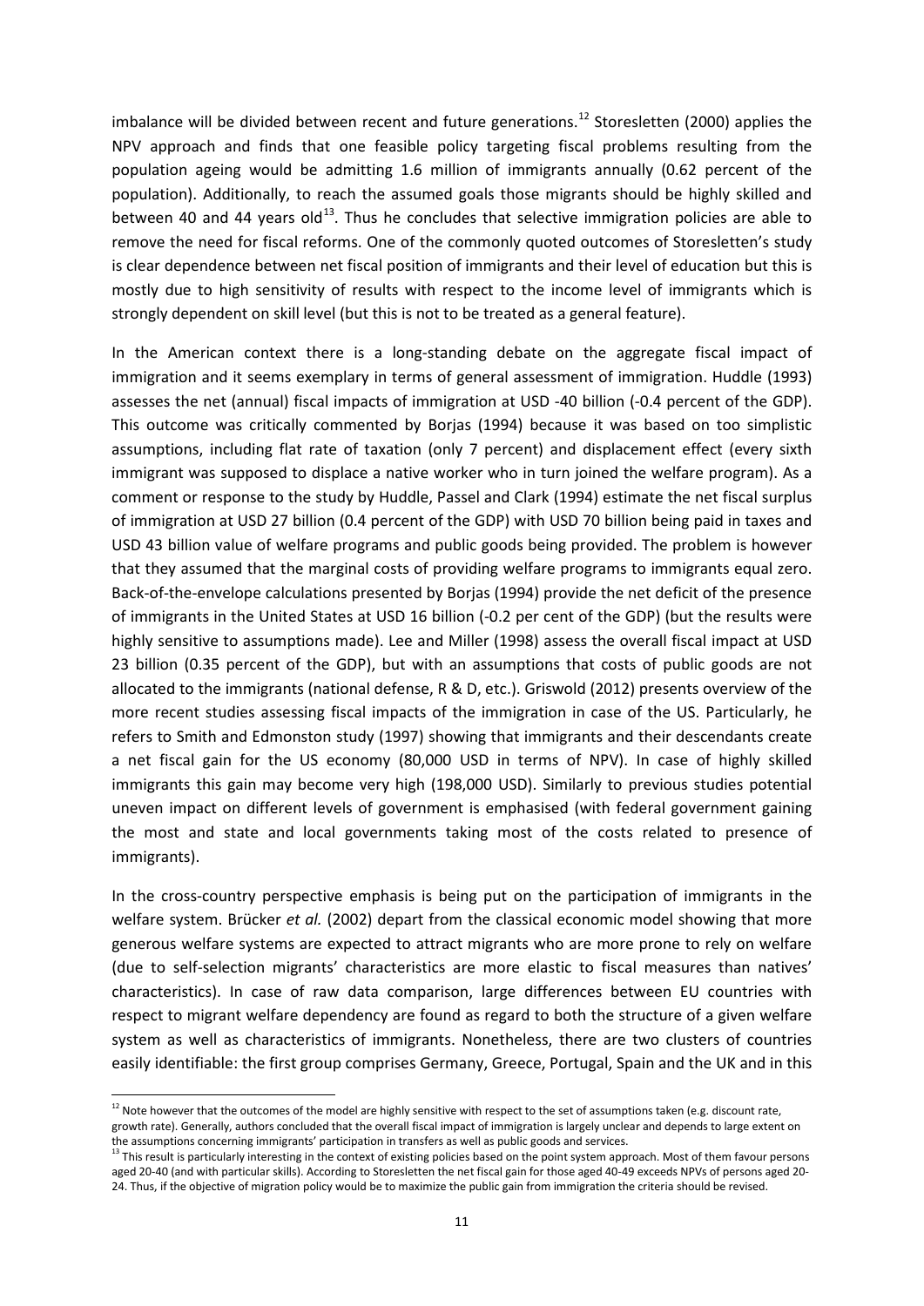imbalance will be divided between recent and future generations.[12] Storesletten (2000) applies the NPV approach and finds that one feasible policy targeting fiscal problems resulting from the population ageing would be admitting 1.6 million of immigrants annually (0.62 percent of the population). Additionally, to reach the assumed goals those migrants should be highly skilled and between 40 and 44 years old[13]. Thus he concludes that selective immigration policies are able to remove the need for fiscal reforms. One of the commonly quoted outcomes of Storesletten's study is clear dependence between net fiscal position of immigrants and their level of education but this is mostly due to high sensitivity of results with respect to the income level of immigrants which is strongly dependent on skill level (but this is not to be treated as a general feature).

In the American context there is a long-standing debate on the aggregate fiscal impact of immigration and it seems exemplary in terms of general assessment of immigration. Huddle (1993) assesses the net (annual) fiscal impacts of immigration at USD -40 billion (-0.4 percent of the GDP). This outcome was critically commented by Borjas (1994) because it was based on too simplistic assumptions, including flat rate of taxation (only 7 percent) and displacement effect (every sixth immigrant was supposed to displace a native worker who in turn joined the welfare program). As a comment or response to the study by Huddle, Passel and Clark (1994) estimate the net fiscal surplus of immigration at USD 27 billion (0.4 percent of the GDP) with USD 70 billion being paid in taxes and USD 43 billion value of welfare programs and public goods being provided. The problem is however that they assumed that the marginal costs of providing welfare programs to immigrants equal zero. Back-of-the-envelope calculations presented by Borjas (1994) provide the net deficit of the presence of immigrants in the United States at USD 16 billion (-0.2 per cent of the GDP) (but the results were highly sensitive to assumptions made). Lee and Miller (1998) assess the overall fiscal impact at USD 23 billion (0.35 percent of the GDP), but with an assumptions that costs of public goods are not allocated to the immigrants (national defense, R & D, etc.). Griswold (2012) presents overview of the more recent studies assessing fiscal impacts of the immigration in case of the US. Particularly, he refers to Smith and Edmonston study (1997) showing that immigrants and their descendants create a net fiscal gain for the US economy (80,000 USD in terms of NPV). In case of highly skilled immigrants this gain may become very high (198,000 USD). Similarly to previous studies potential uneven impact on different levels of government is emphasised (with federal government gaining the most and state and local governments taking most of the costs related to presence of immigrants).

In the cross-country perspective emphasis is being put on the participation of immigrants in the welfare system. Brücker *et al.* (2002) depart from the classical economic model showing that more generous welfare systems are expected to attract migrants who are more prone to rely on welfare (due to self-selection migrants' characteristics are more elastic to fiscal measures than natives' characteristics). In case of raw data comparison, large differences between EU countries with respect to migrant welfare dependency are found as regard to both the structure of a given welfare system as well as characteristics of immigrants. Nonetheless, there are two clusters of countries easily identifiable: the first group comprises Germany, Greece, Portugal, Spain and the UK and in this

---

[12] Note however that the outcomes of the model are highly sensitive with respect to the set of assumptions taken (e.g. discount rate, growth rate). Generally, authors concluded that the overall fiscal impact of immigration is largely unclear and depends to large extent on the assumptions concerning immigrants' participation in transfers as well as public goods and services.

[13] This result is particularly interesting in the context of existing policies based on the point system approach. Most of them favour persons aged 20-40 (and with particular skills). According to Storesletten the net fiscal gain for those aged 40-49 exceeds NPVs of persons aged 20-24. Thus, if the objective of migration policy would be to maximize the public gain from immigration the criteria should be revised.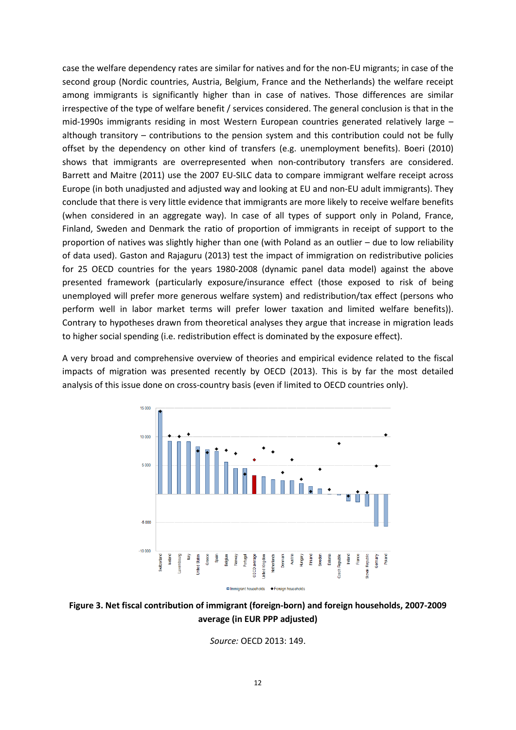case the welfare dependency rates are similar for natives and for the non-EU migrants; in case of the second group (Nordic countries, Austria, Belgium, France and the Netherlands) the welfare receipt among immigrants is significantly higher than in case of natives. Those differences are similar irrespective of the type of welfare benefit / services considered. The general conclusion is that in the mid-1990s immigrants residing in most Western European countries generated relatively large – although transitory – contributions to the pension system and this contribution could not be fully offset by the dependency on other kind of transfers (e.g. unemployment benefits). Boeri (2010) shows that immigrants are overrepresented when non-contributory transfers are considered. Barrett and Maitre (2011) use the 2007 EU-SILC data to compare immigrant welfare receipt across Europe (in both unadjusted and adjusted way and looking at EU and non-EU adult immigrants). They conclude that there is very little evidence that immigrants are more likely to receive welfare benefits (when considered in an aggregate way). In case of all types of support only in Poland, France, Finland, Sweden and Denmark the ratio of proportion of immigrants in receipt of support to the proportion of natives was slightly higher than one (with Poland as an outlier – due to low reliability of data used). Gaston and Rajaguru (2013) test the impact of immigration on redistributive policies for 25 OECD countries for the years 1980-2008 (dynamic panel data model) against the above presented framework (particularly exposure/insurance effect (those exposed to risk of being unemployed will prefer more generous welfare system) and redistribution/tax effect (persons who perform well in labor market terms will prefer lower taxation and limited welfare benefits)). Contrary to hypotheses drawn from theoretical analyses they argue that increase in migration leads to higher social spending (i.e. redistribution effect is dominated by the exposure effect).

A very broad and comprehensive overview of theories and empirical evidence related to the fiscal impacts of migration was presented recently by OECD (2013). This is by far the most detailed analysis of this issue done on cross-country basis (even if limited to OECD countries only).

**Figure 3. Net fiscal contribution of immigrant (foreign-born) and foreign households, 2007-2009 average (in EUR PPP adjusted)**

*Source:* OECD 2013: 149.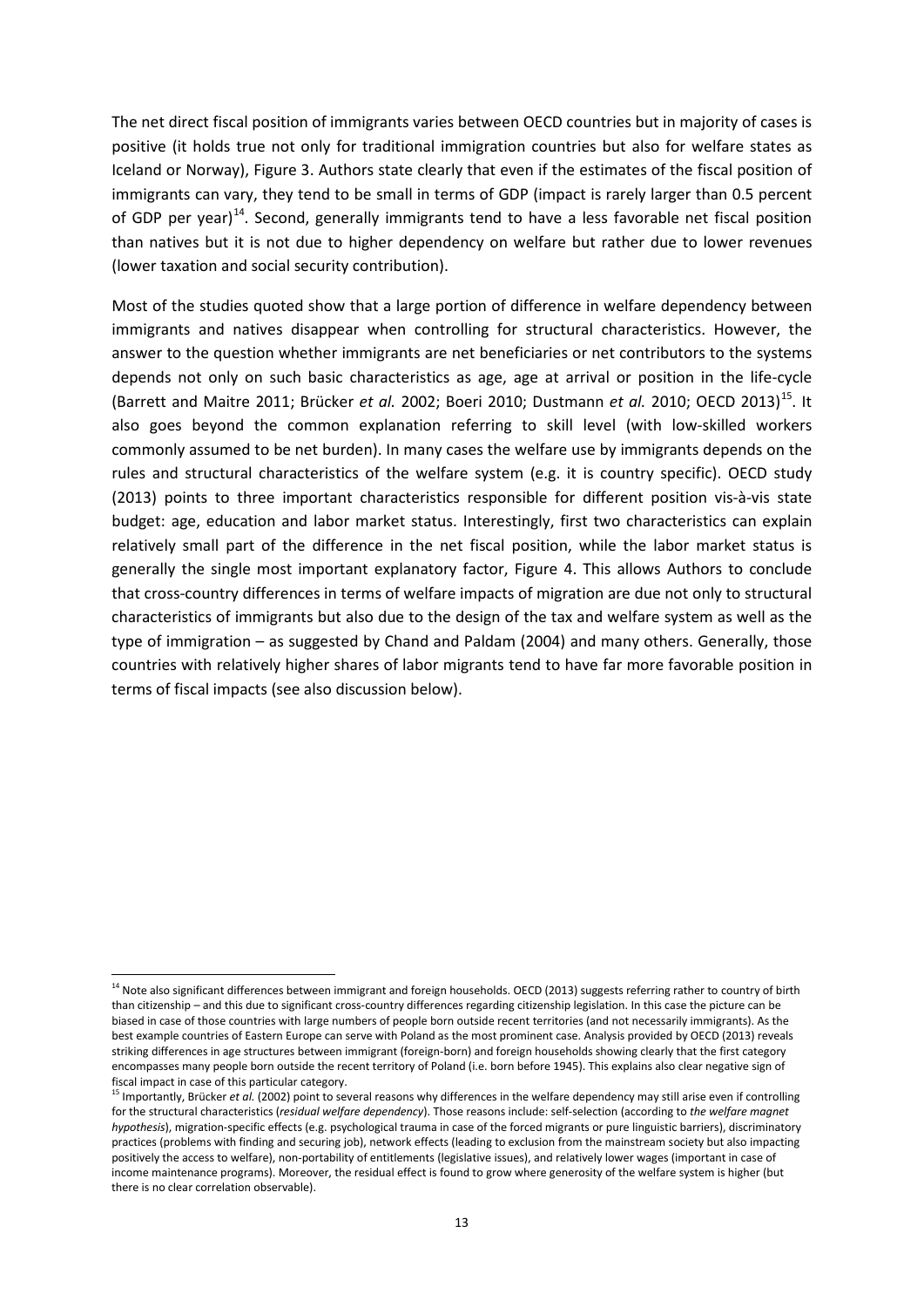The net direct fiscal position of immigrants varies between OECD countries but in majority of cases is positive (it holds true not only for traditional immigration countries but also for welfare states as Iceland or Norway), Figure 3. Authors state clearly that even if the estimates of the fiscal position of immigrants can vary, they tend to be small in terms of GDP (impact is rarely larger than 0.5 percent of GDP per year)[14]. Second, generally immigrants tend to have a less favorable net fiscal position than natives but it is not due to higher dependency on welfare but rather due to lower revenues (lower taxation and social security contribution).

Most of the studies quoted show that a large portion of difference in welfare dependency between immigrants and natives disappear when controlling for structural characteristics. However, the answer to the question whether immigrants are net beneficiaries or net contributors to the systems depends not only on such basic characteristics as age, age at arrival or position in the life-cycle (Barrett and Maitre 2011; Brücker *et al.* 2002; Boeri 2010; Dustmann *et al.* 2010; OECD 2013)[15]. It also goes beyond the common explanation referring to skill level (with low-skilled workers commonly assumed to be net burden). In many cases the welfare use by immigrants depends on the rules and structural characteristics of the welfare system (e.g. it is country specific). OECD study (2013) points to three important characteristics responsible for different position vis-à-vis state budget: age, education and labor market status. Interestingly, first two characteristics can explain relatively small part of the difference in the net fiscal position, while the labor market status is generally the single most important explanatory factor, Figure 4. This allows Authors to conclude that cross-country differences in terms of welfare impacts of migration are due not only to structural characteristics of immigrants but also due to the design of the tax and welfare system as well as the type of immigration – as suggested by Chand and Paldam (2004) and many others. Generally, those countries with relatively higher shares of labor migrants tend to have far more favorable position in terms of fiscal impacts (see also discussion below).

[14] Note also significant differences between immigrant and foreign households. OECD (2013) suggests referring rather to country of birth than citizenship – and this due to significant cross-country differences regarding citizenship legislation. In this case the picture can be biased in case of those countries with large numbers of people born outside recent territories (and not necessarily immigrants). As the best example countries of Eastern Europe can serve with Poland as the most prominent case. Analysis provided by OECD (2013) reveals striking differences in age structures between immigrant (foreign-born) and foreign households showing clearly that the first category encompasses many people born outside the recent territory of Poland (i.e. born before 1945). This explains also clear negative sign of fiscal impact in case of this particular category.

[15] Importantly, Brücker *et al.* (2002) point to several reasons why differences in the welfare dependency may still arise even if controlling for the structural characteristics (*residual welfare dependency*). Those reasons include: self-selection (according to *the welfare magnet hypothesis*), migration-specific effects (e.g. psychological trauma in case of the forced migrants or pure linguistic barriers), discriminatory practices (problems with finding and securing job), network effects (leading to exclusion from the mainstream society but also impacting positively the access to welfare), non-portability of entitlements (legislative issues), and relatively lower wages (important in case of income maintenance programs). Moreover, the residual effect is found to grow where generosity of the welfare system is higher (but there is no clear correlation observable).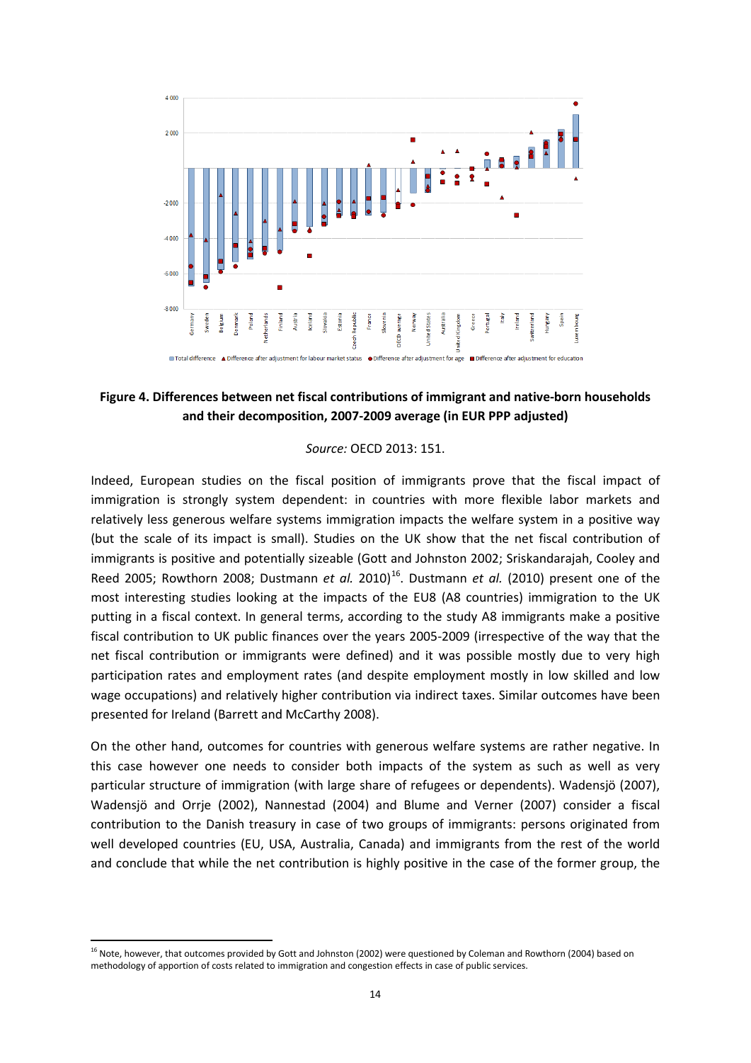**Figure 4. Differences between net fiscal contributions of immigrant and native-born households and their decomposition, 2007-2009 average (in EUR PPP adjusted)**

*Source:* OECD 2013: 151.

Indeed, European studies on the fiscal position of immigrants prove that the fiscal impact of immigration is strongly system dependent: in countries with more flexible labor markets and relatively less generous welfare systems immigration impacts the welfare system in a positive way (but the scale of its impact is small). Studies on the UK show that the net fiscal contribution of immigrants is positive and potentially sizeable (Gott and Johnston 2002; Sriskandarajah, Cooley and Reed 2005; Rowthorn 2008; Dustmann *et al.* 2010)[16]. Dustmann *et al.* (2010) present one of the most interesting studies looking at the impacts of the EU8 (A8 countries) immigration to the UK putting in a fiscal context. In general terms, according to the study A8 immigrants make a positive fiscal contribution to UK public finances over the years 2005-2009 (irrespective of the way that the net fiscal contribution or immigrants were defined) and it was possible mostly due to very high participation rates and employment rates (and despite employment mostly in low skilled and low wage occupations) and relatively higher contribution via indirect taxes. Similar outcomes have been presented for Ireland (Barrett and McCarthy 2008).

On the other hand, outcomes for countries with generous welfare systems are rather negative. In this case however one needs to consider both impacts of the system as such as well as very particular structure of immigration (with large share of refugees or dependents). Wadensjö (2007), Wadensjö and Orrje (2002), Nannestad (2004) and Blume and Verner (2007) consider a fiscal contribution to the Danish treasury in case of two groups of immigrants: persons originated from well developed countries (EU, USA, Australia, Canada) and immigrants from the rest of the world and conclude that while the net contribution is highly positive in the case of the former group, the

[16] Note, however, that outcomes provided by Gott and Johnston (2002) were questioned by Coleman and Rowthorn (2004) based on methodology of apportion of costs related to immigration and congestion effects in case of public services.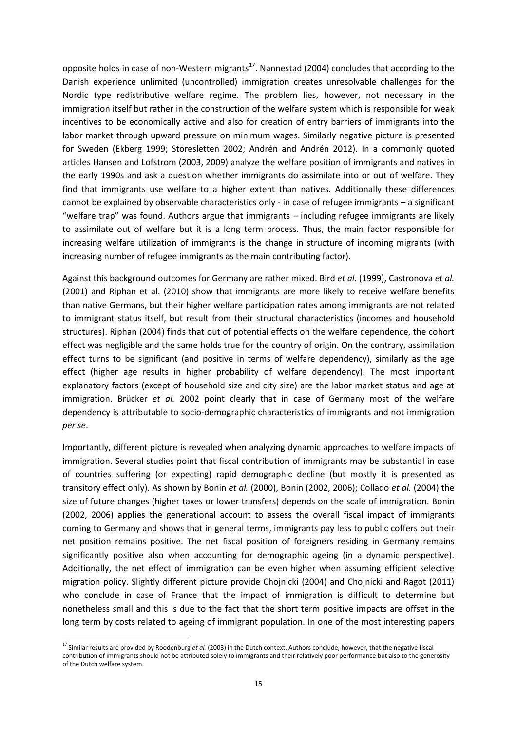opposite holds in case of non-Western migrants[17]. Nannestad (2004) concludes that according to the Danish experience unlimited (uncontrolled) immigration creates unresolvable challenges for the Nordic type redistributive welfare regime. The problem lies, however, not necessary in the immigration itself but rather in the construction of the welfare system which is responsible for weak incentives to be economically active and also for creation of entry barriers of immigrants into the labor market through upward pressure on minimum wages. Similarly negative picture is presented for Sweden (Ekberg 1999; Storesletten 2002; Andrén and Andrén 2012). In a commonly quoted articles Hansen and Lofstrom (2003, 2009) analyze the welfare position of immigrants and natives in the early 1990s and ask a question whether immigrants do assimilate into or out of welfare. They find that immigrants use welfare to a higher extent than natives. Additionally these differences cannot be explained by observable characteristics only - in case of refugee immigrants – a significant "welfare trap" was found. Authors argue that immigrants – including refugee immigrants are likely to assimilate out of welfare but it is a long term process. Thus, the main factor responsible for increasing welfare utilization of immigrants is the change in structure of incoming migrants (with increasing number of refugee immigrants as the main contributing factor).

Against this background outcomes for Germany are rather mixed. Bird *et al.* (1999), Castronova *et al.* (2001) and Riphan et al. (2010) show that immigrants are more likely to receive welfare benefits than native Germans, but their higher welfare participation rates among immigrants are not related to immigrant status itself, but result from their structural characteristics (incomes and household structures). Riphan (2004) finds that out of potential effects on the welfare dependence, the cohort effect was negligible and the same holds true for the country of origin. On the contrary, assimilation effect turns to be significant (and positive in terms of welfare dependency), similarly as the age effect (higher age results in higher probability of welfare dependency). The most important explanatory factors (except of household size and city size) are the labor market status and age at immigration. Brücker *et al.* 2002 point clearly that in case of Germany most of the welfare dependency is attributable to socio-demographic characteristics of immigrants and not immigration *per se*.

Importantly, different picture is revealed when analyzing dynamic approaches to welfare impacts of immigration. Several studies point that fiscal contribution of immigrants may be substantial in case of countries suffering (or expecting) rapid demographic decline (but mostly it is presented as transitory effect only). As shown by Bonin *et al.* (2000), Bonin (2002, 2006); Collado *et al.* (2004) the size of future changes (higher taxes or lower transfers) depends on the scale of immigration. Bonin (2002, 2006) applies the generational account to assess the overall fiscal impact of immigrants coming to Germany and shows that in general terms, immigrants pay less to public coffers but their net position remains positive. The net fiscal position of foreigners residing in Germany remains significantly positive also when accounting for demographic ageing (in a dynamic perspective). Additionally, the net effect of immigration can be even higher when assuming efficient selective migration policy. Slightly different picture provide Chojnicki (2004) and Chojnicki and Ragot (2011) who conclude in case of France that the impact of immigration is difficult to determine but nonetheless small and this is due to the fact that the short term positive impacts are offset in the long term by costs related to ageing of immigrant population. In one of the most interesting papers

[17] Similar results are provided by Roodenburg *et al.* (2003) in the Dutch context. Authors conclude, however, that the negative fiscal contribution of immigrants should not be attributed solely to immigrants and their relatively poor performance but also to the generosity of the Dutch welfare system.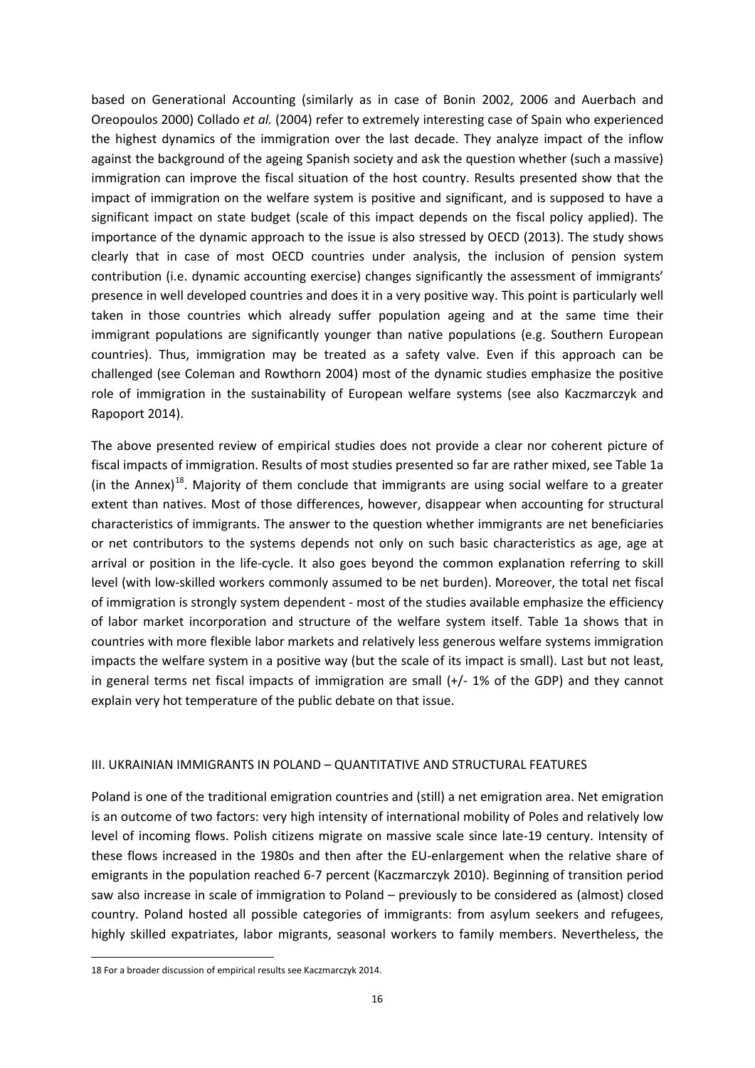based on Generational Accounting (similarly as in case of Bonin 2002, 2006 and Auerbach and Oreopoulos 2000) Collado *et al.* (2004) refer to extremely interesting case of Spain who experienced the highest dynamics of the immigration over the last decade. They analyze impact of the inflow against the background of the ageing Spanish society and ask the question whether (such a massive) immigration can improve the fiscal situation of the host country. Results presented show that the impact of immigration on the welfare system is positive and significant, and is supposed to have a significant impact on state budget (scale of this impact depends on the fiscal policy applied). The importance of the dynamic approach to the issue is also stressed by OECD (2013). The study shows clearly that in case of most OECD countries under analysis, the inclusion of pension system contribution (i.e. dynamic accounting exercise) changes significantly the assessment of immigrants' presence in well developed countries and does it in a very positive way. This point is particularly well taken in those countries which already suffer population ageing and at the same time their immigrant populations are significantly younger than native populations (e.g. Southern European countries). Thus, immigration may be treated as a safety valve. Even if this approach can be challenged (see Coleman and Rowthorn 2004) most of the dynamic studies emphasize the positive role of immigration in the sustainability of European welfare systems (see also Kaczmarczyk and Rapoport 2014).

The above presented review of empirical studies does not provide a clear nor coherent picture of fiscal impacts of immigration. Results of most studies presented so far are rather mixed, see Table 1a (in the Annex)[18]. Majority of them conclude that immigrants are using social welfare to a greater extent than natives. Most of those differences, however, disappear when accounting for structural characteristics of immigrants. The answer to the question whether immigrants are net beneficiaries or net contributors to the systems depends not only on such basic characteristics as age, age at arrival or position in the life-cycle. It also goes beyond the common explanation referring to skill level (with low-skilled workers commonly assumed to be net burden). Moreover, the total net fiscal of immigration is strongly system dependent - most of the studies available emphasize the efficiency of labor market incorporation and structure of the welfare system itself. Table 1a shows that in countries with more flexible labor markets and relatively less generous welfare systems immigration impacts the welfare system in a positive way (but the scale of its impact is small). Last but not least, in general terms net fiscal impacts of immigration are small (+/- 1% of the GDP) and they cannot explain very hot temperature of the public debate on that issue.

## III. UKRAINIAN IMMIGRANTS IN POLAND – QUANTITATIVE AND STRUCTURAL FEATURES

Poland is one of the traditional emigration countries and (still) a net emigration area. Net emigration is an outcome of two factors: very high intensity of international mobility of Poles and relatively low level of incoming flows. Polish citizens migrate on massive scale since late-19 century. Intensity of these flows increased in the 1980s and then after the EU-enlargement when the relative share of emigrants in the population reached 6-7 percent (Kaczmarczyk 2010). Beginning of transition period saw also increase in scale of immigration to Poland – previously to be considered as (almost) closed country. Poland hosted all possible categories of immigrants: from asylum seekers and refugees, highly skilled expatriates, labor migrants, seasonal workers to family members. Nevertheless, the

18 For a broader discussion of empirical results see Kaczmarczyk 2014.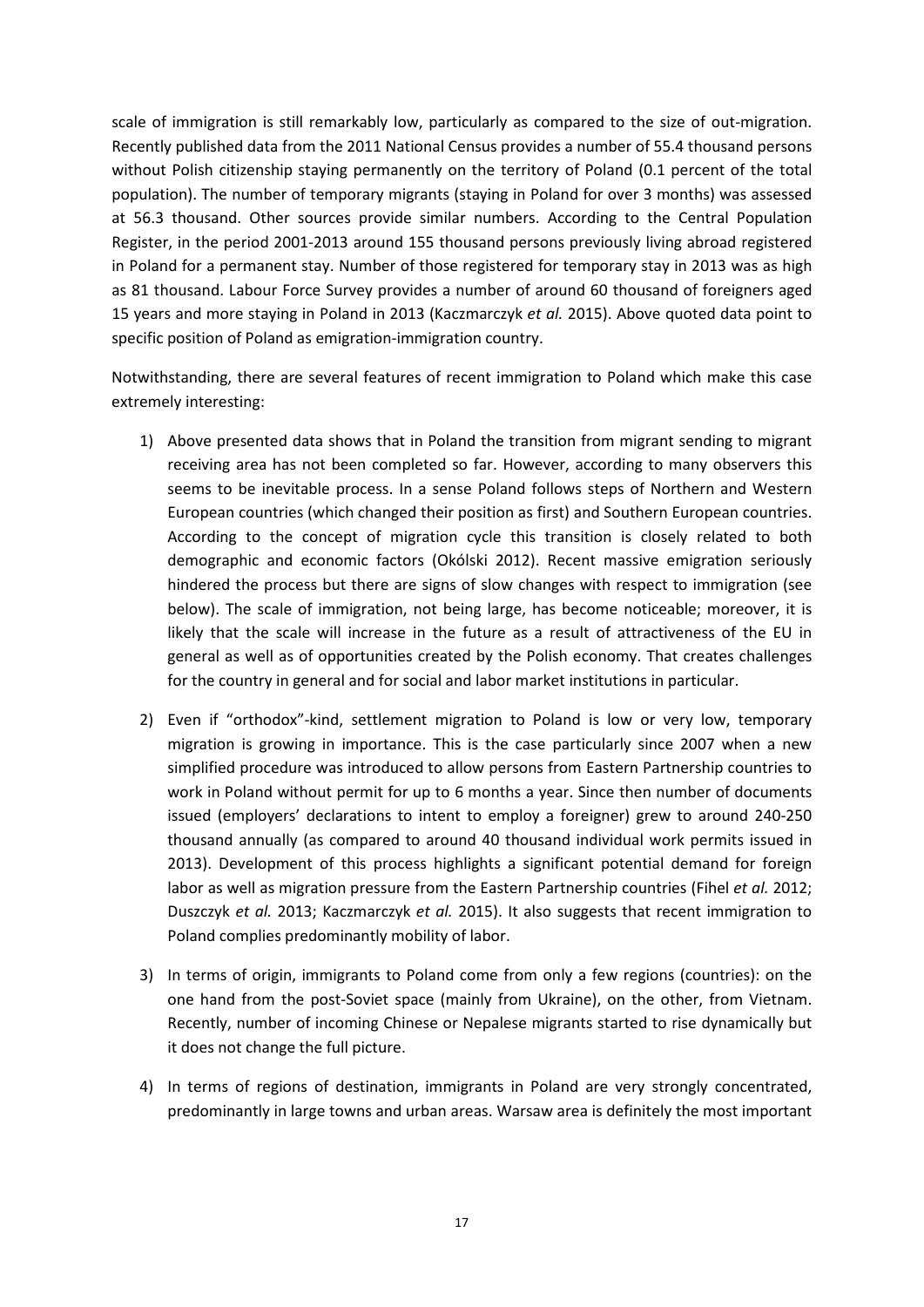scale of immigration is still remarkably low, particularly as compared to the size of out-migration. Recently published data from the 2011 National Census provides a number of 55.4 thousand persons without Polish citizenship staying permanently on the territory of Poland (0.1 percent of the total population). The number of temporary migrants (staying in Poland for over 3 months) was assessed at 56.3 thousand. Other sources provide similar numbers. According to the Central Population Register, in the period 2001-2013 around 155 thousand persons previously living abroad registered in Poland for a permanent stay. Number of those registered for temporary stay in 2013 was as high as 81 thousand. Labour Force Survey provides a number of around 60 thousand of foreigners aged 15 years and more staying in Poland in 2013 (Kaczmarczyk *et al.* 2015). Above quoted data point to specific position of Poland as emigration-immigration country.

Notwithstanding, there are several features of recent immigration to Poland which make this case extremely interesting:

1) Above presented data shows that in Poland the transition from migrant sending to migrant receiving area has not been completed so far. However, according to many observers this seems to be inevitable process. In a sense Poland follows steps of Northern and Western European countries (which changed their position as first) and Southern European countries. According to the concept of migration cycle this transition is closely related to both demographic and economic factors (Okólski 2012). Recent massive emigration seriously hindered the process but there are signs of slow changes with respect to immigration (see below). The scale of immigration, not being large, has become noticeable; moreover, it is likely that the scale will increase in the future as a result of attractiveness of the EU in general as well as of opportunities created by the Polish economy. That creates challenges for the country in general and for social and labor market institutions in particular.

2) Even if "orthodox"-kind, settlement migration to Poland is low or very low, temporary migration is growing in importance. This is the case particularly since 2007 when a new simplified procedure was introduced to allow persons from Eastern Partnership countries to work in Poland without permit for up to 6 months a year. Since then number of documents issued (employers' declarations to intent to employ a foreigner) grew to around 240-250 thousand annually (as compared to around 40 thousand individual work permits issued in 2013). Development of this process highlights a significant potential demand for foreign labor as well as migration pressure from the Eastern Partnership countries (Fihel *et al.* 2012; Duszczyk *et al.* 2013; Kaczmarczyk *et al.* 2015). It also suggests that recent immigration to Poland complies predominantly mobility of labor.

3) In terms of origin, immigrants to Poland come from only a few regions (countries): on the one hand from the post-Soviet space (mainly from Ukraine), on the other, from Vietnam. Recently, number of incoming Chinese or Nepalese migrants started to rise dynamically but it does not change the full picture.

4) In terms of regions of destination, immigrants in Poland are very strongly concentrated, predominantly in large towns and urban areas. Warsaw area is definitely the most important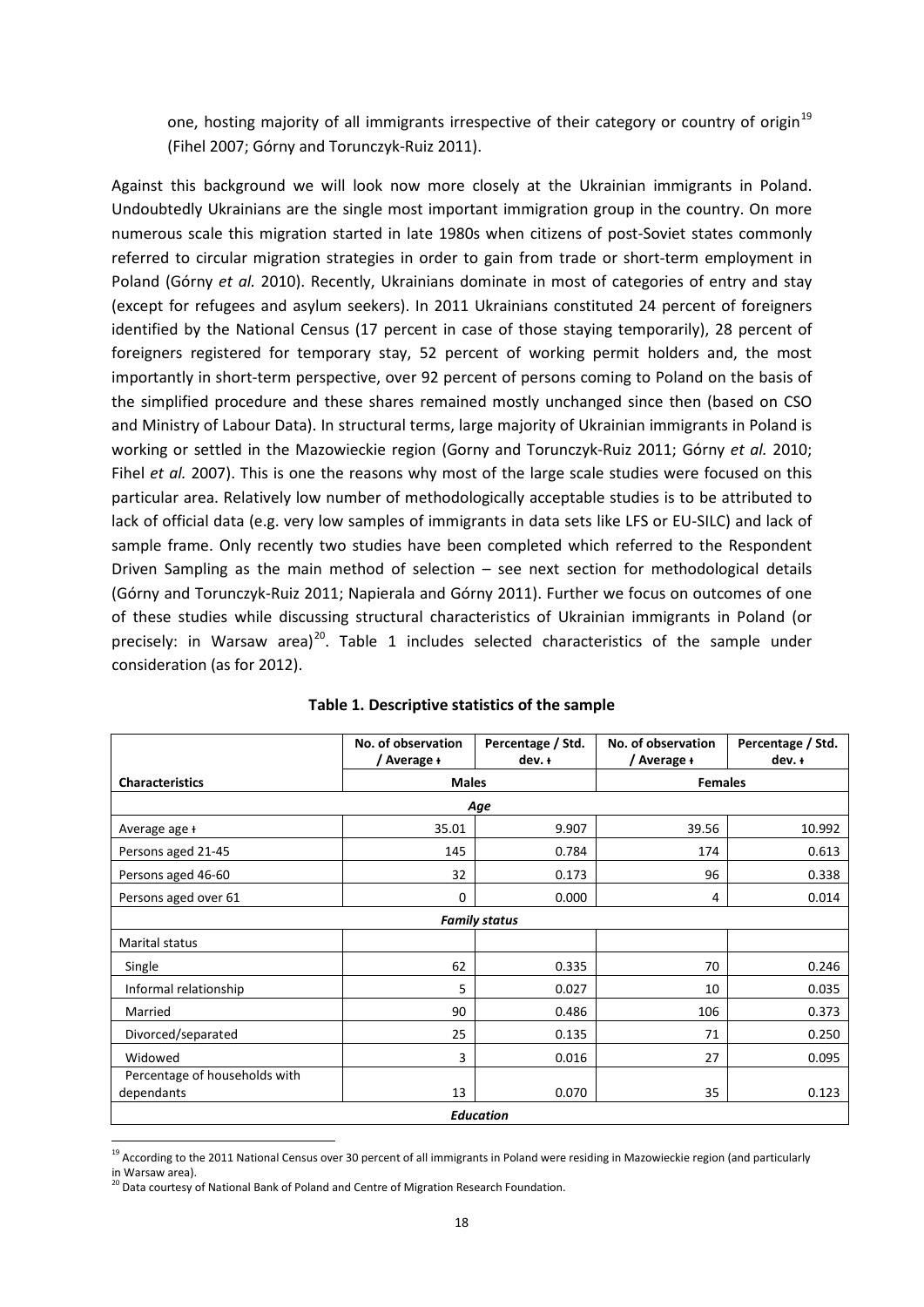one, hosting majority of all immigrants irrespective of their category or country of origin[19] (Fihel 2007; Górny and Torunczyk-Ruiz 2011).

Against this background we will look now more closely at the Ukrainian immigrants in Poland. Undoubtedly Ukrainians are the single most important immigration group in the country. On more numerous scale this migration started in late 1980s when citizens of post-Soviet states commonly referred to circular migration strategies in order to gain from trade or short-term employment in Poland (Górny *et al.* 2010). Recently, Ukrainians dominate in most of categories of entry and stay (except for refugees and asylum seekers). In 2011 Ukrainians constituted 24 percent of foreigners identified by the National Census (17 percent in case of those staying temporarily), 28 percent of foreigners registered for temporary stay, 52 percent of working permit holders and, the most importantly in short-term perspective, over 92 percent of persons coming to Poland on the basis of the simplified procedure and these shares remained mostly unchanged since then (based on CSO and Ministry of Labour Data). In structural terms, large majority of Ukrainian immigrants in Poland is working or settled in the Mazowieckie region (Gorny and Torunczyk-Ruiz 2011; Górny *et al.* 2010; Fihel *et al.* 2007). This is one the reasons why most of the large scale studies were focused on this particular area. Relatively low number of methodologically acceptable studies is to be attributed to lack of official data (e.g. very low samples of immigrants in data sets like LFS or EU-SILC) and lack of sample frame. Only recently two studies have been completed which referred to the Respondent Driven Sampling as the main method of selection – see next section for methodological details (Górny and Torunczyk-Ruiz 2011; Napierala and Górny 2011). Further we focus on outcomes of one of these studies while discussing structural characteristics of Ukrainian immigrants in Poland (or precisely: in Warsaw area)[20]. Table 1 includes selected characteristics of the sample under consideration (as for 2012).

**Table 1. Descriptive statistics of the sample**

| | No. of observation / Average ǂ | Percentage / Std. dev. ǂ | No. of observation / Average ǂ | Percentage / Std. dev. ǂ |
|---|---|---|---|---|
| **Characteristics** | **Males** | | **Females** | |
| ***Age*** | | | | |
| Average age ǂ | 35.01 | 9.907 | 39.56 | 10.992 |
| Persons aged 21-45 | 145 | 0.784 | 174 | 0.613 |
| Persons aged 46-60 | 32 | 0.173 | 96 | 0.338 |
| Persons aged over 61 | 0 | 0.000 | 4 | 0.014 |
| ***Family status*** | | | | |
| Marital status | | | | |
| Single | 62 | 0.335 | 70 | 0.246 |
| Informal relationship | 5 | 0.027 | 10 | 0.035 |
| Married | 90 | 0.486 | 106 | 0.373 |
| Divorced/separated | 25 | 0.135 | 71 | 0.250 |
| Widowed | 3 | 0.016 | 27 | 0.095 |
| Percentage of households with dependants | 13 | 0.070 | 35 | 0.123 |
| ***Education*** | | | | |

[19] According to the 2011 National Census over 30 percent of all immigrants in Poland were residing in Mazowieckie region (and particularly in Warsaw area).

[20] Data courtesy of National Bank of Poland and Centre of Migration Research Foundation.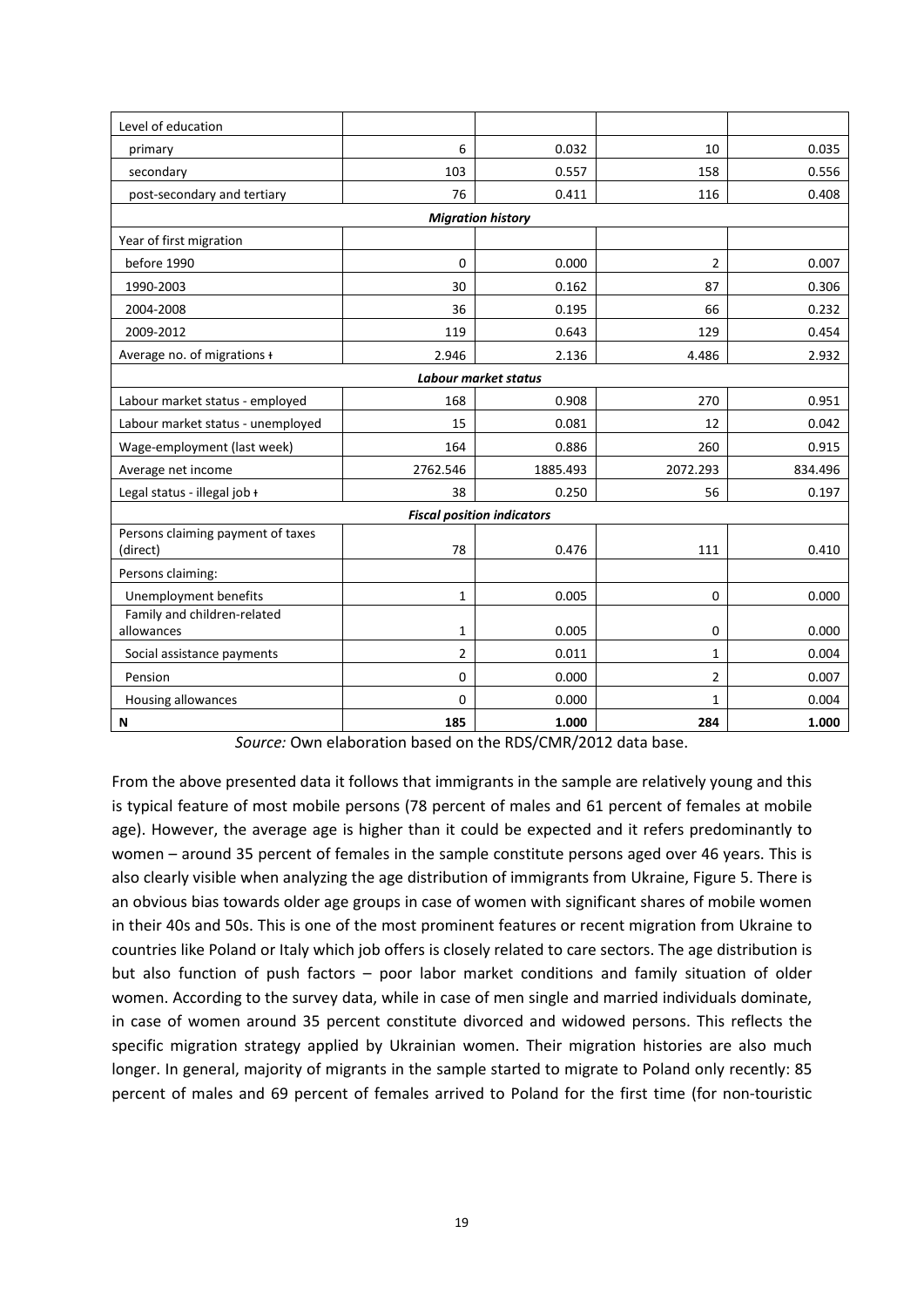| Level of education | | | | |
|---|---|---|---|---|
| primary | 6 | 0.032 | 10 | 0.035 |
| secondary | 103 | 0.557 | 158 | 0.556 |
| post-secondary and tertiary | 76 | 0.411 | 116 | 0.408 |
| ***Migration history*** | | | | |
| Year of first migration | | | | |
| before 1990 | 0 | 0.000 | 2 | 0.007 |
| 1990-2003 | 30 | 0.162 | 87 | 0.306 |
| 2004-2008 | 36 | 0.195 | 66 | 0.232 |
| 2009-2012 | 119 | 0.643 | 129 | 0.454 |
| Average no. of migrations ɫ | 2.946 | 2.136 | 4.486 | 2.932 |
| ***Labour market status*** | | | | |
| Labour market status - employed | 168 | 0.908 | 270 | 0.951 |
| Labour market status - unemployed | 15 | 0.081 | 12 | 0.042 |
| Wage-employment (last week) | 164 | 0.886 | 260 | 0.915 |
| Average net income | 2762.546 | 1885.493 | 2072.293 | 834.496 |
| Legal status - illegal job ɫ | 38 | 0.250 | 56 | 0.197 |
| ***Fiscal position indicators*** | | | | |
| Persons claiming payment of taxes (direct) | 78 | 0.476 | 111 | 0.410 |
| Persons claiming: | | | | |
| Unemployment benefits | 1 | 0.005 | 0 | 0.000 |
| Family and children-related allowances | 1 | 0.005 | 0 | 0.000 |
| Social assistance payments | 2 | 0.011 | 1 | 0.004 |
| Pension | 0 | 0.000 | 2 | 0.007 |
| Housing allowances | 0 | 0.000 | 1 | 0.004 |
| **N** | **185** | **1.000** | **284** | **1.000** |

*Source:* Own elaboration based on the RDS/CMR/2012 data base.

From the above presented data it follows that immigrants in the sample are relatively young and this is typical feature of most mobile persons (78 percent of males and 61 percent of females at mobile age). However, the average age is higher than it could be expected and it refers predominantly to women – around 35 percent of females in the sample constitute persons aged over 46 years. This is also clearly visible when analyzing the age distribution of immigrants from Ukraine, Figure 5. There is an obvious bias towards older age groups in case of women with significant shares of mobile women in their 40s and 50s. This is one of the most prominent features or recent migration from Ukraine to countries like Poland or Italy which job offers is closely related to care sectors. The age distribution is but also function of push factors – poor labor market conditions and family situation of older women. According to the survey data, while in case of men single and married individuals dominate, in case of women around 35 percent constitute divorced and widowed persons. This reflects the specific migration strategy applied by Ukrainian women. Their migration histories are also much longer. In general, majority of migrants in the sample started to migrate to Poland only recently: 85 percent of males and 69 percent of females arrived to Poland for the first time (for non-touristic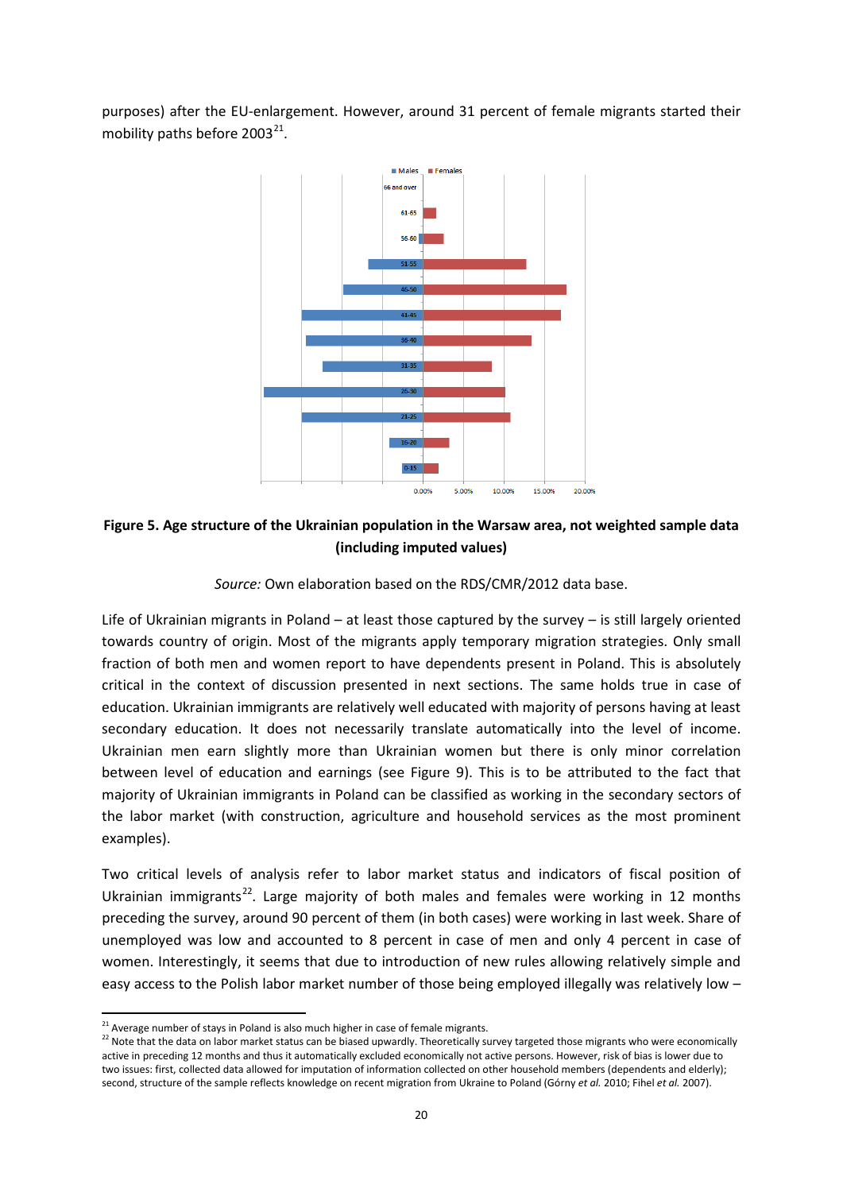purposes) after the EU-enlargement. However, around 31 percent of female migrants started their mobility paths before 2003[21].

**Figure 5. Age structure of the Ukrainian population in the Warsaw area, not weighted sample data (including imputed values)**

*Source:* Own elaboration based on the RDS/CMR/2012 data base.

Life of Ukrainian migrants in Poland – at least those captured by the survey – is still largely oriented towards country of origin. Most of the migrants apply temporary migration strategies. Only small fraction of both men and women report to have dependents present in Poland. This is absolutely critical in the context of discussion presented in next sections. The same holds true in case of education. Ukrainian immigrants are relatively well educated with majority of persons having at least secondary education. It does not necessarily translate automatically into the level of income. Ukrainian men earn slightly more than Ukrainian women but there is only minor correlation between level of education and earnings (see Figure 9). This is to be attributed to the fact that majority of Ukrainian immigrants in Poland can be classified as working in the secondary sectors of the labor market (with construction, agriculture and household services as the most prominent examples).

Two critical levels of analysis refer to labor market status and indicators of fiscal position of Ukrainian immigrants[22]. Large majority of both males and females were working in 12 months preceding the survey, around 90 percent of them (in both cases) were working in last week. Share of unemployed was low and accounted to 8 percent in case of men and only 4 percent in case of women. Interestingly, it seems that due to introduction of new rules allowing relatively simple and easy access to the Polish labor market number of those being employed illegally was relatively low –

---

[21] Average number of stays in Poland is also much higher in case of female migrants.

[22] Note that the data on labor market status can be biased upwardly. Theoretically survey targeted those migrants who were economically active in preceding 12 months and thus it automatically excluded economically not active persons. However, risk of bias is lower due to two issues: first, collected data allowed for imputation of information collected on other household members (dependents and elderly); second, structure of the sample reflects knowledge on recent migration from Ukraine to Poland (Górny *et al.* 2010; Fihel *et al.* 2007).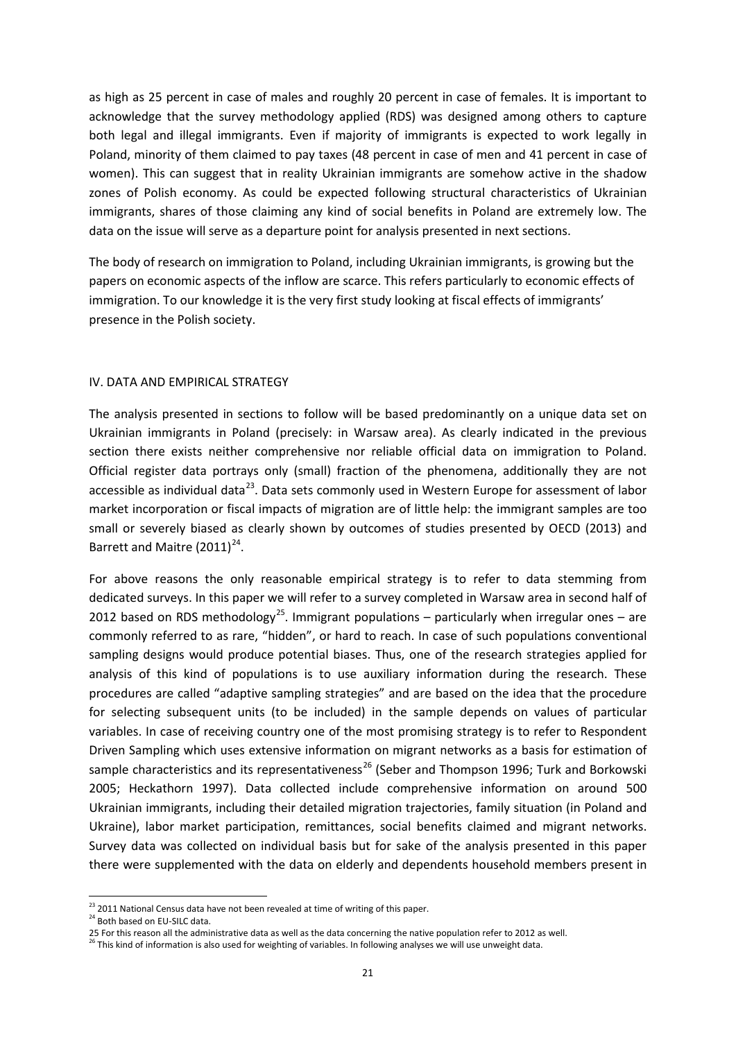as high as 25 percent in case of males and roughly 20 percent in case of females. It is important to acknowledge that the survey methodology applied (RDS) was designed among others to capture both legal and illegal immigrants. Even if majority of immigrants is expected to work legally in Poland, minority of them claimed to pay taxes (48 percent in case of men and 41 percent in case of women). This can suggest that in reality Ukrainian immigrants are somehow active in the shadow zones of Polish economy. As could be expected following structural characteristics of Ukrainian immigrants, shares of those claiming any kind of social benefits in Poland are extremely low. The data on the issue will serve as a departure point for analysis presented in next sections.

The body of research on immigration to Poland, including Ukrainian immigrants, is growing but the papers on economic aspects of the inflow are scarce. This refers particularly to economic effects of immigration. To our knowledge it is the very first study looking at fiscal effects of immigrants' presence in the Polish society.

## IV. DATA AND EMPIRICAL STRATEGY

The analysis presented in sections to follow will be based predominantly on a unique data set on Ukrainian immigrants in Poland (precisely: in Warsaw area). As clearly indicated in the previous section there exists neither comprehensive nor reliable official data on immigration to Poland. Official register data portrays only (small) fraction of the phenomena, additionally they are not accessible as individual data[23]. Data sets commonly used in Western Europe for assessment of labor market incorporation or fiscal impacts of migration are of little help: the immigrant samples are too small or severely biased as clearly shown by outcomes of studies presented by OECD (2013) and Barrett and Maitre (2011)[24].

For above reasons the only reasonable empirical strategy is to refer to data stemming from dedicated surveys. In this paper we will refer to a survey completed in Warsaw area in second half of 2012 based on RDS methodology[25]. Immigrant populations – particularly when irregular ones – are commonly referred to as rare, "hidden", or hard to reach. In case of such populations conventional sampling designs would produce potential biases. Thus, one of the research strategies applied for analysis of this kind of populations is to use auxiliary information during the research. These procedures are called "adaptive sampling strategies" and are based on the idea that the procedure for selecting subsequent units (to be included) in the sample depends on values of particular variables. In case of receiving country one of the most promising strategy is to refer to Respondent Driven Sampling which uses extensive information on migrant networks as a basis for estimation of sample characteristics and its representativeness[26] (Seber and Thompson 1996; Turk and Borkowski 2005; Heckathorn 1997). Data collected include comprehensive information on around 500 Ukrainian immigrants, including their detailed migration trajectories, family situation (in Poland and Ukraine), labor market participation, remittances, social benefits claimed and migrant networks. Survey data was collected on individual basis but for sake of the analysis presented in this paper there were supplemented with the data on elderly and dependents household members present in

[23] 2011 National Census data have not been revealed at time of writing of this paper.

[24] Both based on EU-SILC data.

[25] For this reason all the administrative data as well as the data concerning the native population refer to 2012 as well.

[26] This kind of information is also used for weighting of variables. In following analyses we will use unweight data.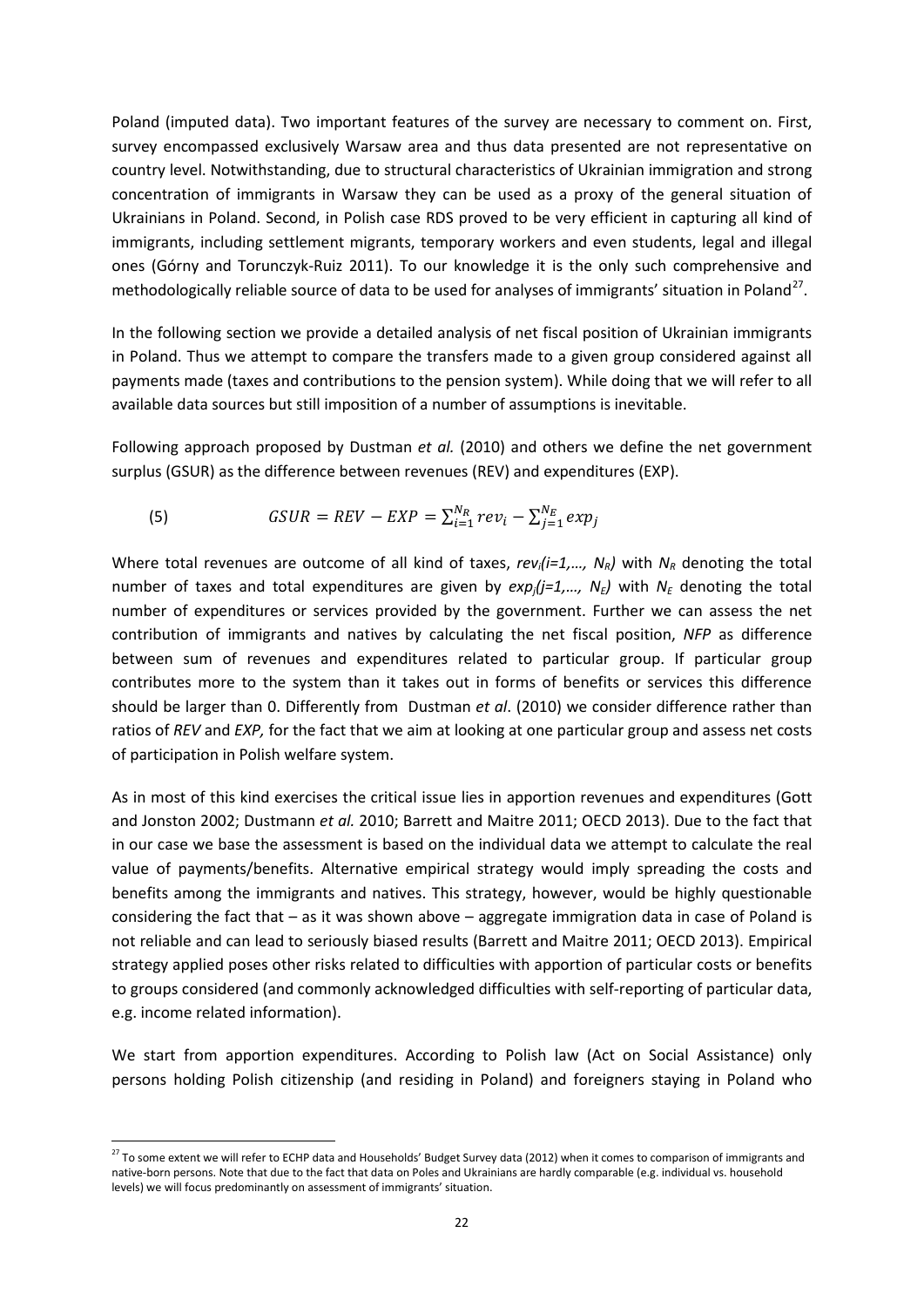Poland (imputed data). Two important features of the survey are necessary to comment on. First, survey encompassed exclusively Warsaw area and thus data presented are not representative on country level. Notwithstanding, due to structural characteristics of Ukrainian immigration and strong concentration of immigrants in Warsaw they can be used as a proxy of the general situation of Ukrainians in Poland. Second, in Polish case RDS proved to be very efficient in capturing all kind of immigrants, including settlement migrants, temporary workers and even students, legal and illegal ones (Górny and Torunczyk-Ruiz 2011). To our knowledge it is the only such comprehensive and methodologically reliable source of data to be used for analyses of immigrants' situation in Poland[27].

In the following section we provide a detailed analysis of net fiscal position of Ukrainian immigrants in Poland. Thus we attempt to compare the transfers made to a given group considered against all payments made (taxes and contributions to the pension system). While doing that we will refer to all available data sources but still imposition of a number of assumptions is inevitable.

Following approach proposed by Dustman *et al.* (2010) and others we define the net government surplus (GSUR) as the difference between revenues (REV) and expenditures (EXP).

$$(5) \qquad GSUR = REV - EXP = \sum_{i=1}^{N_R} rev_i - \sum_{j=1}^{N_E} exp_j$$

Where total revenues are outcome of all kind of taxes, $rev_i(i=1,\ldots, N_R)$ with $N_R$ denoting the total number of taxes and total expenditures are given by $exp_j(j=1,\ldots, N_E)$ with $N_E$ denoting the total number of expenditures or services provided by the government. Further we can assess the net contribution of immigrants and natives by calculating the net fiscal position, *NFP* as difference between sum of revenues and expenditures related to particular group. If particular group contributes more to the system than it takes out in forms of benefits or services this difference should be larger than 0. Differently from Dustman *et al*. (2010) we consider difference rather than ratios of *REV* and *EXP,* for the fact that we aim at looking at one particular group and assess net costs of participation in Polish welfare system.

As in most of this kind exercises the critical issue lies in apportion revenues and expenditures (Gott and Jonston 2002; Dustmann *et al.* 2010; Barrett and Maitre 2011; OECD 2013). Due to the fact that in our case we base the assessment is based on the individual data we attempt to calculate the real value of payments/benefits. Alternative empirical strategy would imply spreading the costs and benefits among the immigrants and natives. This strategy, however, would be highly questionable considering the fact that – as it was shown above – aggregate immigration data in case of Poland is not reliable and can lead to seriously biased results (Barrett and Maitre 2011; OECD 2013). Empirical strategy applied poses other risks related to difficulties with apportion of particular costs or benefits to groups considered (and commonly acknowledged difficulties with self-reporting of particular data, e.g. income related information).

We start from apportion expenditures. According to Polish law (Act on Social Assistance) only persons holding Polish citizenship (and residing in Poland) and foreigners staying in Poland who

[27] To some extent we will refer to ECHP data and Households' Budget Survey data (2012) when it comes to comparison of immigrants and native-born persons. Note that due to the fact that data on Poles and Ukrainians are hardly comparable (e.g. individual vs. household levels) we will focus predominantly on assessment of immigrants' situation.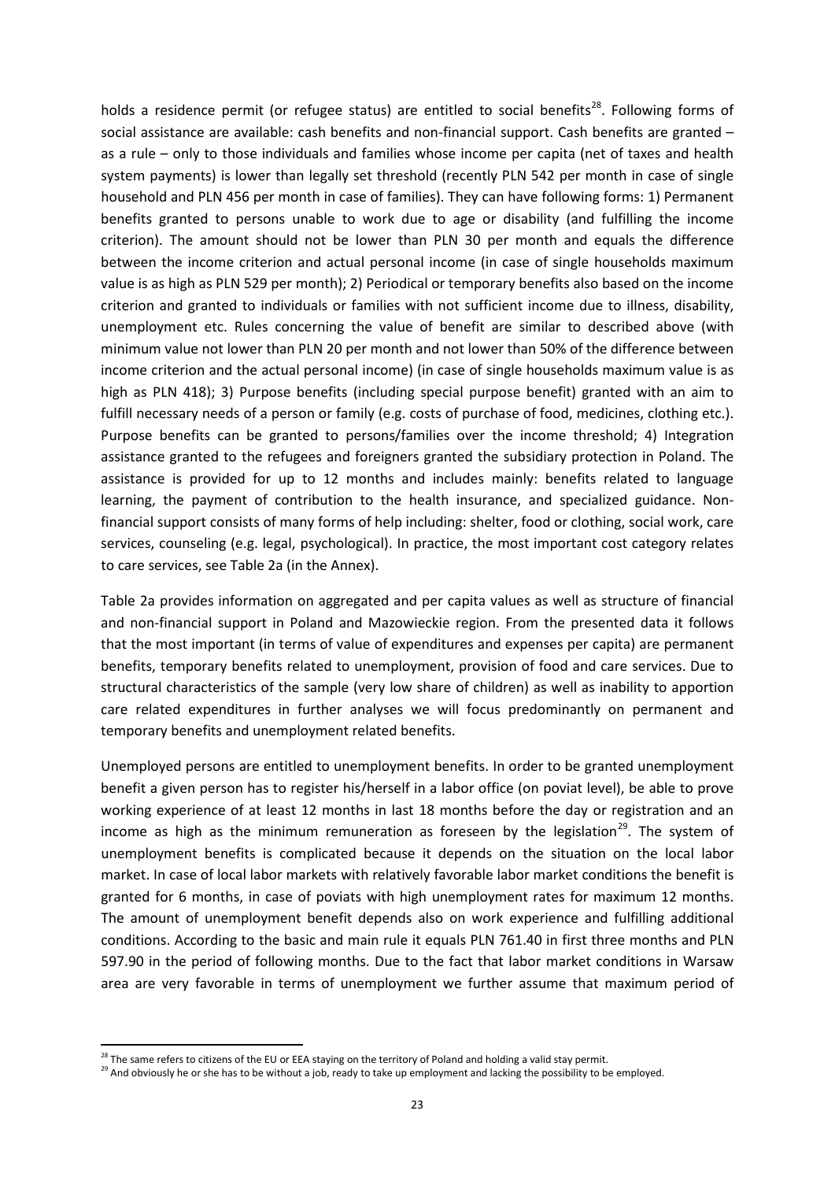holds a residence permit (or refugee status) are entitled to social benefits[28]. Following forms of social assistance are available: cash benefits and non-financial support. Cash benefits are granted – as a rule – only to those individuals and families whose income per capita (net of taxes and health system payments) is lower than legally set threshold (recently PLN 542 per month in case of single household and PLN 456 per month in case of families). They can have following forms: 1) Permanent benefits granted to persons unable to work due to age or disability (and fulfilling the income criterion). The amount should not be lower than PLN 30 per month and equals the difference between the income criterion and actual personal income (in case of single households maximum value is as high as PLN 529 per month); 2) Periodical or temporary benefits also based on the income criterion and granted to individuals or families with not sufficient income due to illness, disability, unemployment etc. Rules concerning the value of benefit are similar to described above (with minimum value not lower than PLN 20 per month and not lower than 50% of the difference between income criterion and the actual personal income) (in case of single households maximum value is as high as PLN 418); 3) Purpose benefits (including special purpose benefit) granted with an aim to fulfill necessary needs of a person or family (e.g. costs of purchase of food, medicines, clothing etc.). Purpose benefits can be granted to persons/families over the income threshold; 4) Integration assistance granted to the refugees and foreigners granted the subsidiary protection in Poland. The assistance is provided for up to 12 months and includes mainly: benefits related to language learning, the payment of contribution to the health insurance, and specialized guidance. Non-financial support consists of many forms of help including: shelter, food or clothing, social work, care services, counseling (e.g. legal, psychological). In practice, the most important cost category relates to care services, see Table 2a (in the Annex).

Table 2a provides information on aggregated and per capita values as well as structure of financial and non-financial support in Poland and Mazowieckie region. From the presented data it follows that the most important (in terms of value of expenditures and expenses per capita) are permanent benefits, temporary benefits related to unemployment, provision of food and care services. Due to structural characteristics of the sample (very low share of children) as well as inability to apportion care related expenditures in further analyses we will focus predominantly on permanent and temporary benefits and unemployment related benefits.

Unemployed persons are entitled to unemployment benefits. In order to be granted unemployment benefit a given person has to register him/herself in a labor office (on poviat level), be able to prove working experience of at least 12 months in last 18 months before the day or registration and an income as high as the minimum remuneration as foreseen by the legislation[29]. The system of unemployment benefits is complicated because it depends on the situation on the local labor market. In case of local labor markets with relatively favorable labor market conditions the benefit is granted for 6 months, in case of poviats with high unemployment rates for maximum 12 months. The amount of unemployment benefit depends also on work experience and fulfilling additional conditions. According to the basic and main rule it equals PLN 761.40 in first three months and PLN 597.90 in the period of following months. Due to the fact that labor market conditions in Warsaw area are very favorable in terms of unemployment we further assume that maximum period of

[28] The same refers to citizens of the EU or EEA staying on the territory of Poland and holding a valid stay permit.

[29] And obviously he or she has to be without a job, ready to take up employment and lacking the possibility to be employed.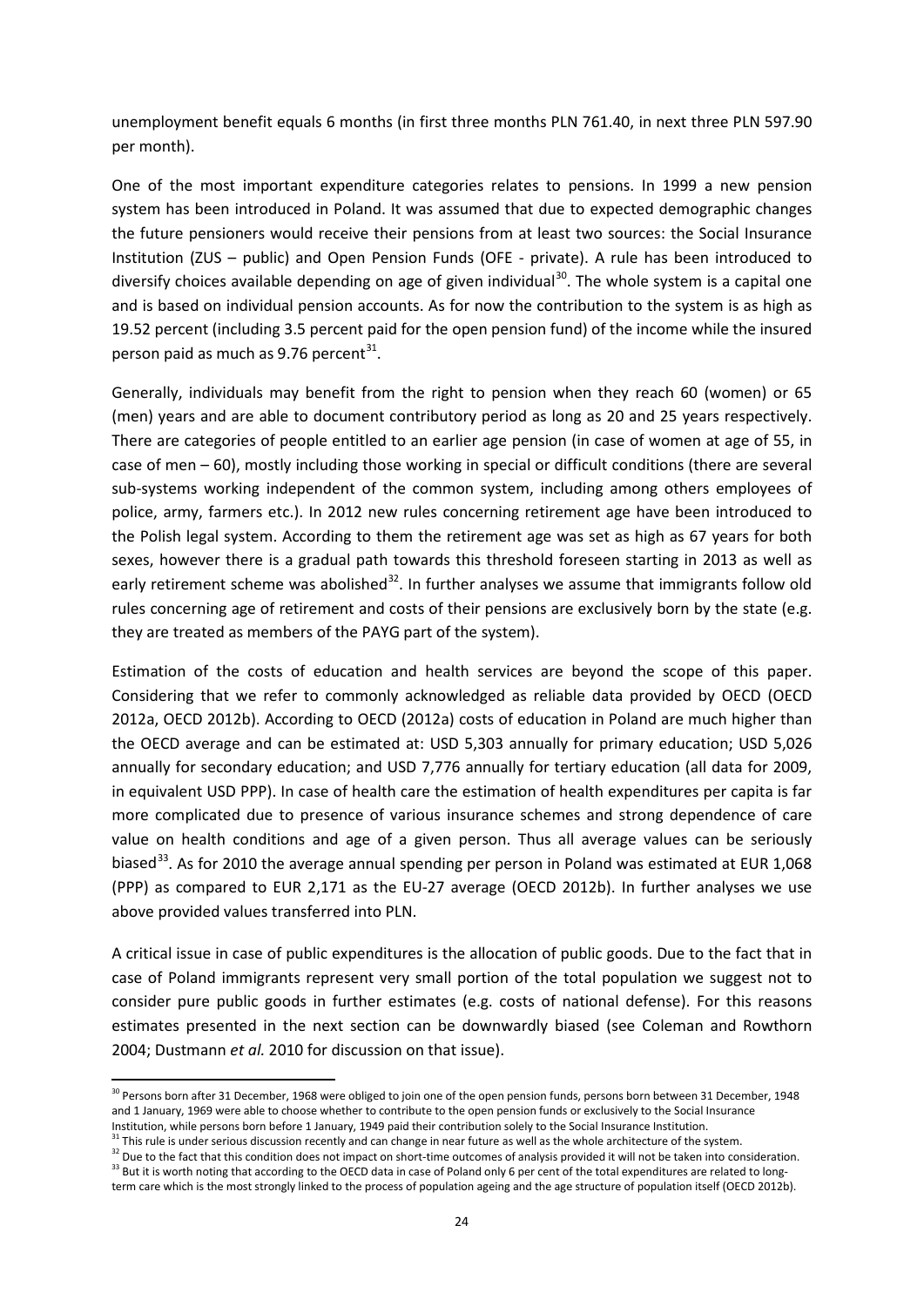unemployment benefit equals 6 months (in first three months PLN 761.40, in next three PLN 597.90 per month).

One of the most important expenditure categories relates to pensions. In 1999 a new pension system has been introduced in Poland. It was assumed that due to expected demographic changes the future pensioners would receive their pensions from at least two sources: the Social Insurance Institution (ZUS – public) and Open Pension Funds (OFE - private). A rule has been introduced to diversify choices available depending on age of given individual[30]. The whole system is a capital one and is based on individual pension accounts. As for now the contribution to the system is as high as 19.52 percent (including 3.5 percent paid for the open pension fund) of the income while the insured person paid as much as 9.76 percent[31].

Generally, individuals may benefit from the right to pension when they reach 60 (women) or 65 (men) years and are able to document contributory period as long as 20 and 25 years respectively. There are categories of people entitled to an earlier age pension (in case of women at age of 55, in case of men – 60), mostly including those working in special or difficult conditions (there are several sub-systems working independent of the common system, including among others employees of police, army, farmers etc.). In 2012 new rules concerning retirement age have been introduced to the Polish legal system. According to them the retirement age was set as high as 67 years for both sexes, however there is a gradual path towards this threshold foreseen starting in 2013 as well as early retirement scheme was abolished[32]. In further analyses we assume that immigrants follow old rules concerning age of retirement and costs of their pensions are exclusively born by the state (e.g. they are treated as members of the PAYG part of the system).

Estimation of the costs of education and health services are beyond the scope of this paper. Considering that we refer to commonly acknowledged as reliable data provided by OECD (OECD 2012a, OECD 2012b). According to OECD (2012a) costs of education in Poland are much higher than the OECD average and can be estimated at: USD 5,303 annually for primary education; USD 5,026 annually for secondary education; and USD 7,776 annually for tertiary education (all data for 2009, in equivalent USD PPP). In case of health care the estimation of health expenditures per capita is far more complicated due to presence of various insurance schemes and strong dependence of care value on health conditions and age of a given person. Thus all average values can be seriously biased[33]. As for 2010 the average annual spending per person in Poland was estimated at EUR 1,068 (PPP) as compared to EUR 2,171 as the EU-27 average (OECD 2012b). In further analyses we use above provided values transferred into PLN.

A critical issue in case of public expenditures is the allocation of public goods. Due to the fact that in case of Poland immigrants represent very small portion of the total population we suggest not to consider pure public goods in further estimates (e.g. costs of national defense). For this reasons estimates presented in the next section can be downwardly biased (see Coleman and Rowthorn 2004; Dustmann *et al.* 2010 for discussion on that issue).

[30] Persons born after 31 December, 1968 were obliged to join one of the open pension funds, persons born between 31 December, 1948 and 1 January, 1969 were able to choose whether to contribute to the open pension funds or exclusively to the Social Insurance Institution, while persons born before 1 January, 1949 paid their contribution solely to the Social Insurance Institution.

[31] This rule is under serious discussion recently and can change in near future as well as the whole architecture of the system.

[32] Due to the fact that this condition does not impact on short-time outcomes of analysis provided it will not be taken into consideration.

[33] But it is worth noting that according to the OECD data in case of Poland only 6 per cent of the total expenditures are related to long-term care which is the most strongly linked to the process of population ageing and the age structure of population itself (OECD 2012b).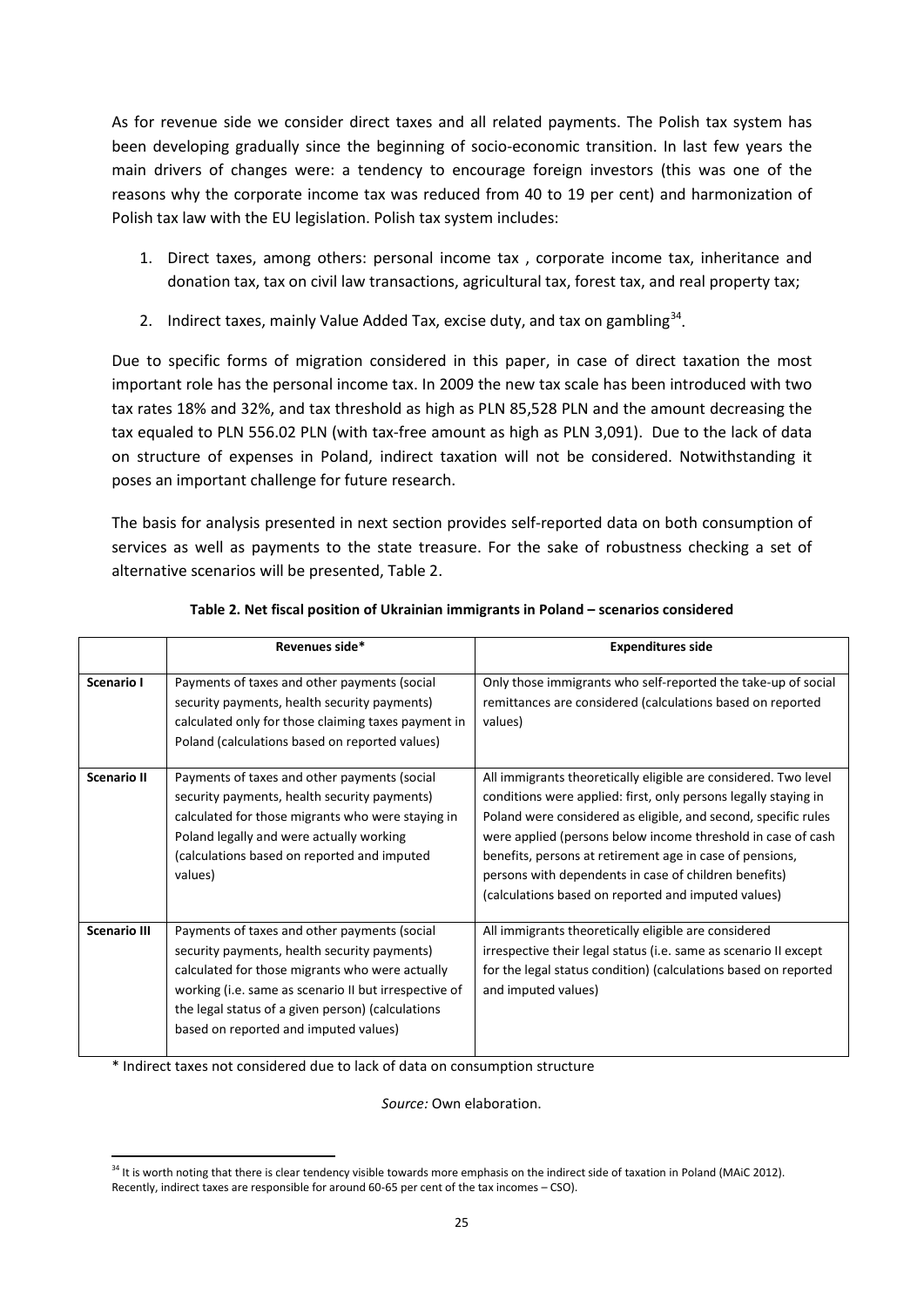As for revenue side we consider direct taxes and all related payments. The Polish tax system has been developing gradually since the beginning of socio-economic transition. In last few years the main drivers of changes were: a tendency to encourage foreign investors (this was one of the reasons why the corporate income tax was reduced from 40 to 19 per cent) and harmonization of Polish tax law with the EU legislation. Polish tax system includes:

1. Direct taxes, among others: personal income tax , corporate income tax, inheritance and donation tax, tax on civil law transactions, agricultural tax, forest tax, and real property tax;
2. Indirect taxes, mainly Value Added Tax, excise duty, and tax on gambling[34].

Due to specific forms of migration considered in this paper, in case of direct taxation the most important role has the personal income tax. In 2009 the new tax scale has been introduced with two tax rates 18% and 32%, and tax threshold as high as PLN 85,528 PLN and the amount decreasing the tax equaled to PLN 556.02 PLN (with tax-free amount as high as PLN 3,091). Due to the lack of data on structure of expenses in Poland, indirect taxation will not be considered. Notwithstanding it poses an important challenge for future research.

The basis for analysis presented in next section provides self-reported data on both consumption of services as well as payments to the state treasure. For the sake of robustness checking a set of alternative scenarios will be presented, Table 2.

**Table 2. Net fiscal position of Ukrainian immigrants in Poland – scenarios considered**

| | Revenues side* | Expenditures side |
|---|---|---|
| **Scenario I** | Payments of taxes and other payments (social security payments, health security payments) calculated only for those claiming taxes payment in Poland (calculations based on reported values) | Only those immigrants who self-reported the take-up of social remittances are considered (calculations based on reported values) |
| **Scenario II** | Payments of taxes and other payments (social security payments, health security payments) calculated for those migrants who were staying in Poland legally and were actually working (calculations based on reported and imputed values) | All immigrants theoretically eligible are considered. Two level conditions were applied: first, only persons legally staying in Poland were considered as eligible, and second, specific rules were applied (persons below income threshold in case of cash benefits, persons at retirement age in case of pensions, persons with dependents in case of children benefits) (calculations based on reported and imputed values) |
| **Scenario III** | Payments of taxes and other payments (social security payments, health security payments) calculated for those migrants who were actually working (i.e. same as scenario II but irrespective of the legal status of a given person) (calculations based on reported and imputed values) | All immigrants theoretically eligible are considered irrespective their legal status (i.e. same as scenario II except for the legal status condition) (calculations based on reported and imputed values) |

\* Indirect taxes not considered due to lack of data on consumption structure

*Source:* Own elaboration.

[34] It is worth noting that there is clear tendency visible towards more emphasis on the indirect side of taxation in Poland (MAiC 2012). Recently, indirect taxes are responsible for around 60-65 per cent of the tax incomes – CSO).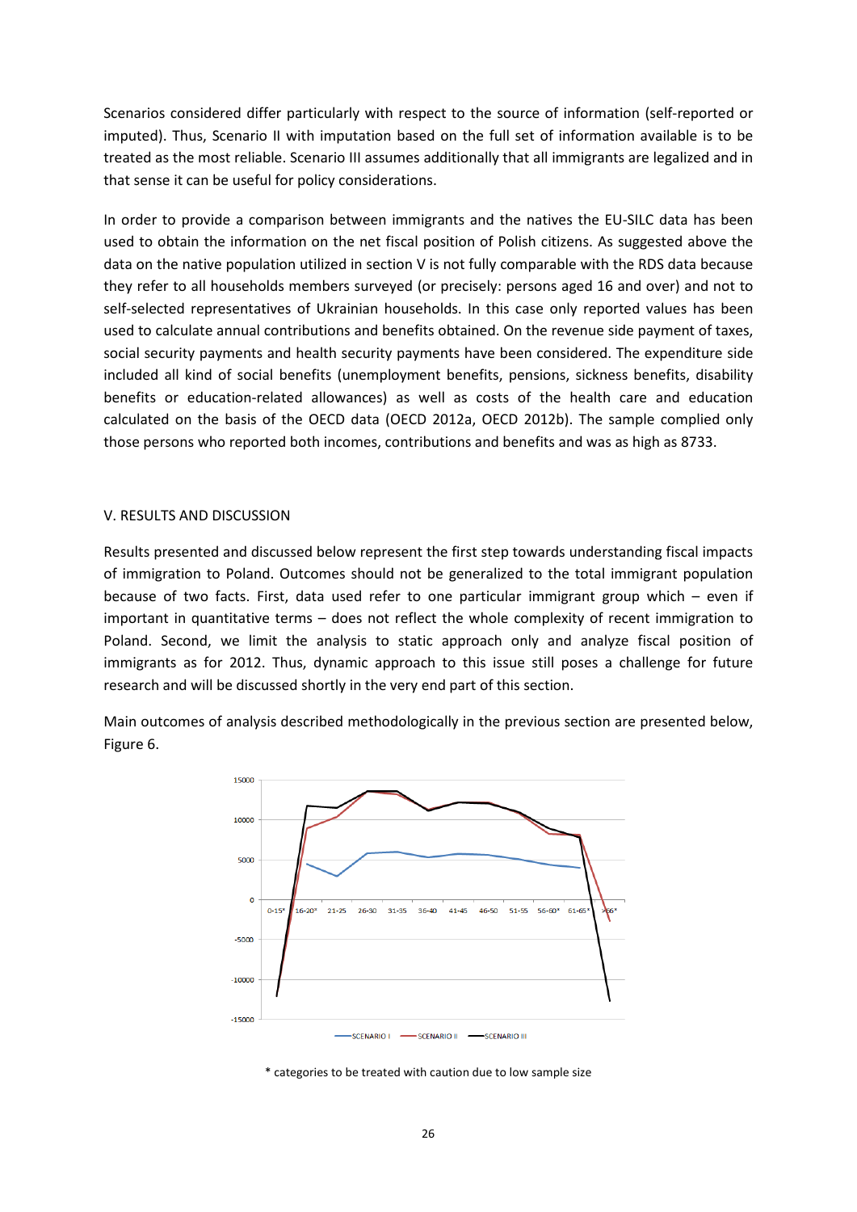Scenarios considered differ particularly with respect to the source of information (self-reported or imputed). Thus, Scenario II with imputation based on the full set of information available is to be treated as the most reliable. Scenario III assumes additionally that all immigrants are legalized and in that sense it can be useful for policy considerations.

In order to provide a comparison between immigrants and the natives the EU-SILC data has been used to obtain the information on the net fiscal position of Polish citizens. As suggested above the data on the native population utilized in section V is not fully comparable with the RDS data because they refer to all households members surveyed (or precisely: persons aged 16 and over) and not to self-selected representatives of Ukrainian households. In this case only reported values has been used to calculate annual contributions and benefits obtained. On the revenue side payment of taxes, social security payments and health security payments have been considered. The expenditure side included all kind of social benefits (unemployment benefits, pensions, sickness benefits, disability benefits or education-related allowances) as well as costs of the health care and education calculated on the basis of the OECD data (OECD 2012a, OECD 2012b). The sample complied only those persons who reported both incomes, contributions and benefits and was as high as 8733.

## V. RESULTS AND DISCUSSION

Results presented and discussed below represent the first step towards understanding fiscal impacts of immigration to Poland. Outcomes should not be generalized to the total immigrant population because of two facts. First, data used refer to one particular immigrant group which – even if important in quantitative terms – does not reflect the whole complexity of recent immigration to Poland. Second, we limit the analysis to static approach only and analyze fiscal position of immigrants as for 2012. Thus, dynamic approach to this issue still poses a challenge for future research and will be discussed shortly in the very end part of this section.

Main outcomes of analysis described methodologically in the previous section are presented below, Figure 6.

\* categories to be treated with caution due to low sample size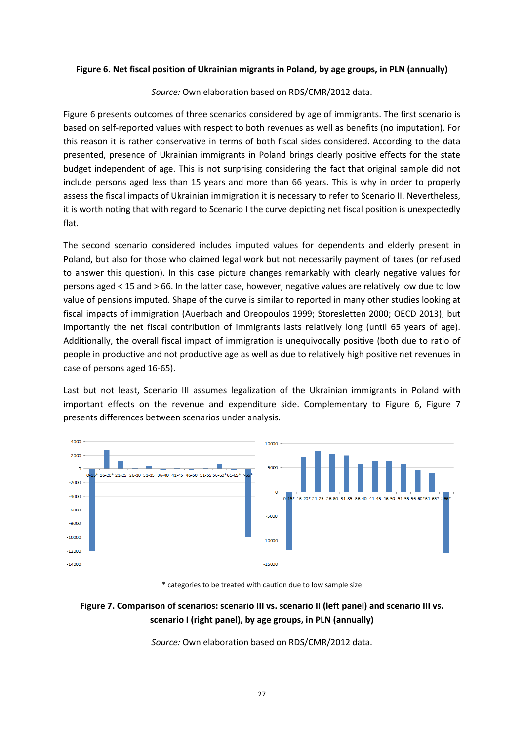**Figure 6. Net fiscal position of Ukrainian migrants in Poland, by age groups, in PLN (annually)**

*Source:* Own elaboration based on RDS/CMR/2012 data.

Figure 6 presents outcomes of three scenarios considered by age of immigrants. The first scenario is based on self-reported values with respect to both revenues as well as benefits (no imputation). For this reason it is rather conservative in terms of both fiscal sides considered. According to the data presented, presence of Ukrainian immigrants in Poland brings clearly positive effects for the state budget independent of age. This is not surprising considering the fact that original sample did not include persons aged less than 15 years and more than 66 years. This is why in order to properly assess the fiscal impacts of Ukrainian immigration it is necessary to refer to Scenario II. Nevertheless, it is worth noting that with regard to Scenario I the curve depicting net fiscal position is unexpectedly flat.

The second scenario considered includes imputed values for dependents and elderly present in Poland, but also for those who claimed legal work but not necessarily payment of taxes (or refused to answer this question). In this case picture changes remarkably with clearly negative values for persons aged < 15 and > 66. In the latter case, however, negative values are relatively low due to low value of pensions imputed. Shape of the curve is similar to reported in many other studies looking at fiscal impacts of immigration (Auerbach and Oreopoulos 1999; Storesletten 2000; OECD 2013), but importantly the net fiscal contribution of immigrants lasts relatively long (until 65 years of age). Additionally, the overall fiscal impact of immigration is unequivocally positive (both due to ratio of people in productive and not productive age as well as due to relatively high positive net revenues in case of persons aged 16-65).

Last but not least, Scenario III assumes legalization of the Ukrainian immigrants in Poland with important effects on the revenue and expenditure side. Complementary to Figure 6, Figure 7 presents differences between scenarios under analysis.

\* categories to be treated with caution due to low sample size

**Figure 7. Comparison of scenarios: scenario III vs. scenario II (left panel) and scenario III vs. scenario I (right panel), by age groups, in PLN (annually)**

*Source:* Own elaboration based on RDS/CMR/2012 data.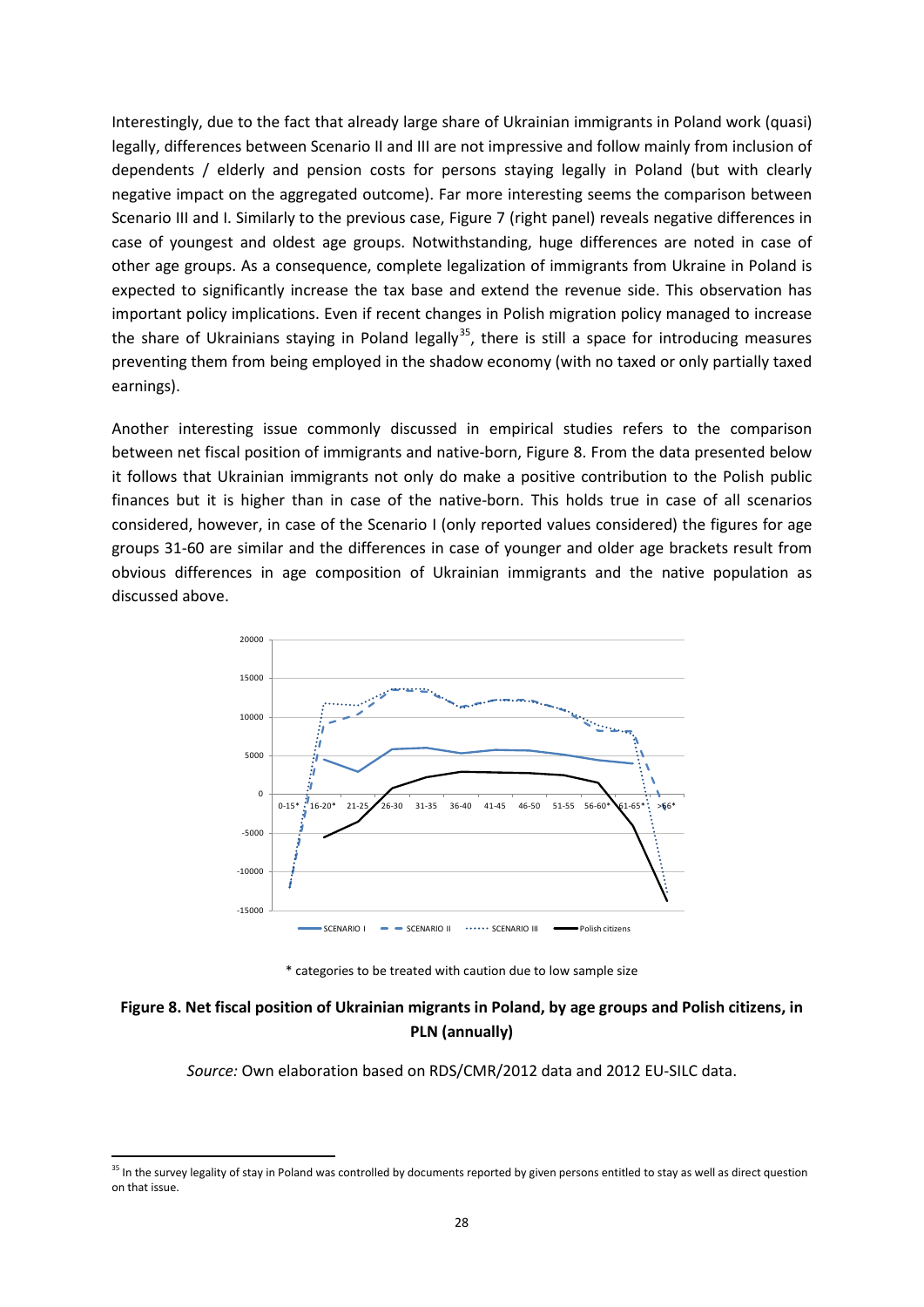Interestingly, due to the fact that already large share of Ukrainian immigrants in Poland work (quasi) legally, differences between Scenario II and III are not impressive and follow mainly from inclusion of dependents / elderly and pension costs for persons staying legally in Poland (but with clearly negative impact on the aggregated outcome). Far more interesting seems the comparison between Scenario III and I. Similarly to the previous case, Figure 7 (right panel) reveals negative differences in case of youngest and oldest age groups. Notwithstanding, huge differences are noted in case of other age groups. As a consequence, complete legalization of immigrants from Ukraine in Poland is expected to significantly increase the tax base and extend the revenue side. This observation has important policy implications. Even if recent changes in Polish migration policy managed to increase the share of Ukrainians staying in Poland legally[35], there is still a space for introducing measures preventing them from being employed in the shadow economy (with no taxed or only partially taxed earnings).

Another interesting issue commonly discussed in empirical studies refers to the comparison between net fiscal position of immigrants and native-born, Figure 8. From the data presented below it follows that Ukrainian immigrants not only do make a positive contribution to the Polish public finances but it is higher than in case of the native-born. This holds true in case of all scenarios considered, however, in case of the Scenario I (only reported values considered) the figures for age groups 31-60 are similar and the differences in case of younger and older age brackets result from obvious differences in age composition of Ukrainian immigrants and the native population as discussed above.

\* categories to be treated with caution due to low sample size

**Figure 8. Net fiscal position of Ukrainian migrants in Poland, by age groups and Polish citizens, in PLN (annually)**

*Source:* Own elaboration based on RDS/CMR/2012 data and 2012 EU-SILC data.

[35] In the survey legality of stay in Poland was controlled by documents reported by given persons entitled to stay as well as direct question on that issue.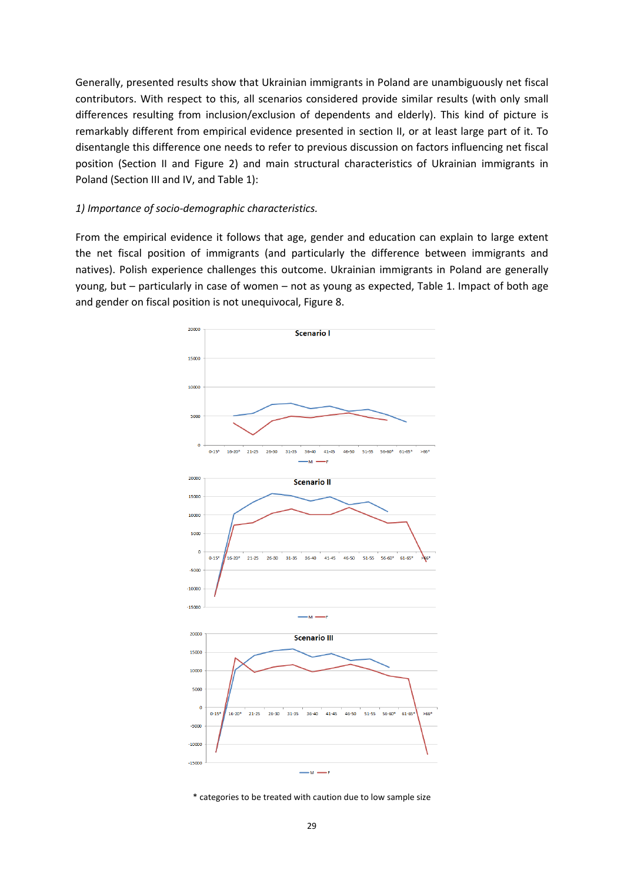Generally, presented results show that Ukrainian immigrants in Poland are unambiguously net fiscal contributors. With respect to this, all scenarios considered provide similar results (with only small differences resulting from inclusion/exclusion of dependents and elderly). This kind of picture is remarkably different from empirical evidence presented in section II, or at least large part of it. To disentangle this difference one needs to refer to previous discussion on factors influencing net fiscal position (Section II and Figure 2) and main structural characteristics of Ukrainian immigrants in Poland (Section III and IV, and Table 1):

*1) Importance of socio-demographic characteristics.*

From the empirical evidence it follows that age, gender and education can explain to large extent the net fiscal position of immigrants (and particularly the difference between immigrants and natives). Polish experience challenges this outcome. Ukrainian immigrants in Poland are generally young, but – particularly in case of women – not as young as expected, Table 1. Impact of both age and gender on fiscal position is not unequivocal, Figure 8.

\* categories to be treated with caution due to low sample size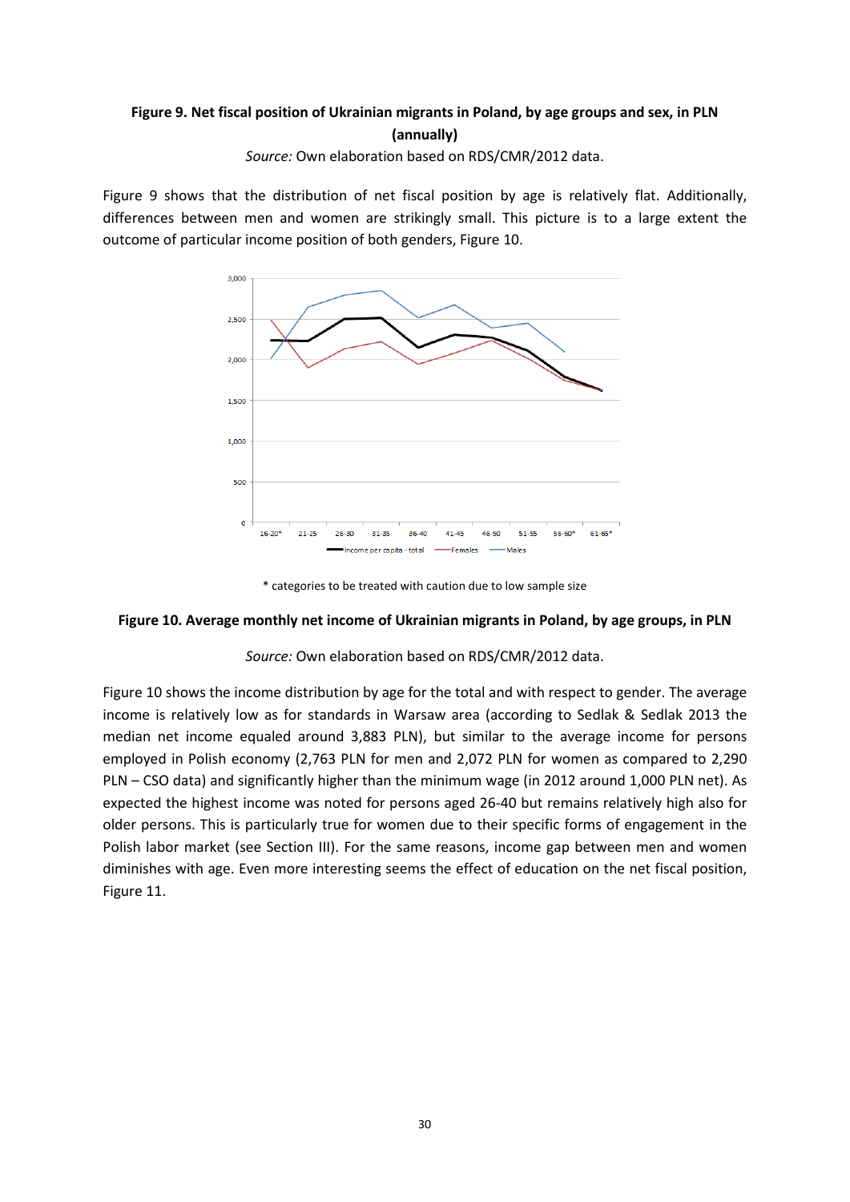**Figure 9. Net fiscal position of Ukrainian migrants in Poland, by age groups and sex, in PLN (annually)**

*Source:* Own elaboration based on RDS/CMR/2012 data.

Figure 9 shows that the distribution of net fiscal position by age is relatively flat. Additionally, differences between men and women are strikingly small. This picture is to a large extent the outcome of particular income position of both genders, Figure 10.

\* categories to be treated with caution due to low sample size

**Figure 10. Average monthly net income of Ukrainian migrants in Poland, by age groups, in PLN**

*Source:* Own elaboration based on RDS/CMR/2012 data.

Figure 10 shows the income distribution by age for the total and with respect to gender. The average income is relatively low as for standards in Warsaw area (according to Sedlak & Sedlak 2013 the median net income equaled around 3,883 PLN), but similar to the average income for persons employed in Polish economy (2,763 PLN for men and 2,072 PLN for women as compared to 2,290 PLN – CSO data) and significantly higher than the minimum wage (in 2012 around 1,000 PLN net). As expected the highest income was noted for persons aged 26-40 but remains relatively high also for older persons. This is particularly true for women due to their specific forms of engagement in the Polish labor market (see Section III). For the same reasons, income gap between men and women diminishes with age. Even more interesting seems the effect of education on the net fiscal position, Figure 11.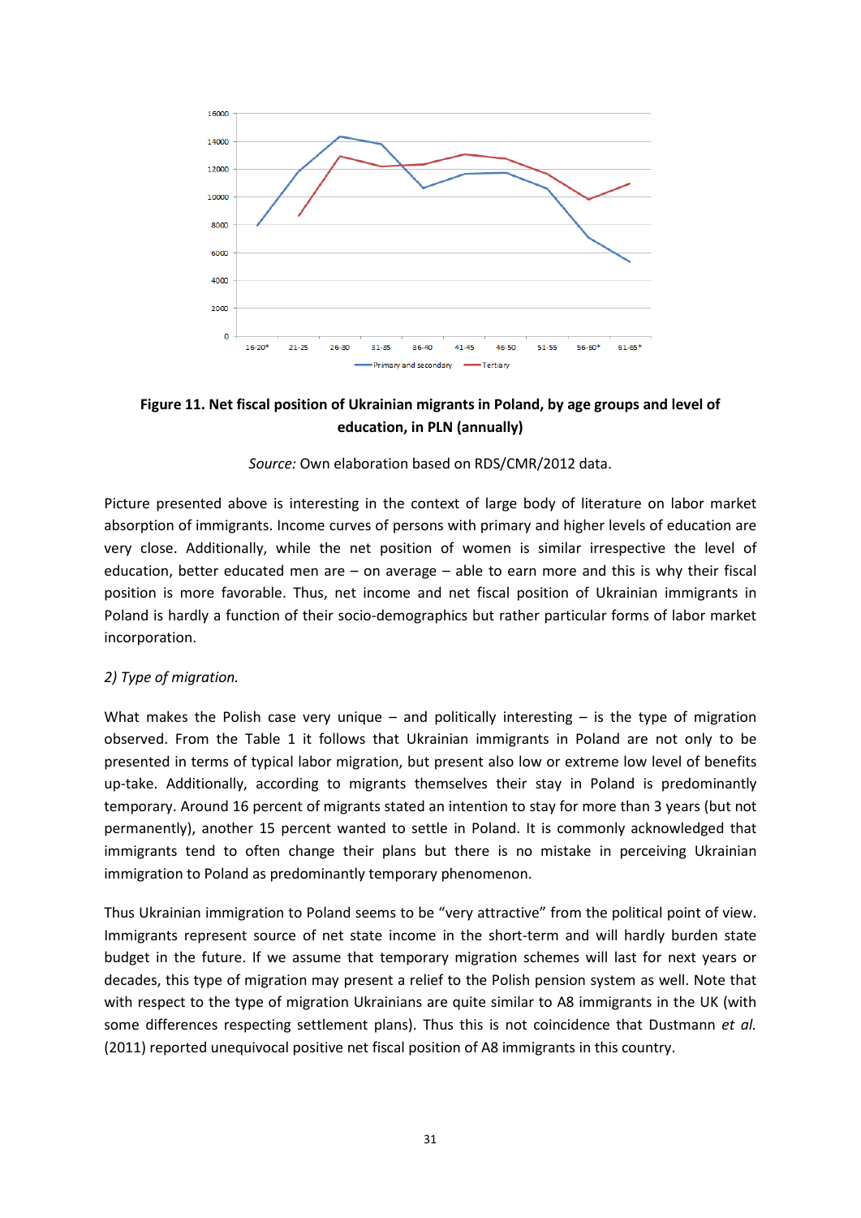**Figure 11. Net fiscal position of Ukrainian migrants in Poland, by age groups and level of education, in PLN (annually)**

*Source:* Own elaboration based on RDS/CMR/2012 data.

Picture presented above is interesting in the context of large body of literature on labor market absorption of immigrants. Income curves of persons with primary and higher levels of education are very close. Additionally, while the net position of women is similar irrespective the level of education, better educated men are – on average – able to earn more and this is why their fiscal position is more favorable. Thus, net income and net fiscal position of Ukrainian immigrants in Poland is hardly a function of their socio-demographics but rather particular forms of labor market incorporation.

*2) Type of migration.*

What makes the Polish case very unique – and politically interesting – is the type of migration observed. From the Table 1 it follows that Ukrainian immigrants in Poland are not only to be presented in terms of typical labor migration, but present also low or extreme low level of benefits up-take. Additionally, according to migrants themselves their stay in Poland is predominantly temporary. Around 16 percent of migrants stated an intention to stay for more than 3 years (but not permanently), another 15 percent wanted to settle in Poland. It is commonly acknowledged that immigrants tend to often change their plans but there is no mistake in perceiving Ukrainian immigration to Poland as predominantly temporary phenomenon.

Thus Ukrainian immigration to Poland seems to be "very attractive" from the political point of view. Immigrants represent source of net state income in the short-term and will hardly burden state budget in the future. If we assume that temporary migration schemes will last for next years or decades, this type of migration may present a relief to the Polish pension system as well. Note that with respect to the type of migration Ukrainians are quite similar to A8 immigrants in the UK (with some differences respecting settlement plans). Thus this is not coincidence that Dustmann *et al.* (2011) reported unequivocal positive net fiscal position of A8 immigrants in this country.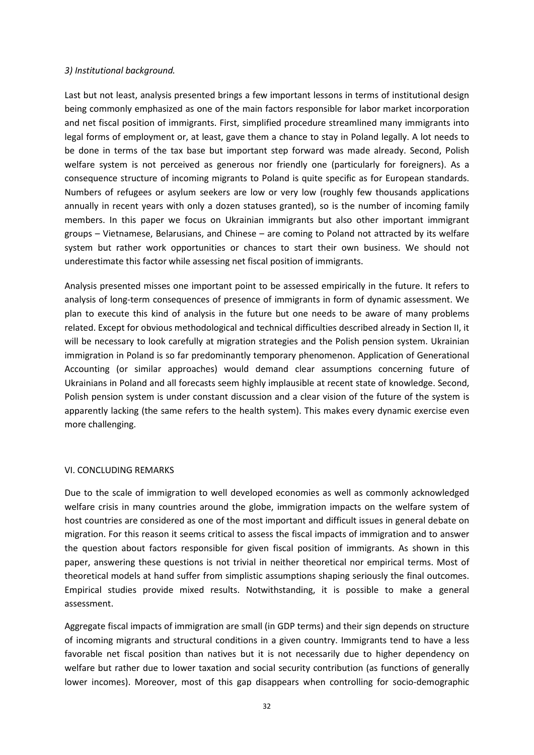*3) Institutional background.*

Last but not least, analysis presented brings a few important lessons in terms of institutional design being commonly emphasized as one of the main factors responsible for labor market incorporation and net fiscal position of immigrants. First, simplified procedure streamlined many immigrants into legal forms of employment or, at least, gave them a chance to stay in Poland legally. A lot needs to be done in terms of the tax base but important step forward was made already. Second, Polish welfare system is not perceived as generous nor friendly one (particularly for foreigners). As a consequence structure of incoming migrants to Poland is quite specific as for European standards. Numbers of refugees or asylum seekers are low or very low (roughly few thousands applications annually in recent years with only a dozen statuses granted), so is the number of incoming family members. In this paper we focus on Ukrainian immigrants but also other important immigrant groups – Vietnamese, Belarusians, and Chinese – are coming to Poland not attracted by its welfare system but rather work opportunities or chances to start their own business. We should not underestimate this factor while assessing net fiscal position of immigrants.

Analysis presented misses one important point to be assessed empirically in the future. It refers to analysis of long-term consequences of presence of immigrants in form of dynamic assessment. We plan to execute this kind of analysis in the future but one needs to be aware of many problems related. Except for obvious methodological and technical difficulties described already in Section II, it will be necessary to look carefully at migration strategies and the Polish pension system. Ukrainian immigration in Poland is so far predominantly temporary phenomenon. Application of Generational Accounting (or similar approaches) would demand clear assumptions concerning future of Ukrainians in Poland and all forecasts seem highly implausible at recent state of knowledge. Second, Polish pension system is under constant discussion and a clear vision of the future of the system is apparently lacking (the same refers to the health system). This makes every dynamic exercise even more challenging.

## VI. CONCLUDING REMARKS

Due to the scale of immigration to well developed economies as well as commonly acknowledged welfare crisis in many countries around the globe, immigration impacts on the welfare system of host countries are considered as one of the most important and difficult issues in general debate on migration. For this reason it seems critical to assess the fiscal impacts of immigration and to answer the question about factors responsible for given fiscal position of immigrants. As shown in this paper, answering these questions is not trivial in neither theoretical nor empirical terms. Most of theoretical models at hand suffer from simplistic assumptions shaping seriously the final outcomes. Empirical studies provide mixed results. Notwithstanding, it is possible to make a general assessment.

Aggregate fiscal impacts of immigration are small (in GDP terms) and their sign depends on structure of incoming migrants and structural conditions in a given country. Immigrants tend to have a less favorable net fiscal position than natives but it is not necessarily due to higher dependency on welfare but rather due to lower taxation and social security contribution (as functions of generally lower incomes). Moreover, most of this gap disappears when controlling for socio-demographic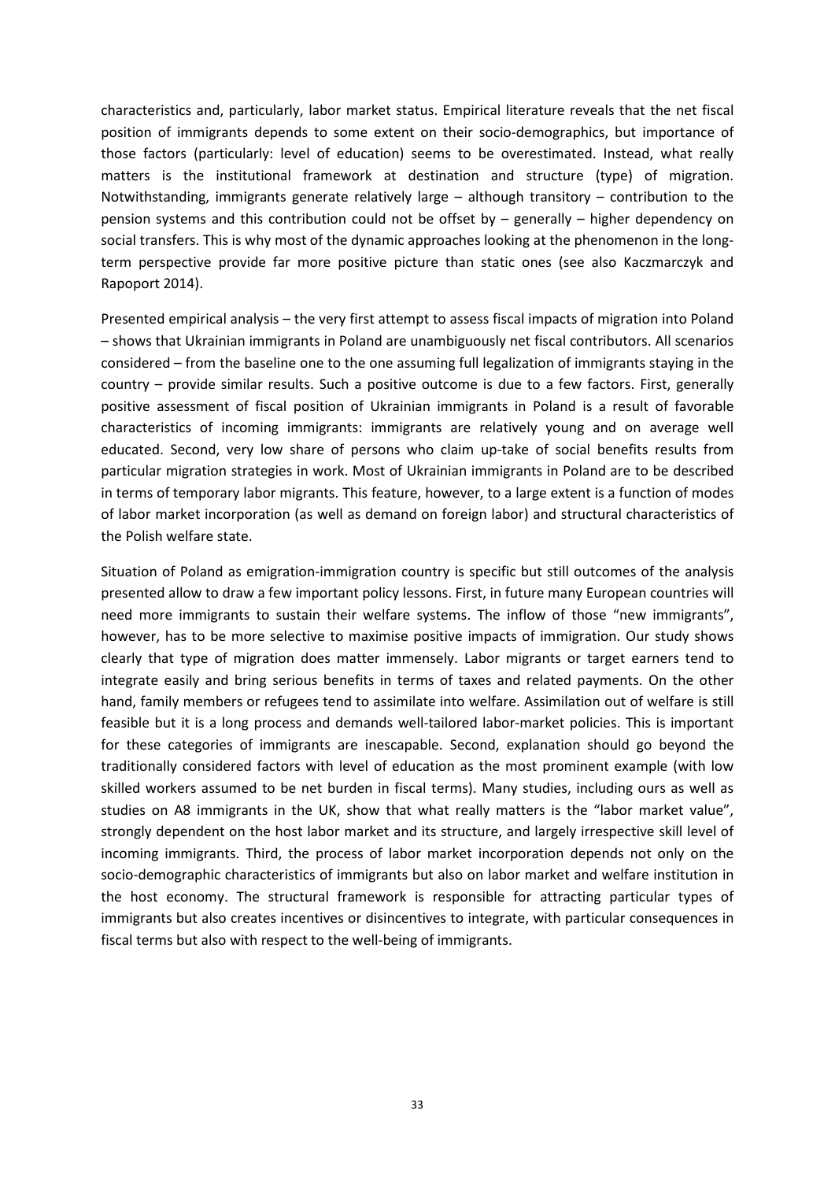characteristics and, particularly, labor market status. Empirical literature reveals that the net fiscal position of immigrants depends to some extent on their socio-demographics, but importance of those factors (particularly: level of education) seems to be overestimated. Instead, what really matters is the institutional framework at destination and structure (type) of migration. Notwithstanding, immigrants generate relatively large – although transitory – contribution to the pension systems and this contribution could not be offset by – generally – higher dependency on social transfers. This is why most of the dynamic approaches looking at the phenomenon in the long-term perspective provide far more positive picture than static ones (see also Kaczmarczyk and Rapoport 2014).

Presented empirical analysis – the very first attempt to assess fiscal impacts of migration into Poland – shows that Ukrainian immigrants in Poland are unambiguously net fiscal contributors. All scenarios considered – from the baseline one to the one assuming full legalization of immigrants staying in the country – provide similar results. Such a positive outcome is due to a few factors. First, generally positive assessment of fiscal position of Ukrainian immigrants in Poland is a result of favorable characteristics of incoming immigrants: immigrants are relatively young and on average well educated. Second, very low share of persons who claim up-take of social benefits results from particular migration strategies in work. Most of Ukrainian immigrants in Poland are to be described in terms of temporary labor migrants. This feature, however, to a large extent is a function of modes of labor market incorporation (as well as demand on foreign labor) and structural characteristics of the Polish welfare state.

Situation of Poland as emigration-immigration country is specific but still outcomes of the analysis presented allow to draw a few important policy lessons. First, in future many European countries will need more immigrants to sustain their welfare systems. The inflow of those "new immigrants", however, has to be more selective to maximise positive impacts of immigration. Our study shows clearly that type of migration does matter immensely. Labor migrants or target earners tend to integrate easily and bring serious benefits in terms of taxes and related payments. On the other hand, family members or refugees tend to assimilate into welfare. Assimilation out of welfare is still feasible but it is a long process and demands well-tailored labor-market policies. This is important for these categories of immigrants are inescapable. Second, explanation should go beyond the traditionally considered factors with level of education as the most prominent example (with low skilled workers assumed to be net burden in fiscal terms). Many studies, including ours as well as studies on A8 immigrants in the UK, show that what really matters is the "labor market value", strongly dependent on the host labor market and its structure, and largely irrespective skill level of incoming immigrants. Third, the process of labor market incorporation depends not only on the socio-demographic characteristics of immigrants but also on labor market and welfare institution in the host economy. The structural framework is responsible for attracting particular types of immigrants but also creates incentives or disincentives to integrate, with particular consequences in fiscal terms but also with respect to the well-being of immigrants.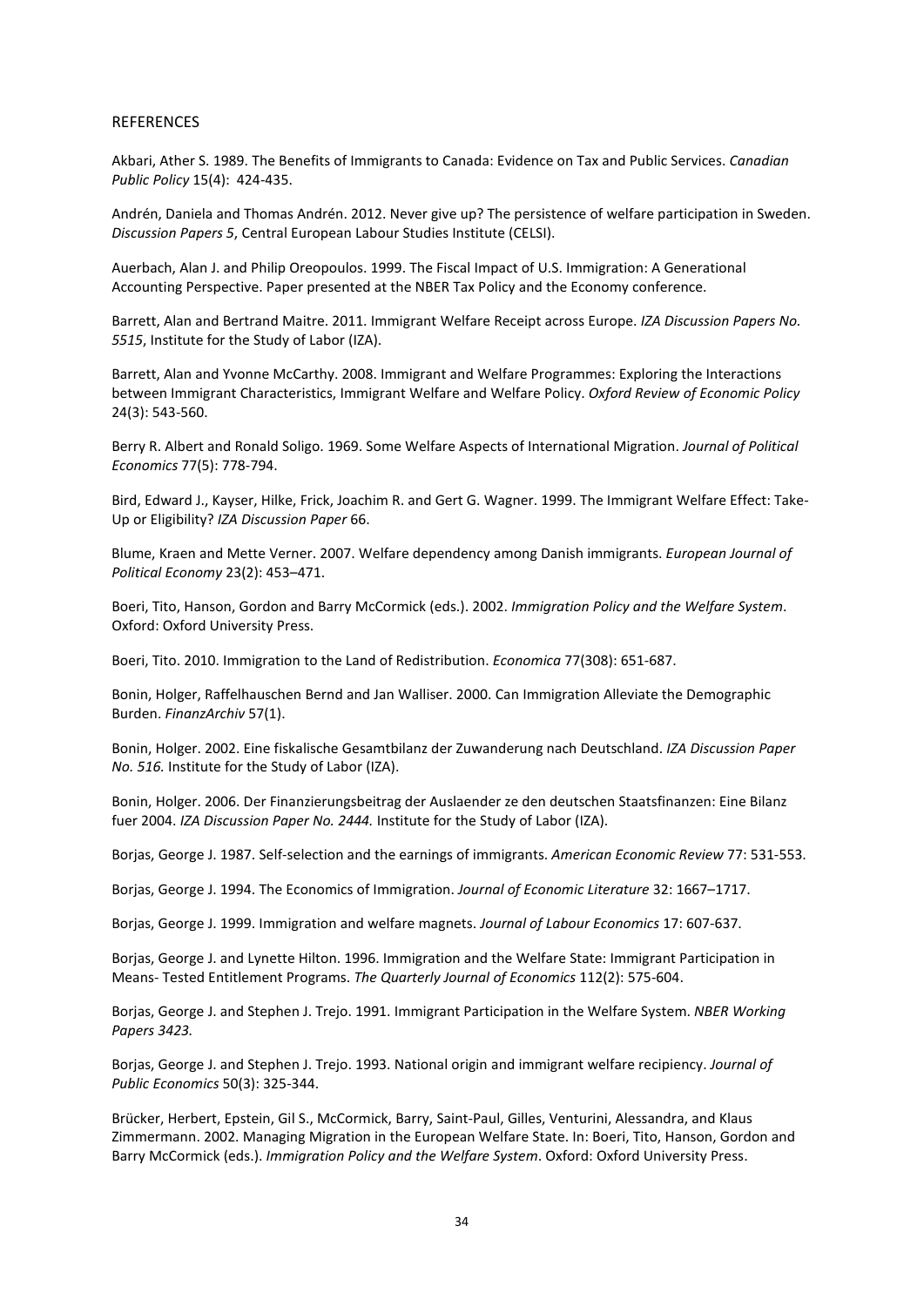REFERENCES

Akbari, Ather S. 1989. The Benefits of Immigrants to Canada: Evidence on Tax and Public Services. *Canadian Public Policy* 15(4): 424-435.

Andrén, Daniela and Thomas Andrén. 2012. Never give up? The persistence of welfare participation in Sweden. *Discussion Papers 5*, Central European Labour Studies Institute (CELSI).

Auerbach, Alan J. and Philip Oreopoulos. 1999. The Fiscal Impact of U.S. Immigration: A Generational Accounting Perspective. Paper presented at the NBER Tax Policy and the Economy conference.

Barrett, Alan and Bertrand Maitre. 2011. Immigrant Welfare Receipt across Europe. *IZA Discussion Papers No. 5515*, Institute for the Study of Labor (IZA).

Barrett, Alan and Yvonne McCarthy. 2008. Immigrant and Welfare Programmes: Exploring the Interactions between Immigrant Characteristics, Immigrant Welfare and Welfare Policy. *Oxford Review of Economic Policy* 24(3): 543-560.

Berry R. Albert and Ronald Soligo. 1969. Some Welfare Aspects of International Migration. *Journal of Political Economics* 77(5): 778-794.

Bird, Edward J., Kayser, Hilke, Frick, Joachim R. and Gert G. Wagner. 1999. The Immigrant Welfare Effect: Take-Up or Eligibility? *IZA Discussion Paper* 66.

Blume, Kraen and Mette Verner. 2007. Welfare dependency among Danish immigrants. *European Journal of Political Economy* 23(2): 453–471.

Boeri, Tito, Hanson, Gordon and Barry McCormick (eds.). 2002. *Immigration Policy and the Welfare System*. Oxford: Oxford University Press.

Boeri, Tito. 2010. Immigration to the Land of Redistribution. *Economica* 77(308): 651-687.

Bonin, Holger, Raffelhauschen Bernd and Jan Walliser. 2000. Can Immigration Alleviate the Demographic Burden. *FinanzArchiv* 57(1).

Bonin, Holger. 2002. Eine fiskalische Gesamtbilanz der Zuwanderung nach Deutschland. *IZA Discussion Paper No. 516.* Institute for the Study of Labor (IZA).

Bonin, Holger. 2006. Der Finanzierungsbeitrag der Auslaender ze den deutschen Staatsfinanzen: Eine Bilanz fuer 2004. *IZA Discussion Paper No. 2444.* Institute for the Study of Labor (IZA).

Borjas, George J. 1987. Self-selection and the earnings of immigrants. *American Economic Review* 77: 531-553.

Borjas, George J. 1994. The Economics of Immigration. *Journal of Economic Literature* 32: 1667–1717.

Borjas, George J. 1999. Immigration and welfare magnets. *Journal of Labour Economics* 17: 607-637.

Borjas, George J. and Lynette Hilton. 1996. Immigration and the Welfare State: Immigrant Participation in Means- Tested Entitlement Programs. *The Quarterly Journal of Economics* 112(2): 575-604.

Borjas, George J. and Stephen J. Trejo. 1991. Immigrant Participation in the Welfare System. *NBER Working Papers 3423.*

Borjas, George J. and Stephen J. Trejo. 1993. National origin and immigrant welfare recipiency. *Journal of Public Economics* 50(3): 325-344.

Brücker, Herbert, Epstein, Gil S., McCormick, Barry, Saint-Paul, Gilles, Venturini, Alessandra, and Klaus Zimmermann. 2002. Managing Migration in the European Welfare State. In: Boeri, Tito, Hanson, Gordon and Barry McCormick (eds.). *Immigration Policy and the Welfare System*. Oxford: Oxford University Press.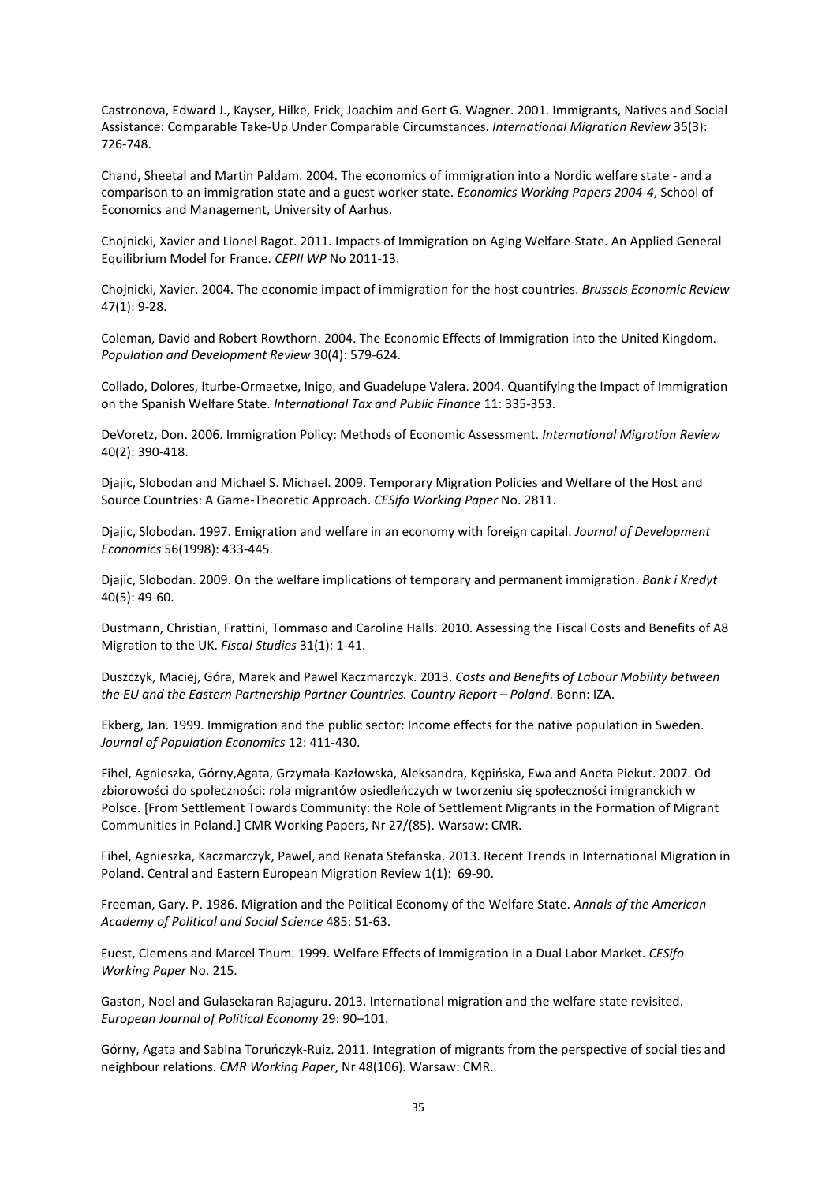Castronova, Edward J., Kayser, Hilke, Frick, Joachim and Gert G. Wagner. 2001. Immigrants, Natives and Social Assistance: Comparable Take-Up Under Comparable Circumstances. *International Migration Review* 35(3): 726-748.

Chand, Sheetal and Martin Paldam. 2004. The economics of immigration into a Nordic welfare state - and a comparison to an immigration state and a guest worker state. *Economics Working Papers 2004-4*, School of Economics and Management, University of Aarhus.

Chojnicki, Xavier and Lionel Ragot. 2011. Impacts of Immigration on Aging Welfare-State. An Applied General Equilibrium Model for France. *CEPII WP* No 2011-13.

Chojnicki, Xavier. 2004. The economie impact of immigration for the host countries. *Brussels Economic Review* 47(1): 9-28.

Coleman, David and Robert Rowthorn. 2004. The Economic Effects of Immigration into the United Kingdom. *Population and Development Review* 30(4): 579-624.

Collado, Dolores, Iturbe-Ormaetxe, Inigo, and Guadelupe Valera. 2004. Quantifying the Impact of Immigration on the Spanish Welfare State. *International Tax and Public Finance* 11: 335-353.

DeVoretz, Don. 2006. Immigration Policy: Methods of Economic Assessment. *International Migration Review* 40(2): 390-418.

Djajic, Slobodan and Michael S. Michael. 2009. Temporary Migration Policies and Welfare of the Host and Source Countries: A Game-Theoretic Approach. *CESifo Working Paper* No. 2811.

Djajic, Slobodan. 1997. Emigration and welfare in an economy with foreign capital. *Journal of Development Economics* 56(1998): 433-445.

Djajic, Slobodan. 2009. On the welfare implications of temporary and permanent immigration. *Bank i Kredyt* 40(5): 49-60.

Dustmann, Christian, Frattini, Tommaso and Caroline Halls. 2010. Assessing the Fiscal Costs and Benefits of A8 Migration to the UK. *Fiscal Studies* 31(1): 1-41.

Duszczyk, Maciej, Góra, Marek and Pawel Kaczmarczyk. 2013. *Costs and Benefits of Labour Mobility between the EU and the Eastern Partnership Partner Countries. Country Report – Poland*. Bonn: IZA.

Ekberg, Jan. 1999. Immigration and the public sector: Income effects for the native population in Sweden. *Journal of Population Economics* 12: 411-430.

Fihel, Agnieszka, Górny,Agata, Grzymała-Kazłowska, Aleksandra, Kępińska, Ewa and Aneta Piekut. 2007. Od zbiorowości do społeczności: rola migrantów osiedleńczych w tworzeniu się społeczności imigranckich w Polsce. [From Settlement Towards Community: the Role of Settlement Migrants in the Formation of Migrant Communities in Poland.] CMR Working Papers, Nr 27/(85). Warsaw: CMR.

Fihel, Agnieszka, Kaczmarczyk, Pawel, and Renata Stefanska. 2013. Recent Trends in International Migration in Poland. Central and Eastern European Migration Review 1(1): 69-90.

Freeman, Gary. P. 1986. Migration and the Political Economy of the Welfare State. *Annals of the American Academy of Political and Social Science* 485: 51-63.

Fuest, Clemens and Marcel Thum. 1999. Welfare Effects of Immigration in a Dual Labor Market. *CESifo Working Paper* No. 215.

Gaston, Noel and Gulasekaran Rajaguru. 2013. International migration and the welfare state revisited. *European Journal of Political Economy* 29: 90–101.

Górny, Agata and Sabina Toruńczyk-Ruiz. 2011. Integration of migrants from the perspective of social ties and neighbour relations. *CMR Working Paper*, Nr 48(106). Warsaw: CMR.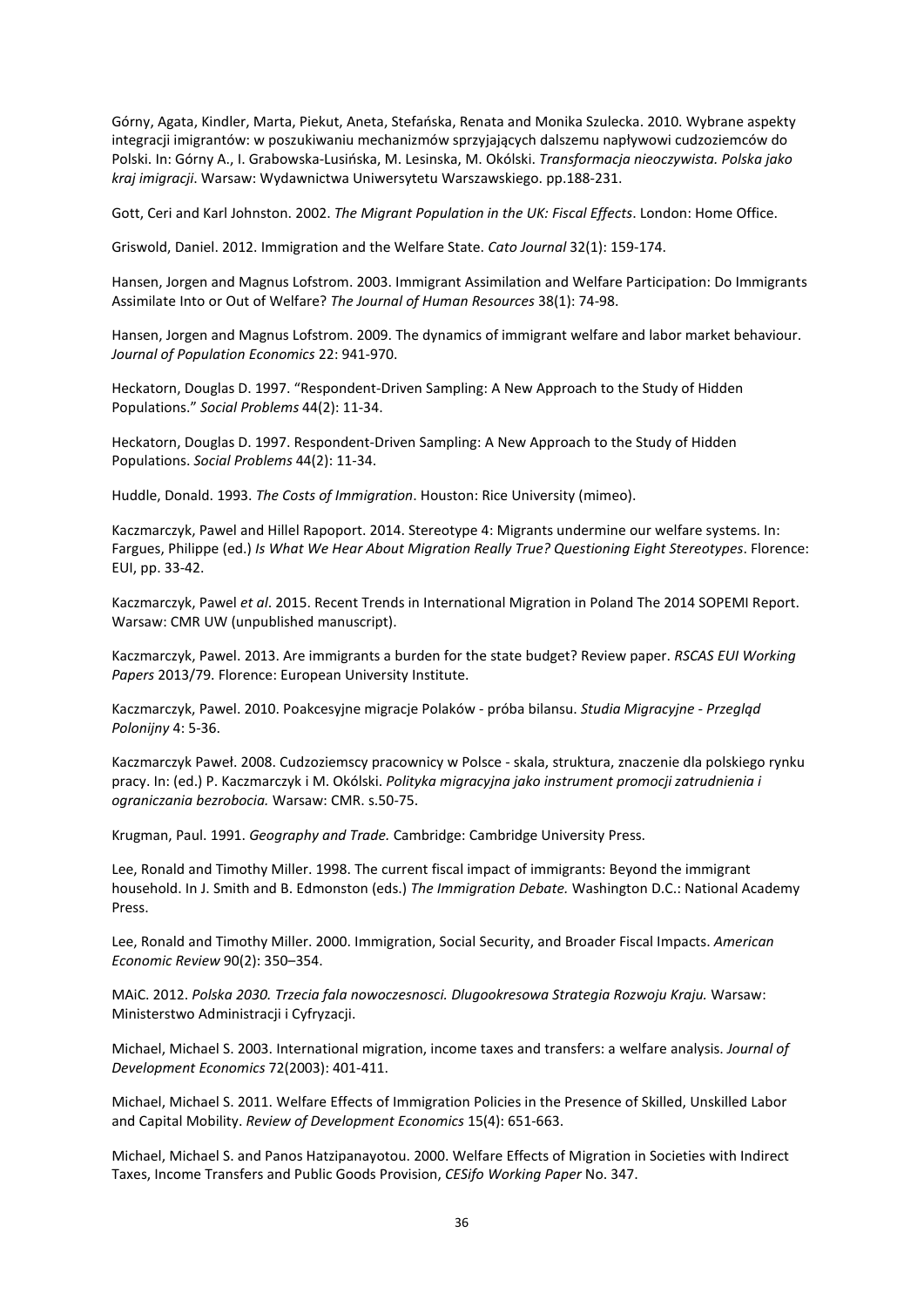Górny, Agata, Kindler, Marta, Piekut, Aneta, Stefańska, Renata and Monika Szulecka. 2010. Wybrane aspekty integracji imigrantów: w poszukiwaniu mechanizmów sprzyjających dalszemu napływowi cudzoziemców do Polski. In: Górny A., I. Grabowska-Lusińska, M. Lesinska, M. Okólski. *Transformacja nieoczywista. Polska jako kraj imigracji*. Warsaw: Wydawnictwa Uniwersytetu Warszawskiego. pp.188-231.

Gott, Ceri and Karl Johnston. 2002. *The Migrant Population in the UK: Fiscal Effects*. London: Home Office.

Griswold, Daniel. 2012. Immigration and the Welfare State. *Cato Journal* 32(1): 159-174.

Hansen, Jorgen and Magnus Lofstrom. 2003. Immigrant Assimilation and Welfare Participation: Do Immigrants Assimilate Into or Out of Welfare? *The Journal of Human Resources* 38(1): 74-98.

Hansen, Jorgen and Magnus Lofstrom. 2009. The dynamics of immigrant welfare and labor market behaviour. *Journal of Population Economics* 22: 941-970.

Heckatorn, Douglas D. 1997. "Respondent-Driven Sampling: A New Approach to the Study of Hidden Populations." *Social Problems* 44(2): 11-34.

Heckatorn, Douglas D. 1997. Respondent-Driven Sampling: A New Approach to the Study of Hidden Populations. *Social Problems* 44(2): 11-34.

Huddle, Donald. 1993. *The Costs of Immigration*. Houston: Rice University (mimeo).

Kaczmarczyk, Pawel and Hillel Rapoport. 2014. Stereotype 4: Migrants undermine our welfare systems. In: Fargues, Philippe (ed.) *Is What We Hear About Migration Really True? Questioning Eight Stereotypes*. Florence: EUI, pp. 33-42.

Kaczmarczyk, Pawel *et al*. 2015. Recent Trends in International Migration in Poland The 2014 SOPEMI Report. Warsaw: CMR UW (unpublished manuscript).

Kaczmarczyk, Pawel. 2013. Are immigrants a burden for the state budget? Review paper. *RSCAS EUI Working Papers* 2013/79. Florence: European University Institute.

Kaczmarczyk, Pawel. 2010. Poakcesyjne migracje Polaków - próba bilansu. *Studia Migracyjne - Przegląd Polonijny* 4: 5-36.

Kaczmarczyk Paweł. 2008. Cudzoziemscy pracownicy w Polsce - skala, struktura, znaczenie dla polskiego rynku pracy. In: (ed.) P. Kaczmarczyk i M. Okólski. *Polityka migracyjna jako instrument promocji zatrudnienia i ograniczania bezrobocia.* Warsaw: CMR. s.50-75.

Krugman, Paul. 1991. *Geography and Trade.* Cambridge: Cambridge University Press.

Lee, Ronald and Timothy Miller. 1998. The current fiscal impact of immigrants: Beyond the immigrant household. In J. Smith and B. Edmonston (eds.) *The Immigration Debate.* Washington D.C.: National Academy Press.

Lee, Ronald and Timothy Miller. 2000. Immigration, Social Security, and Broader Fiscal Impacts. *American Economic Review* 90(2): 350–354.

MAiC. 2012. *Polska 2030. Trzecia fala nowoczesnosci. Dlugookresowa Strategia Rozwoju Kraju.* Warsaw: Ministerstwo Administracji i Cyfryzacji.

Michael, Michael S. 2003. International migration, income taxes and transfers: a welfare analysis. *Journal of Development Economics* 72(2003): 401-411.

Michael, Michael S. 2011. Welfare Effects of Immigration Policies in the Presence of Skilled, Unskilled Labor and Capital Mobility. *Review of Development Economics* 15(4): 651-663.

Michael, Michael S. and Panos Hatzipanayotou. 2000. Welfare Effects of Migration in Societies with Indirect Taxes, Income Transfers and Public Goods Provision, *CESifo Working Paper* No. 347.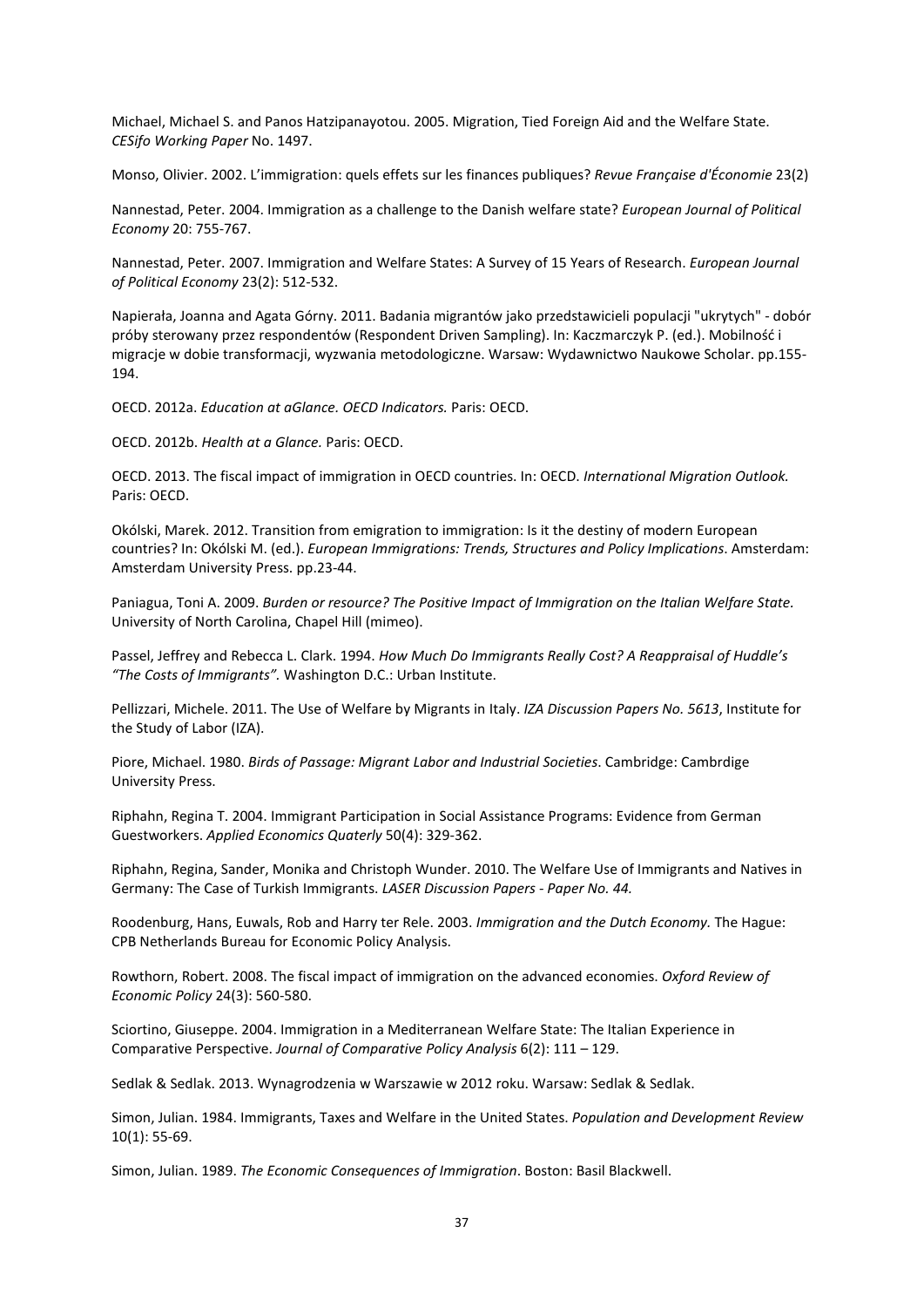Michael, Michael S. and Panos Hatzipanayotou. 2005. Migration, Tied Foreign Aid and the Welfare State. *CESifo Working Paper* No. 1497.

Monso, Olivier. 2002. L'immigration: quels effets sur les finances publiques? *Revue Française d'Économie* 23(2)

Nannestad, Peter. 2004. Immigration as a challenge to the Danish welfare state? *European Journal of Political Economy* 20: 755-767.

Nannestad, Peter. 2007. Immigration and Welfare States: A Survey of 15 Years of Research. *European Journal of Political Economy* 23(2): 512-532.

Napierała, Joanna and Agata Górny. 2011. Badania migrantów jako przedstawicieli populacji "ukrytych" - dobór próby sterowany przez respondentów (Respondent Driven Sampling). In: Kaczmarczyk P. (ed.). Mobilność i migracje w dobie transformacji, wyzwania metodologiczne. Warsaw: Wydawnictwo Naukowe Scholar. pp.155-194.

OECD. 2012a. *Education at aGlance. OECD Indicators.* Paris: OECD.

OECD. 2012b. *Health at a Glance.* Paris: OECD.

OECD. 2013. The fiscal impact of immigration in OECD countries. In: OECD. *International Migration Outlook.* Paris: OECD.

Okólski, Marek. 2012. Transition from emigration to immigration: Is it the destiny of modern European countries? In: Okólski M. (ed.). *European Immigrations: Trends, Structures and Policy Implications*. Amsterdam: Amsterdam University Press. pp.23-44.

Paniagua, Toni A. 2009. *Burden or resource? The Positive Impact of Immigration on the Italian Welfare State.* University of North Carolina, Chapel Hill (mimeo).

Passel, Jeffrey and Rebecca L. Clark. 1994. *How Much Do Immigrants Really Cost? A Reappraisal of Huddle's "The Costs of Immigrants".* Washington D.C.: Urban Institute.

Pellizzari, Michele. 2011. The Use of Welfare by Migrants in Italy. *IZA Discussion Papers No. 5613*, Institute for the Study of Labor (IZA).

Piore, Michael. 1980. *Birds of Passage: Migrant Labor and Industrial Societies*. Cambridge: Cambrdige University Press.

Riphahn, Regina T. 2004. Immigrant Participation in Social Assistance Programs: Evidence from German Guestworkers. *Applied Economics Quaterly* 50(4): 329-362.

Riphahn, Regina, Sander, Monika and Christoph Wunder. 2010. The Welfare Use of Immigrants and Natives in Germany: The Case of Turkish Immigrants. *LASER Discussion Papers - Paper No. 44.*

Roodenburg, Hans, Euwals, Rob and Harry ter Rele. 2003. *Immigration and the Dutch Economy.* The Hague: CPB Netherlands Bureau for Economic Policy Analysis.

Rowthorn, Robert. 2008. The fiscal impact of immigration on the advanced economies. *Oxford Review of Economic Policy* 24(3): 560-580.

Sciortino, Giuseppe. 2004. Immigration in a Mediterranean Welfare State: The Italian Experience in Comparative Perspective. *Journal of Comparative Policy Analysis* 6(2): 111 – 129.

Sedlak & Sedlak. 2013. Wynagrodzenia w Warszawie w 2012 roku. Warsaw: Sedlak & Sedlak.

Simon, Julian. 1984. Immigrants, Taxes and Welfare in the United States. *Population and Development Review* 10(1): 55-69.

Simon, Julian. 1989. *The Economic Consequences of Immigration*. Boston: Basil Blackwell.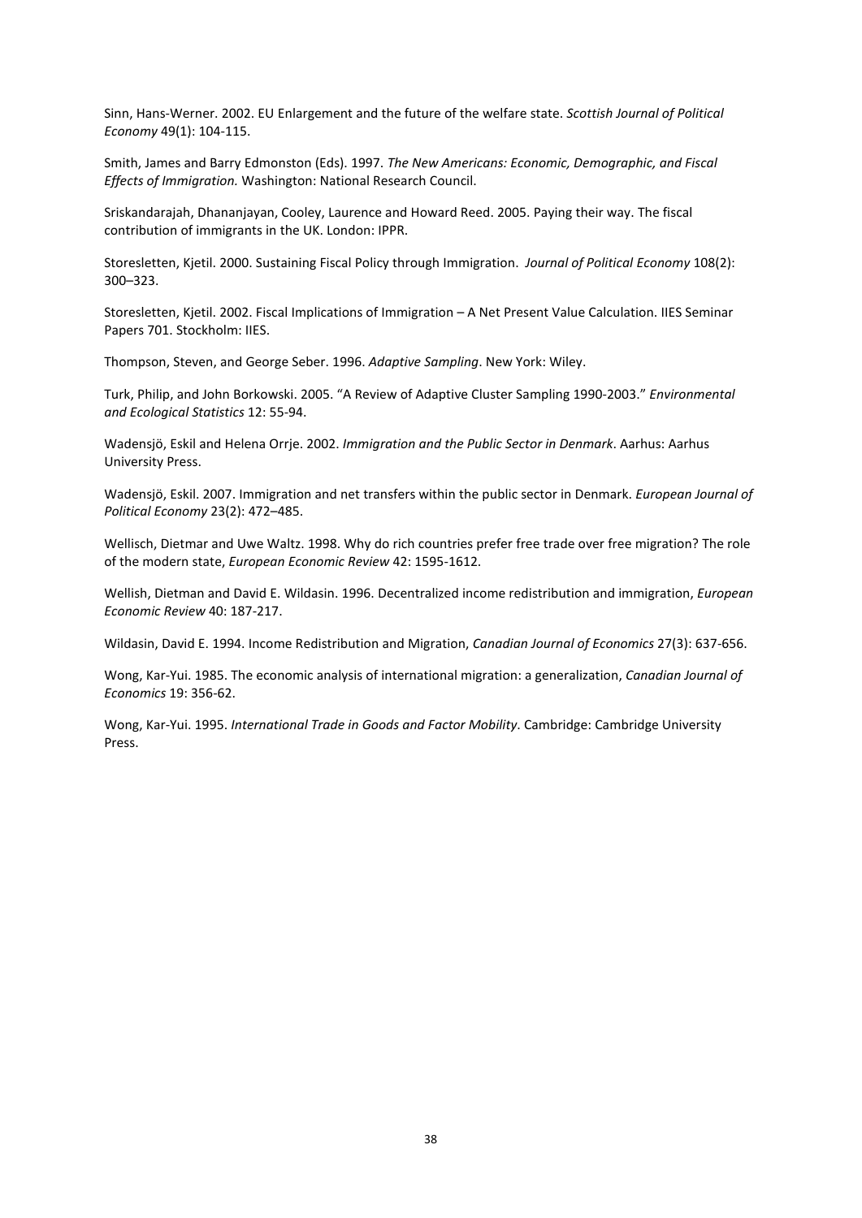Sinn, Hans-Werner. 2002. EU Enlargement and the future of the welfare state. *Scottish Journal of Political Economy* 49(1): 104-115.

Smith, James and Barry Edmonston (Eds). 1997. *The New Americans: Economic, Demographic, and Fiscal Effects of Immigration.* Washington: National Research Council.

Sriskandarajah, Dhananjayan, Cooley, Laurence and Howard Reed. 2005. Paying their way. The fiscal contribution of immigrants in the UK. London: IPPR.

Storesletten, Kjetil. 2000. Sustaining Fiscal Policy through Immigration. *Journal of Political Economy* 108(2): 300–323.

Storesletten, Kjetil. 2002. Fiscal Implications of Immigration – A Net Present Value Calculation. IIES Seminar Papers 701. Stockholm: IIES.

Thompson, Steven, and George Seber. 1996. *Adaptive Sampling*. New York: Wiley.

Turk, Philip, and John Borkowski. 2005. "A Review of Adaptive Cluster Sampling 1990-2003." *Environmental and Ecological Statistics* 12: 55-94.

Wadensjö, Eskil and Helena Orrje. 2002. *Immigration and the Public Sector in Denmark*. Aarhus: Aarhus University Press.

Wadensjö, Eskil. 2007. Immigration and net transfers within the public sector in Denmark. *European Journal of Political Economy* 23(2): 472–485.

Wellisch, Dietmar and Uwe Waltz. 1998. Why do rich countries prefer free trade over free migration? The role of the modern state, *European Economic Review* 42: 1595-1612.

Wellish, Dietman and David E. Wildasin. 1996. Decentralized income redistribution and immigration, *European Economic Review* 40: 187-217.

Wildasin, David E. 1994. Income Redistribution and Migration, *Canadian Journal of Economics* 27(3): 637-656.

Wong, Kar-Yui. 1985. The economic analysis of international migration: a generalization, *Canadian Journal of Economics* 19: 356-62.

Wong, Kar-Yui. 1995. *International Trade in Goods and Factor Mobility*. Cambridge: Cambridge University Press.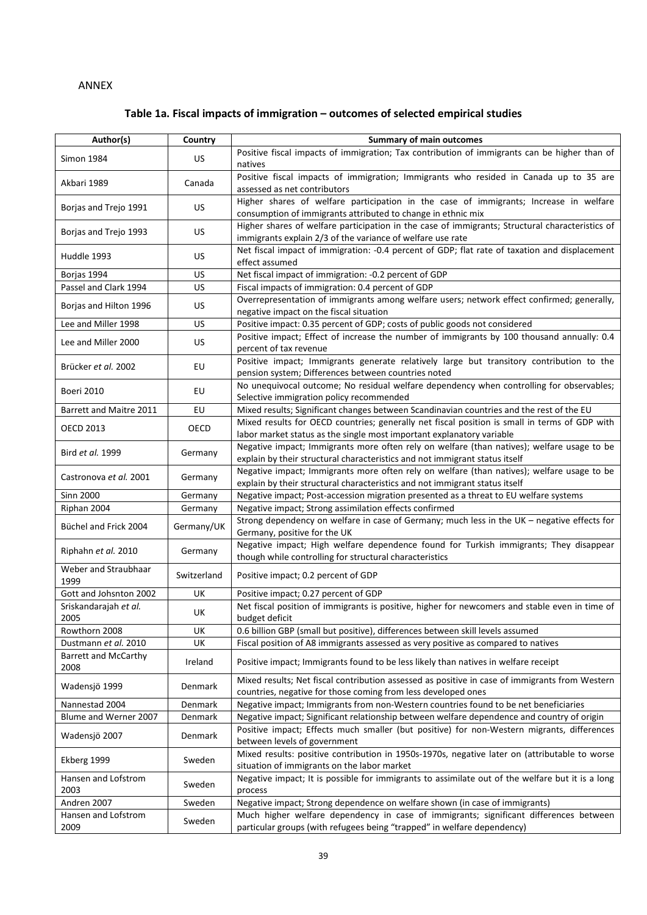ANNEX

### Table 1a. Fiscal impacts of immigration – outcomes of selected empirical studies

| Author(s) | Country | Summary of main outcomes |
|---|---|---|
| Simon 1984 | US | Positive fiscal impacts of immigration; Tax contribution of immigrants can be higher than of natives |
| Akbari 1989 | Canada | Positive fiscal impacts of immigration; Immigrants who resided in Canada up to 35 are assessed as net contributors |
| Borjas and Trejo 1991 | US | Higher shares of welfare participation in the case of immigrants; Increase in welfare consumption of immigrants attributed to change in ethnic mix |
| Borjas and Trejo 1993 | US | Higher shares of welfare participation in the case of immigrants; Structural characteristics of immigrants explain 2/3 of the variance of welfare use rate |
| Huddle 1993 | US | Net fiscal impact of immigration: -0.4 percent of GDP; flat rate of taxation and displacement effect assumed |
| Borjas 1994 | US | Net fiscal impact of immigration: -0.2 percent of GDP |
| Passel and Clark 1994 | US | Fiscal impacts of immigration: 0.4 percent of GDP |
| Borjas and Hilton 1996 | US | Overrepresentation of immigrants among welfare users; network effect confirmed; generally, negative impact on the fiscal situation |
| Lee and Miller 1998 | US | Positive impact: 0.35 percent of GDP; costs of public goods not considered |
| Lee and Miller 2000 | US | Positive impact; Effect of increase the number of immigrants by 100 thousand annually: 0.4 percent of tax revenue |
| Brücker *et al.* 2002 | EU | Positive impact; Immigrants generate relatively large but transitory contribution to the pension system; Differences between countries noted |
| Boeri 2010 | EU | No unequivocal outcome; No residual welfare dependency when controlling for observables; Selective immigration policy recommended |
| Barrett and Maitre 2011 | EU | Mixed results; Significant changes between Scandinavian countries and the rest of the EU |
| OECD 2013 | OECD | Mixed results for OECD countries; generally net fiscal position is small in terms of GDP with labor market status as the single most important explanatory variable |
| Bird *et al.* 1999 | Germany | Negative impact; Immigrants more often rely on welfare (than natives); welfare usage to be explain by their structural characteristics and not immigrant status itself |
| Castronova *et al.* 2001 | Germany | Negative impact; Immigrants more often rely on welfare (than natives); welfare usage to be explain by their structural characteristics and not immigrant status itself |
| Sinn 2000 | Germany | Negative impact; Post-accession migration presented as a threat to EU welfare systems |
| Riphan 2004 | Germany | Negative impact; Strong assimilation effects confirmed |
| Büchel and Frick 2004 | Germany/UK | Strong dependency on welfare in case of Germany; much less in the UK – negative effects for Germany, positive for the UK |
| Riphahn *et al.* 2010 | Germany | Negative impact; High welfare dependence found for Turkish immigrants; They disappear though while controlling for structural characteristics |
| Weber and Straubhaar 1999 | Switzerland | Positive impact; 0.2 percent of GDP |
| Gott and Johsnton 2002 | UK | Positive impact; 0.27 percent of GDP |
| Sriskandarajah *et al.* 2005 | UK | Net fiscal position of immigrants is positive, higher for newcomers and stable even in time of budget deficit |
| Rowthorn 2008 | UK | 0.6 billion GBP (small but positive), differences between skill levels assumed |
| Dustmann *et al.* 2010 | UK | Fiscal position of A8 immigrants assessed as very positive as compared to natives |
| Barrett and McCarthy 2008 | Ireland | Positive impact; Immigrants found to be less likely than natives in welfare receipt |
| Wadensjö 1999 | Denmark | Mixed results; Net fiscal contribution assessed as positive in case of immigrants from Western countries, negative for those coming from less developed ones |
| Nannestad 2004 | Denmark | Negative impact; Immigrants from non-Western countries found to be net beneficiaries |
| Blume and Werner 2007 | Denmark | Negative impact; Significant relationship between welfare dependence and country of origin |
| Wadensjö 2007 | Denmark | Positive impact; Effects much smaller (but positive) for non-Western migrants, differences between levels of government |
| Ekberg 1999 | Sweden | Mixed results: positive contribution in 1950s-1970s, negative later on (attributable to worse situation of immigrants on the labor market |
| Hansen and Lofstrom 2003 | Sweden | Negative impact; It is possible for immigrants to assimilate out of the welfare but it is a long process |
| Andren 2007 | Sweden | Negative impact; Strong dependence on welfare shown (in case of immigrants) |
| Hansen and Lofstrom 2009 | Sweden | Much higher welfare dependency in case of immigrants; significant differences between particular groups (with refugees being "trapped" in welfare dependency) |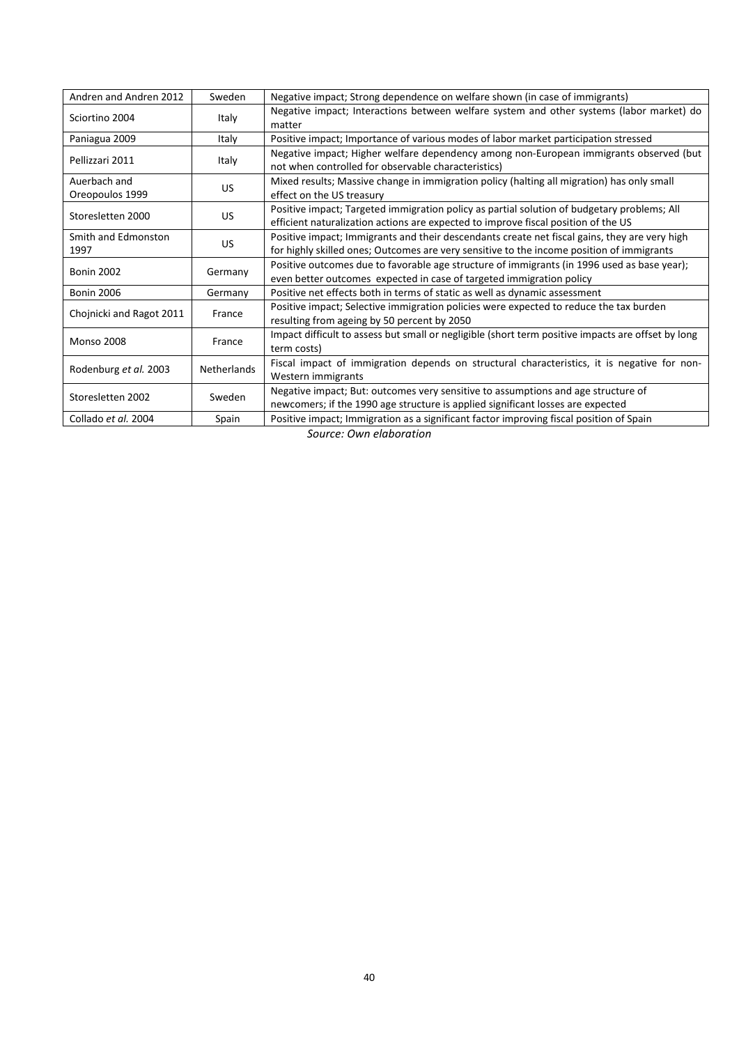| | | |
|---|---|---|
| Andren and Andren 2012 | Sweden | Negative impact; Strong dependence on welfare shown (in case of immigrants) |
| Sciortino 2004 | Italy | Negative impact; Interactions between welfare system and other systems (labor market) do matter |
| Paniagua 2009 | Italy | Positive impact; Importance of various modes of labor market participation stressed |
| Pellizzari 2011 | Italy | Negative impact; Higher welfare dependency among non-European immigrants observed (but not when controlled for observable characteristics) |
| Auerbach and Oreopoulos 1999 | US | Mixed results; Massive change in immigration policy (halting all migration) has only small effect on the US treasury |
| Storesletten 2000 | US | Positive impact; Targeted immigration policy as partial solution of budgetary problems; All efficient naturalization actions are expected to improve fiscal position of the US |
| Smith and Edmonston 1997 | US | Positive impact; Immigrants and their descendants create net fiscal gains, they are very high for highly skilled ones; Outcomes are very sensitive to the income position of immigrants |
| Bonin 2002 | Germany | Positive outcomes due to favorable age structure of immigrants (in 1996 used as base year); even better outcomes expected in case of targeted immigration policy |
| Bonin 2006 | Germany | Positive net effects both in terms of static as well as dynamic assessment |
| Chojnicki and Ragot 2011 | France | Positive impact; Selective immigration policies were expected to reduce the tax burden resulting from ageing by 50 percent by 2050 |
| Monso 2008 | France | Impact difficult to assess but small or negligible (short term positive impacts are offset by long term costs) |
| Rodenburg *et al.* 2003 | Netherlands | Fiscal impact of immigration depends on structural characteristics, it is negative for non-Western immigrants |
| Storesletten 2002 | Sweden | Negative impact; But: outcomes very sensitive to assumptions and age structure of newcomers; if the 1990 age structure is applied significant losses are expected |
| Collado *et al.* 2004 | Spain | Positive impact; Immigration as a significant factor improving fiscal position of Spain |

*Source: Own elaboration*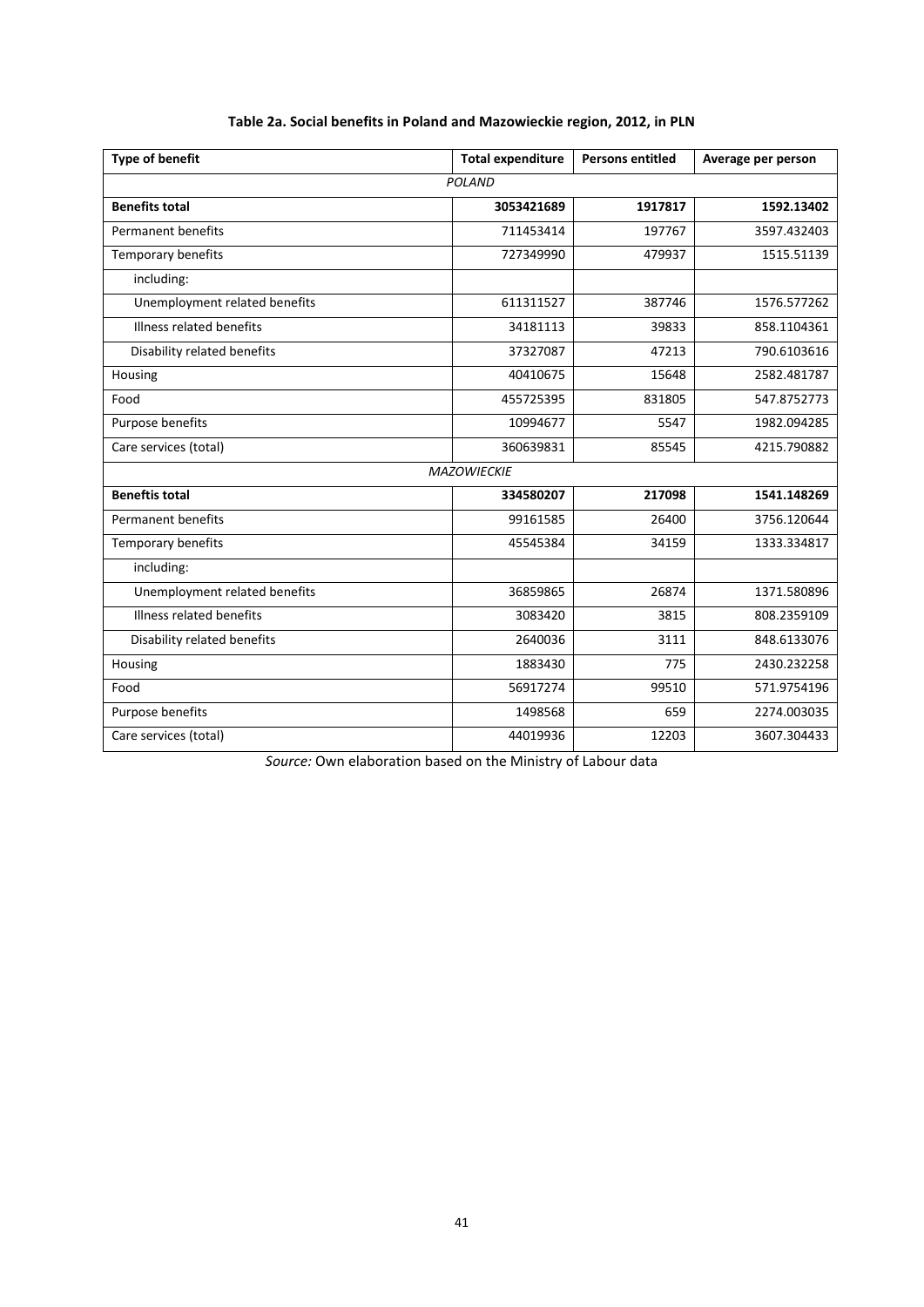**Table 2a. Social benefits in Poland and Mazowieckie region, 2012, in PLN**

| Type of benefit | Total expenditure | Persons entitled | Average per person |
|---|---|---|---|
| *POLAND* | | | |
| **Benefits total** | **3053421689** | **1917817** | **1592.13402** |
| Permanent benefits | 711453414 | 197767 | 3597.432403 |
| Temporary benefits | 727349990 | 479937 | 1515.51139 |
| including: | | | |
| Unemployment related benefits | 611311527 | 387746 | 1576.577262 |
| Illness related benefits | 34181113 | 39833 | 858.1104361 |
| Disability related benefits | 37327087 | 47213 | 790.6103616 |
| Housing | 40410675 | 15648 | 2582.481787 |
| Food | 455725395 | 831805 | 547.8752773 |
| Purpose benefits | 10994677 | 5547 | 1982.094285 |
| Care services (total) | 360639831 | 85545 | 4215.790882 |
| *MAZOWIECKIE* | | | |
| **Beneftis total** | **334580207** | **217098** | **1541.148269** |
| Permanent benefits | 99161585 | 26400 | 3756.120644 |
| Temporary benefits | 45545384 | 34159 | 1333.334817 |
| including: | | | |
| Unemployment related benefits | 36859865 | 26874 | 1371.580896 |
| Illness related benefits | 3083420 | 3815 | 808.2359109 |
| Disability related benefits | 2640036 | 3111 | 848.6133076 |
| Housing | 1883430 | 775 | 2430.232258 |
| Food | 56917274 | 99510 | 571.9754196 |
| Purpose benefits | 1498568 | 659 | 2274.003035 |
| Care services (total) | 44019936 | 12203 | 3607.304433 |

*Source:* Own elaboration based on the Ministry of Labour data